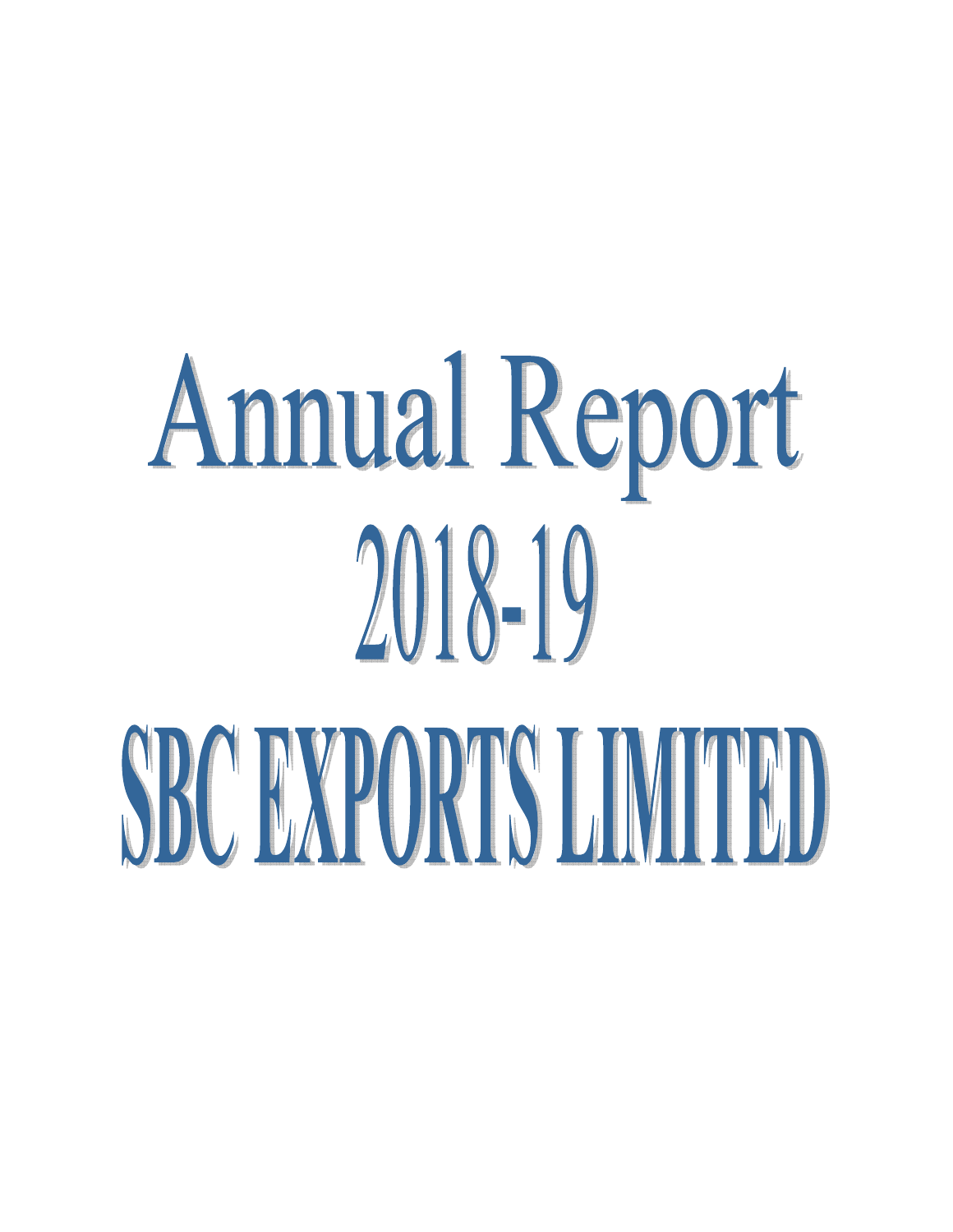# Annual Report

# 2018-19

# SBC EXPORTS LIMITED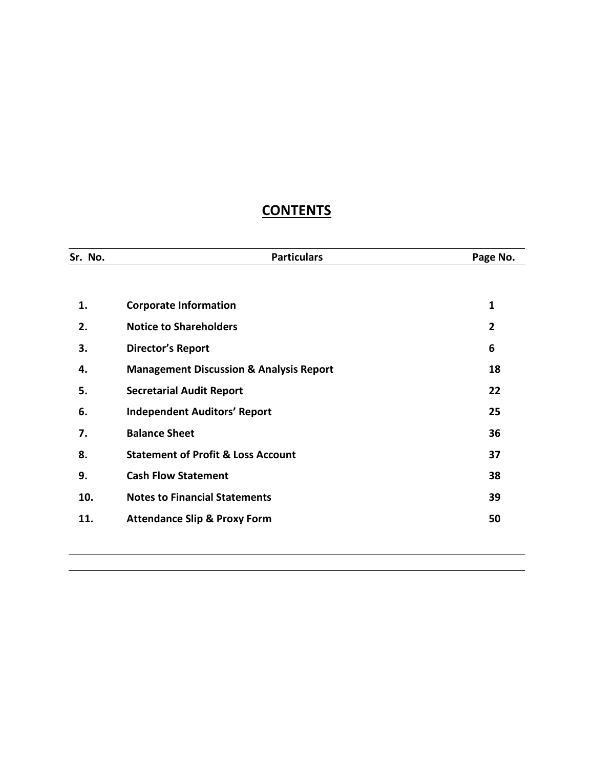# CONTENTS

| Sr. No. | Particulars | Page No. |
|---|---|---|
| 1. | **Corporate Information** | 1 |
| 2. | **Notice to Shareholders** | 2 |
| 3. | **Director's Report** | 6 |
| 4. | **Management Discussion & Analysis Report** | 18 |
| 5. | **Secretarial Audit Report** | 22 |
| 6. | **Independent Auditors' Report** | 25 |
| 7. | **Balance Sheet** | 36 |
| 8. | **Statement of Profit & Loss Account** | 37 |
| 9. | **Cash Flow Statement** | 38 |
| 10. | **Notes to Financial Statements** | 39 |
| 11. | **Attendance Slip & Proxy Form** | 50 |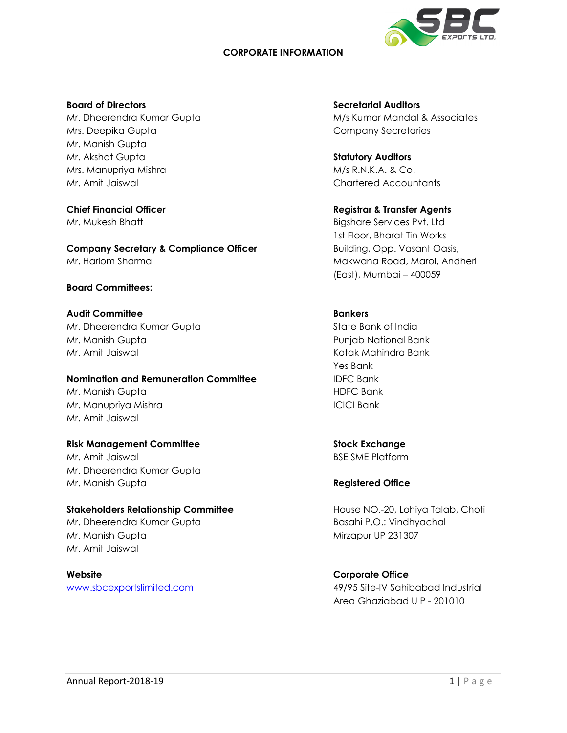# CORPORATE INFORMATION

**Board of Directors**
Mr. Dheerendra Kumar Gupta
Mrs. Deepika Gupta
Mr. Manish Gupta
Mr. Akshat Gupta
Mrs. Manupriya Mishra
Mr. Amit Jaiswal

**Chief Financial Officer**
Mr. Mukesh Bhatt

**Company Secretary & Compliance Officer**
Mr. Hariom Sharma

**Board Committees:**

**Audit Committee**
Mr. Dheerendra Kumar Gupta
Mr. Manish Gupta
Mr. Amit Jaiswal

**Nomination and Remuneration Committee**
Mr. Manish Gupta
Mr. Manupriya Mishra
Mr. Amit Jaiswal

**Risk Management Committee**
Mr. Amit Jaiswal
Mr. Dheerendra Kumar Gupta
Mr. Manish Gupta

**Stakeholders Relationship Committee**
Mr. Dheerendra Kumar Gupta
Mr. Manish Gupta
Mr. Amit Jaiswal

**Website**
www.sbcexportslimited.com

**Secretarial Auditors**
M/s Kumar Mandal & Associates
Company Secretaries

**Statutory Auditors**
M/s R.N.K.A. & Co.
Chartered Accountants

**Registrar & Transfer Agents**
Bigshare Services Pvt. Ltd
1st Floor, Bharat Tin Works
Building, Opp. Vasant Oasis,
Makwana Road, Marol, Andheri
(East), Mumbai – 400059

**Bankers**
State Bank of India
Punjab National Bank
Kotak Mahindra Bank
Yes Bank
IDFC Bank
HDFC Bank
ICICI Bank

**Stock Exchange**
BSE SME Platform

**Registered Office**

House NO.-20, Lohiya Talab, Choti
Basahi P.O.: Vindhyachal
Mirzapur UP 231307

**Corporate Office**
49/95 Site-IV Sahibabad Industrial
Area Ghaziabad U P - 201010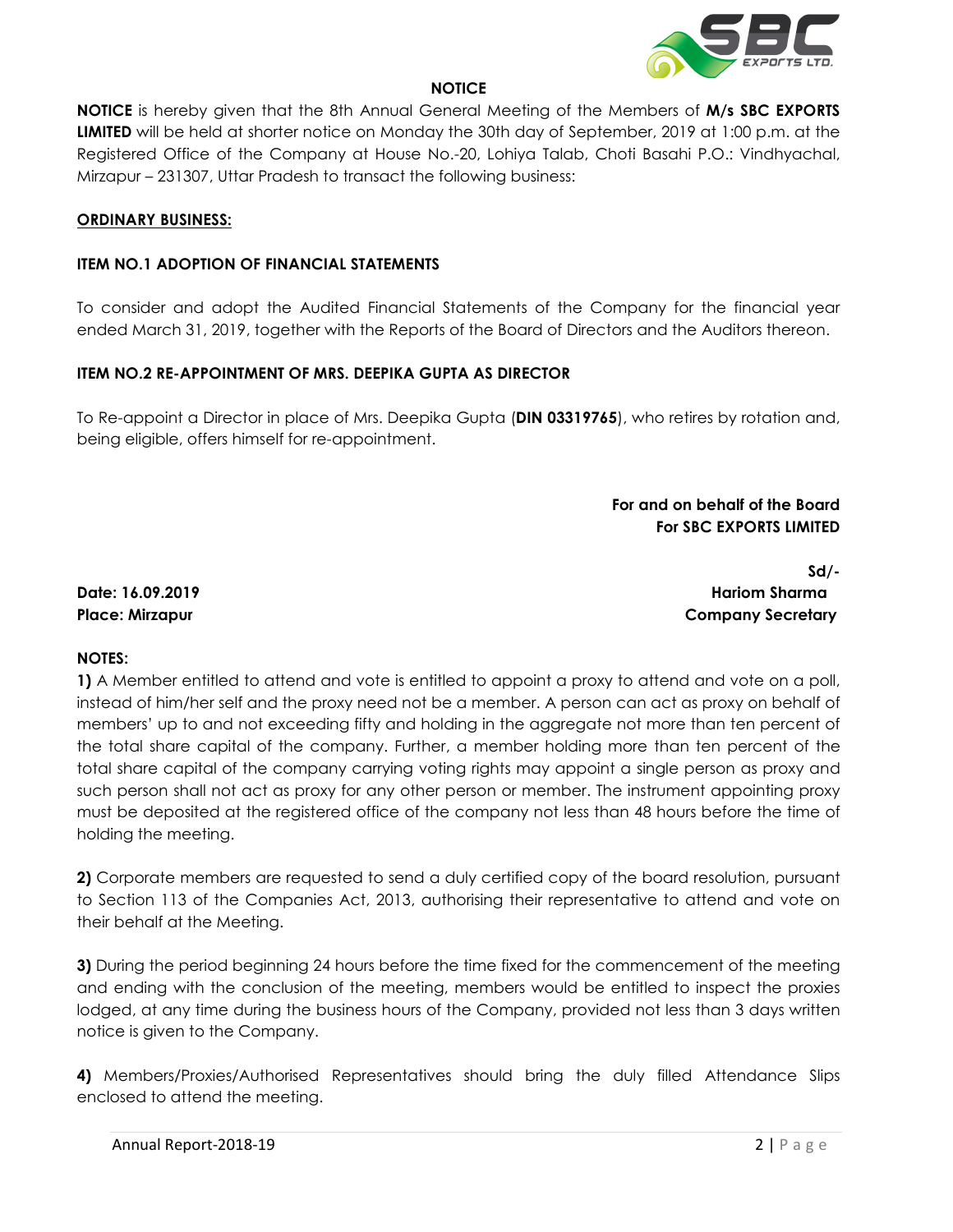# NOTICE

**NOTICE** is hereby given that the 8th Annual General Meeting of the Members of **M/s SBC EXPORTS LIMITED** will be held at shorter notice on Monday the 30th day of September, 2019 at 1:00 p.m. at the Registered Office of the Company at House No.-20, Lohiya Talab, Choti Basahi P.O.: Vindhyachal, Mirzapur – 231307, Uttar Pradesh to transact the following business:

## ORDINARY BUSINESS:

### ITEM NO.1 ADOPTION OF FINANCIAL STATEMENTS

To consider and adopt the Audited Financial Statements of the Company for the financial year ended March 31, 2019, together with the Reports of the Board of Directors and the Auditors thereon.

### ITEM NO.2 RE-APPOINTMENT OF MRS. DEEPIKA GUPTA AS DIRECTOR

To Re-appoint a Director in place of Mrs. Deepika Gupta (**DIN 03319765**), who retires by rotation and, being eligible, offers himself for re-appointment.

**For and on behalf of the Board**
**For SBC EXPORTS LIMITED**

**Sd/-**
**Hariom Sharma**
**Company Secretary**

**Date: 16.09.2019**
**Place: Mirzapur**

**NOTES:**

**1)** A Member entitled to attend and vote is entitled to appoint a proxy to attend and vote on a poll, instead of him/her self and the proxy need not be a member. A person can act as proxy on behalf of members' up to and not exceeding fifty and holding in the aggregate not more than ten percent of the total share capital of the company. Further, a member holding more than ten percent of the total share capital of the company carrying voting rights may appoint a single person as proxy and such person shall not act as proxy for any other person or member. The instrument appointing proxy must be deposited at the registered office of the company not less than 48 hours before the time of holding the meeting.

**2)** Corporate members are requested to send a duly certified copy of the board resolution, pursuant to Section 113 of the Companies Act, 2013, authorising their representative to attend and vote on their behalf at the Meeting.

**3)** During the period beginning 24 hours before the time fixed for the commencement of the meeting and ending with the conclusion of the meeting, members would be entitled to inspect the proxies lodged, at any time during the business hours of the Company, provided not less than 3 days written notice is given to the Company.

**4)** Members/Proxies/Authorised Representatives should bring the duly filled Attendance Slips enclosed to attend the meeting.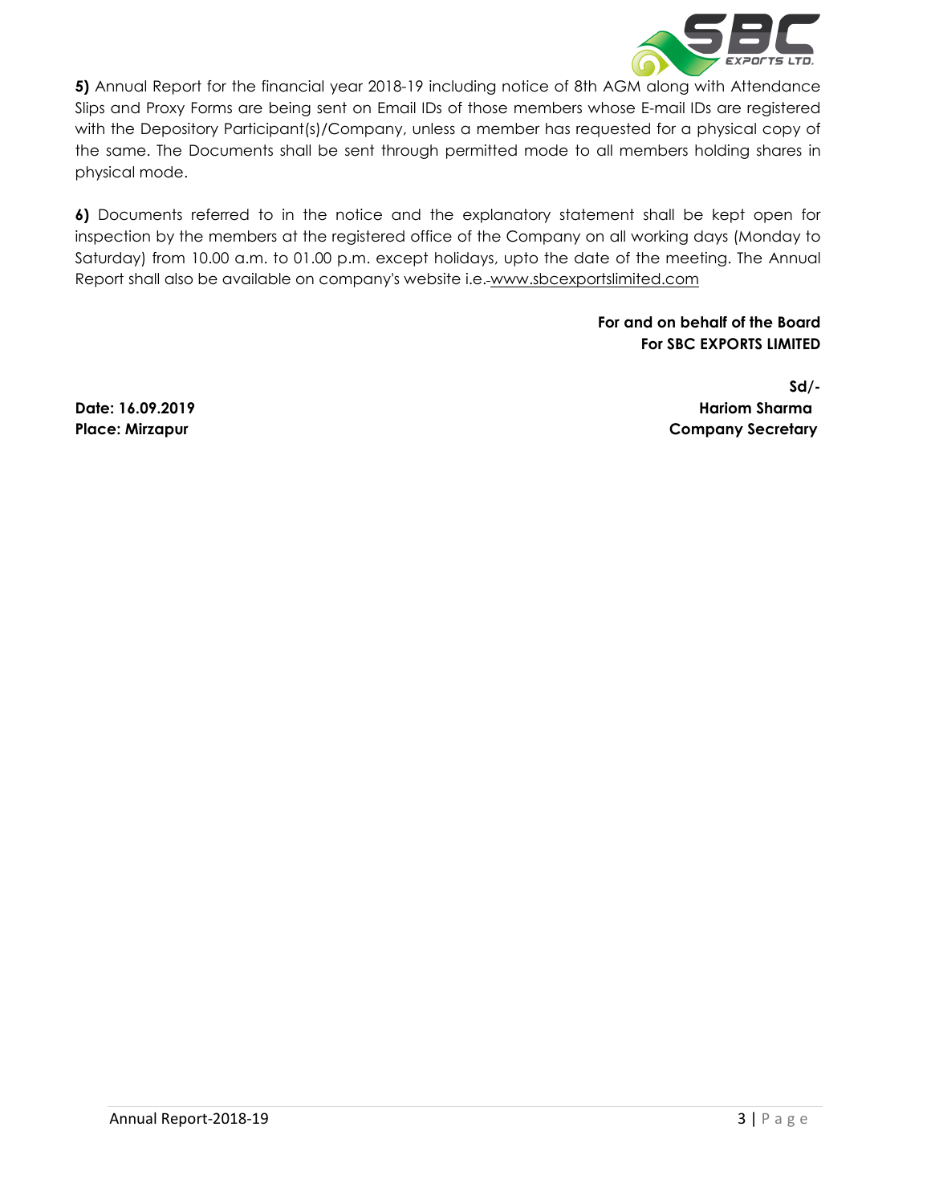**5)** Annual Report for the financial year 2018-19 including notice of 8th AGM along with Attendance Slips and Proxy Forms are being sent on Email IDs of those members whose E-mail IDs are registered with the Depository Participant(s)/Company, unless a member has requested for a physical copy of the same. The Documents shall be sent through permitted mode to all members holding shares in physical mode.

**6)** Documents referred to in the notice and the explanatory statement shall be kept open for inspection by the members at the registered office of the Company on all working days (Monday to Saturday) from 10.00 a.m. to 01.00 p.m. except holidays, upto the date of the meeting. The Annual Report shall also be available on company's website i.e. www.sbcexportslimited.com

**For and on behalf of the Board**
**For SBC EXPORTS LIMITED**

**Sd/-**
**Hariom Sharma**
**Company Secretary**

**Date: 16.09.2019**
**Place: Mirzapur**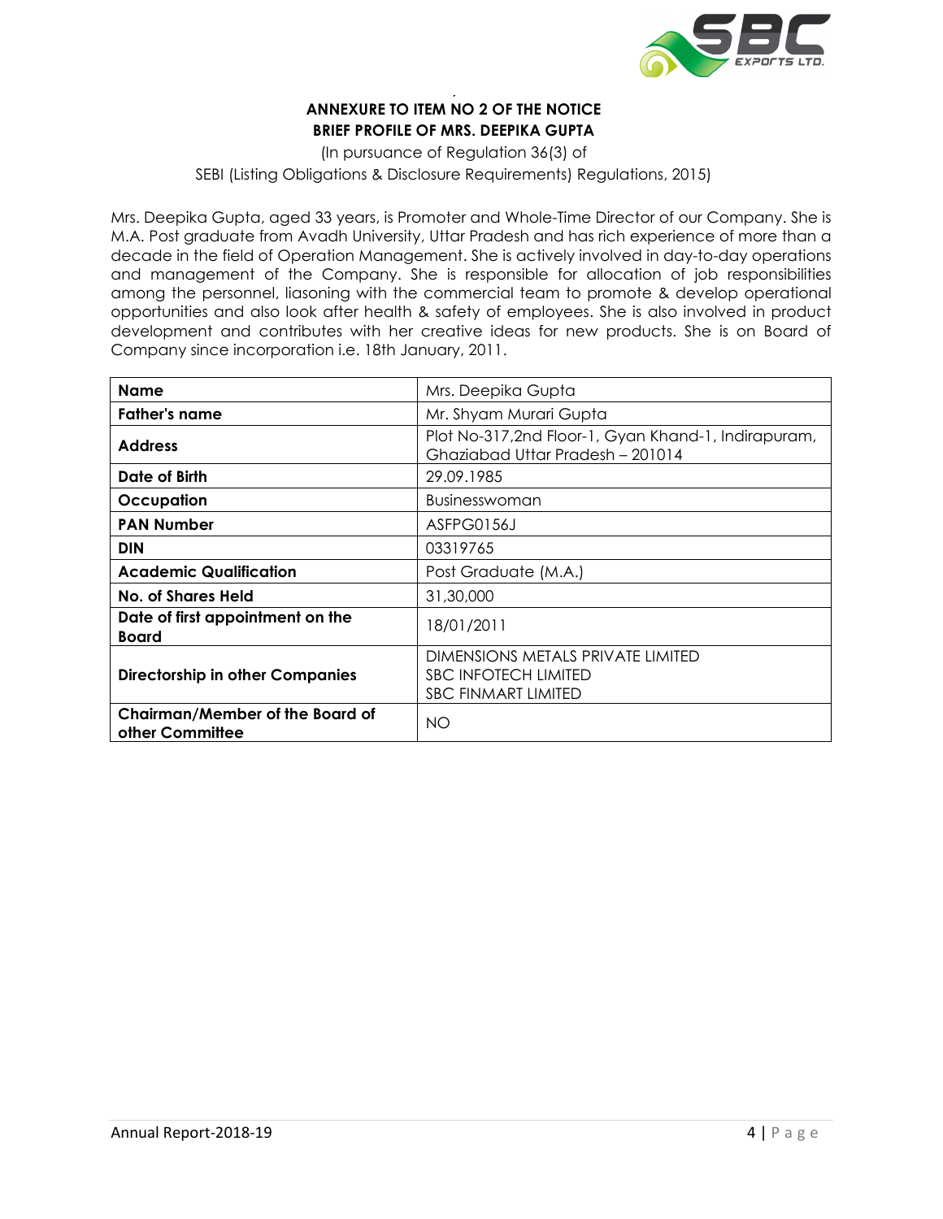**ANNEXURE TO ITEM NO 2 OF THE NOTICE**
**BRIEF PROFILE OF MRS. DEEPIKA GUPTA**

(In pursuance of Regulation 36(3) of
SEBI (Listing Obligations & Disclosure Requirements) Regulations, 2015)

Mrs. Deepika Gupta, aged 33 years, is Promoter and Whole-Time Director of our Company. She is M.A. Post graduate from Avadh University, Uttar Pradesh and has rich experience of more than a decade in the field of Operation Management. She is actively involved in day-to-day operations and management of the Company. She is responsible for allocation of job responsibilities among the personnel, liasoning with the commercial team to promote & develop operational opportunities and also look after health & safety of employees. She is also involved in product development and contributes with her creative ideas for new products. She is on Board of Company since incorporation i.e. 18th January, 2011.

| | |
|---|---|
| **Name** | Mrs. Deepika Gupta |
| **Father's name** | Mr. Shyam Murari Gupta |
| **Address** | Plot No-317,2nd Floor-1, Gyan Khand-1, Indirapuram, Ghaziabad Uttar Pradesh – 201014 |
| **Date of Birth** | 29.09.1985 |
| **Occupation** | Businesswoman |
| **PAN Number** | ASFPG0156J |
| **DIN** | 03319765 |
| **Academic Qualification** | Post Graduate (M.A.) |
| **No. of Shares Held** | 31,30,000 |
| **Date of first appointment on the Board** | 18/01/2011 |
| **Directorship in other Companies** | DIMENSIONS METALS PRIVATE LIMITED<br>SBC INFOTECH LIMITED<br>SBC FINMART LIMITED |
| **Chairman/Member of the Board of other Committee** | NO |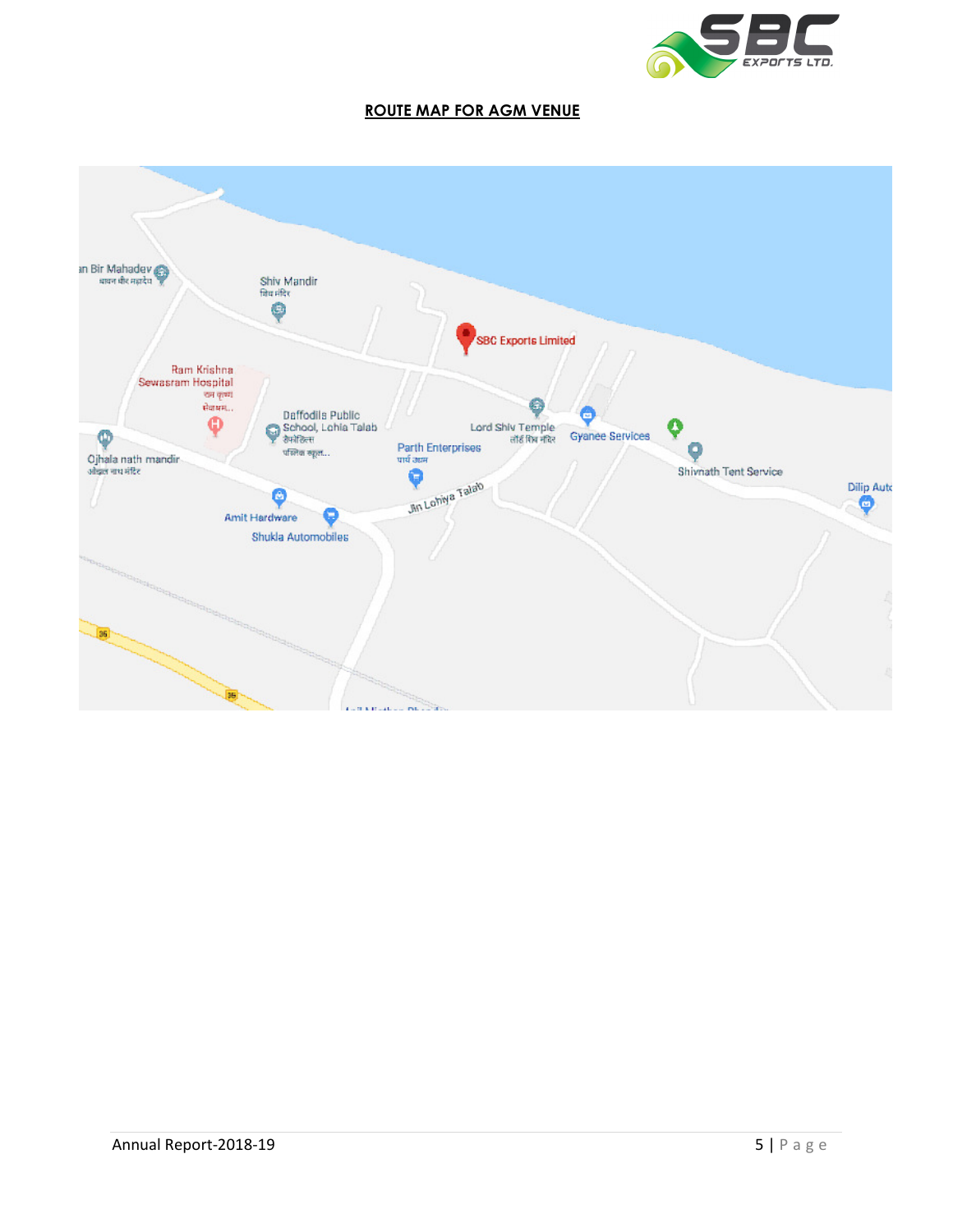## ROUTE MAP FOR AGM VENUE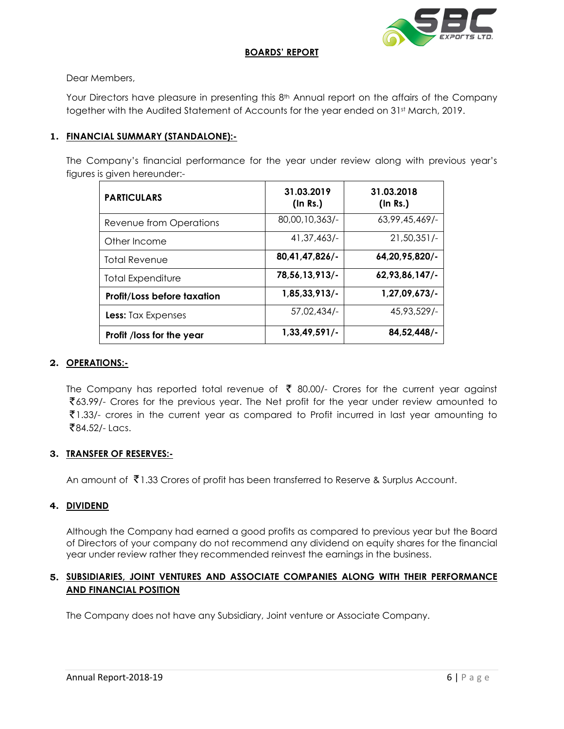## BOARDS' REPORT

Dear Members,

Your Directors have pleasure in presenting this 8th Annual report on the affairs of the Company together with the Audited Statement of Accounts for the year ended on 31st March, 2019.

### 1. FINANCIAL SUMMARY (STANDALONE):-

The Company's financial performance for the year under review along with previous year's figures is given hereunder:-

| PARTICULARS | 31.03.2019 (In Rs.) | 31.03.2018 (In Rs.) |
|---|---|---|
| Revenue from Operations | 80,00,10,363/- | 63,99,45,469/- |
| Other Income | 41,37,463/- | 21,50,351/- |
| Total Revenue | **80,41,47,826/-** | **64,20,95,820/-** |
| Total Expenditure | **78,56,13,913/-** | **62,93,86,147/-** |
| **Profit/Loss before taxation** | **1,85,33,913/-** | **1,27,09,673/-** |
| **Less:** Tax Expenses | 57,02,434/- | 45,93,529/- |
| **Profit /loss for the year** | **1,33,49,591/-** | **84,52,448/-** |

### 2. OPERATIONS:-

The Company has reported total revenue of ₹ 80.00/- Crores for the current year against ₹63.99/- Crores for the previous year. The Net profit for the year under review amounted to ₹1.33/- crores in the current year as compared to Profit incurred in last year amounting to ₹84.52/- Lacs.

### 3. TRANSFER OF RESERVES:-

An amount of ₹1.33 Crores of profit has been transferred to Reserve & Surplus Account.

### 4. DIVIDEND

Although the Company had earned a good profits as compared to previous year but the Board of Directors of your company do not recommend any dividend on equity shares for the financial year under review rather they recommended reinvest the earnings in the business.

### 5. SUBSIDIARIES, JOINT VENTURES AND ASSOCIATE COMPANIES ALONG WITH THEIR PERFORMANCE AND FINANCIAL POSITION

The Company does not have any Subsidiary, Joint venture or Associate Company.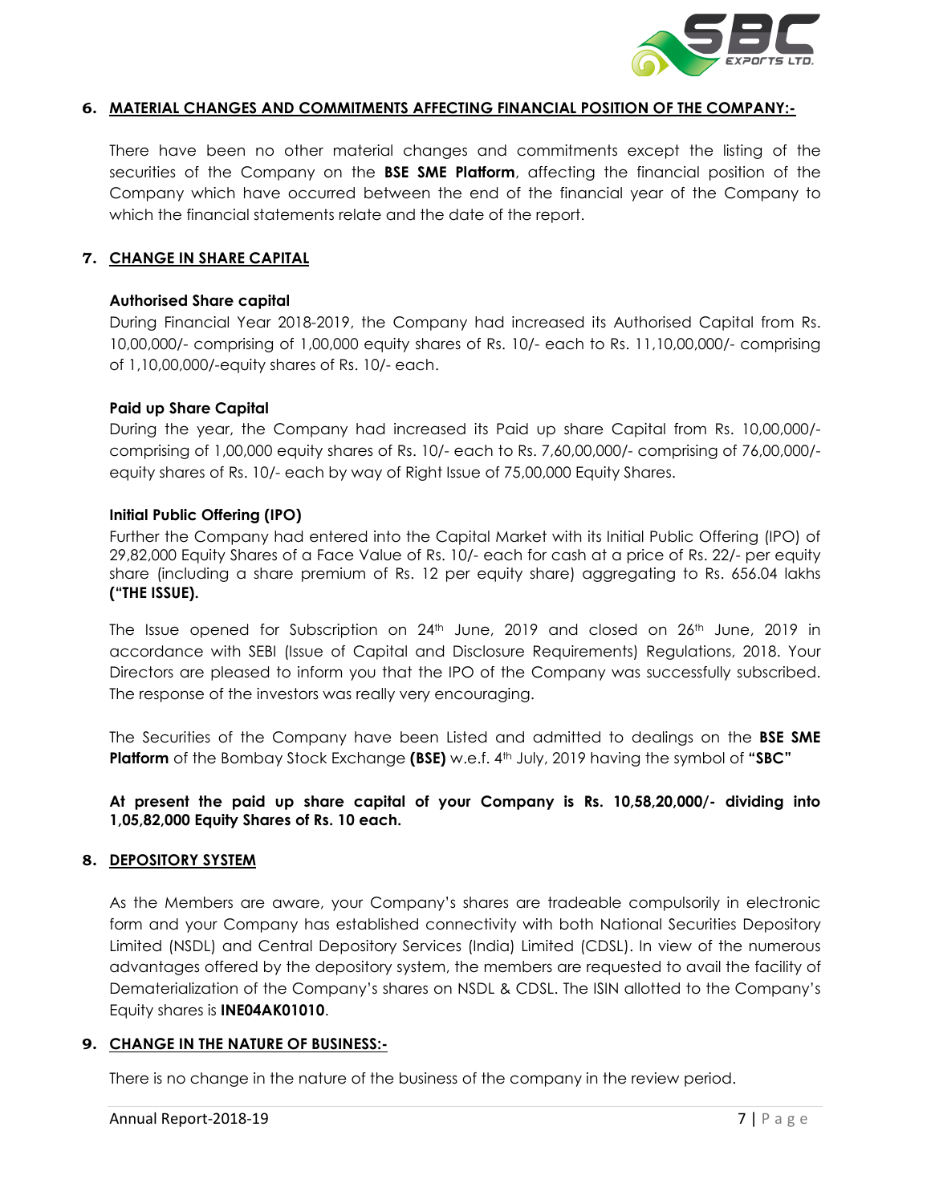## 6. MATERIAL CHANGES AND COMMITMENTS AFFECTING FINANCIAL POSITION OF THE COMPANY:-

There have been no other material changes and commitments except the listing of the securities of the Company on the **BSE SME Platform**, affecting the financial position of the Company which have occurred between the end of the financial year of the Company to which the financial statements relate and the date of the report.

## 7. CHANGE IN SHARE CAPITAL

**Authorised Share capital**

During Financial Year 2018-2019, the Company had increased its Authorised Capital from Rs. 10,00,000/- comprising of 1,00,000 equity shares of Rs. 10/- each to Rs. 11,10,00,000/- comprising of 1,10,00,000/-equity shares of Rs. 10/- each.

**Paid up Share Capital**

During the year, the Company had increased its Paid up share Capital from Rs. 10,00,000/- comprising of 1,00,000 equity shares of Rs. 10/- each to Rs. 7,60,00,000/- comprising of 76,00,000/- equity shares of Rs. 10/- each by way of Right Issue of 75,00,000 Equity Shares.

**Initial Public Offering (IPO)**

Further the Company had entered into the Capital Market with its Initial Public Offering (IPO) of 29,82,000 Equity Shares of a Face Value of Rs. 10/- each for cash at a price of Rs. 22/- per equity share (including a share premium of Rs. 12 per equity share) aggregating to Rs. 656.04 lakhs **("THE ISSUE).**

The Issue opened for Subscription on 24th June, 2019 and closed on 26th June, 2019 in accordance with SEBI (Issue of Capital and Disclosure Requirements) Regulations, 2018. Your Directors are pleased to inform you that the IPO of the Company was successfully subscribed. The response of the investors was really very encouraging.

The Securities of the Company have been Listed and admitted to dealings on the **BSE SME Platform** of the Bombay Stock Exchange **(BSE)** w.e.f. 4th July, 2019 having the symbol of **"SBC"**

**At present the paid up share capital of your Company is Rs. 10,58,20,000/- dividing into 1,05,82,000 Equity Shares of Rs. 10 each.**

## 8. DEPOSITORY SYSTEM

As the Members are aware, your Company's shares are tradeable compulsorily in electronic form and your Company has established connectivity with both National Securities Depository Limited (NSDL) and Central Depository Services (India) Limited (CDSL). In view of the numerous advantages offered by the depository system, the members are requested to avail the facility of Dematerialization of the Company's shares on NSDL & CDSL. The ISIN allotted to the Company's Equity shares is **INE04AK01010**.

## 9. CHANGE IN THE NATURE OF BUSINESS:-

There is no change in the nature of the business of the company in the review period.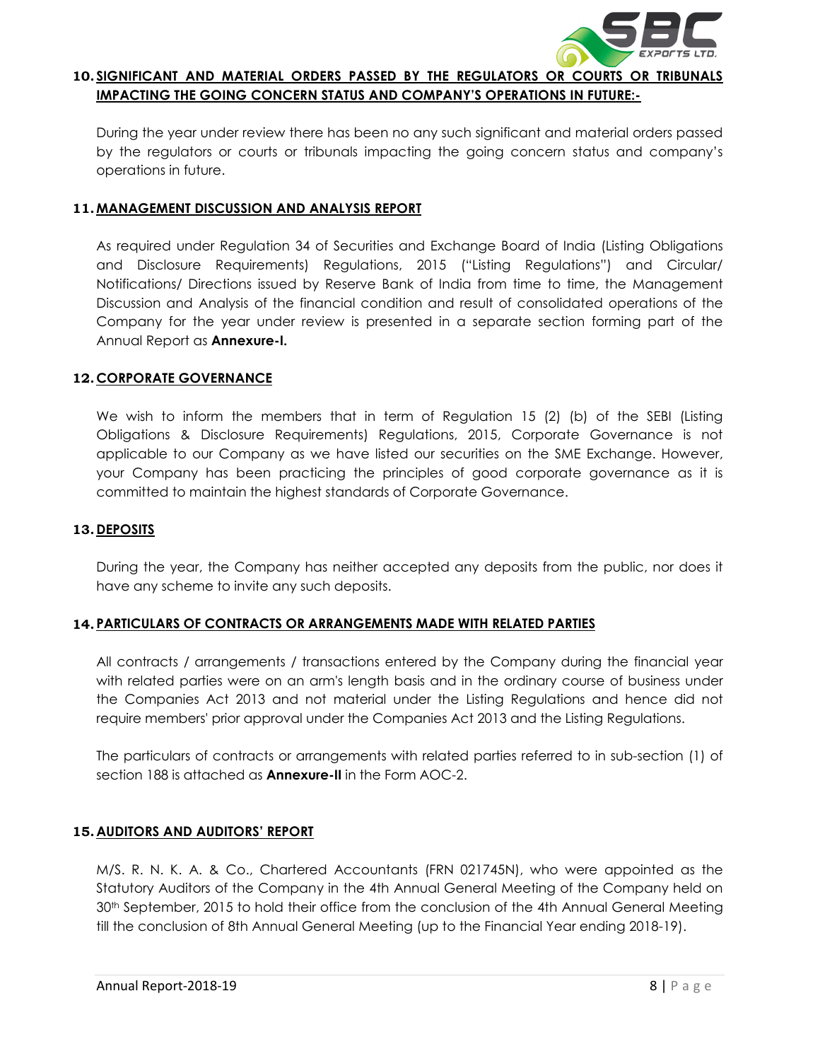## 10. SIGNIFICANT AND MATERIAL ORDERS PASSED BY THE REGULATORS OR COURTS OR TRIBUNALS IMPACTING THE GOING CONCERN STATUS AND COMPANY'S OPERATIONS IN FUTURE:-

During the year under review there has been no any such significant and material orders passed by the regulators or courts or tribunals impacting the going concern status and company's operations in future.

## 11. MANAGEMENT DISCUSSION AND ANALYSIS REPORT

As required under Regulation 34 of Securities and Exchange Board of India (Listing Obligations and Disclosure Requirements) Regulations, 2015 ("Listing Regulations") and Circular/ Notifications/ Directions issued by Reserve Bank of India from time to time, the Management Discussion and Analysis of the financial condition and result of consolidated operations of the Company for the year under review is presented in a separate section forming part of the Annual Report as **Annexure-I.**

## 12. CORPORATE GOVERNANCE

We wish to inform the members that in term of Regulation 15 (2) (b) of the SEBI (Listing Obligations & Disclosure Requirements) Regulations, 2015, Corporate Governance is not applicable to our Company as we have listed our securities on the SME Exchange. However, your Company has been practicing the principles of good corporate governance as it is committed to maintain the highest standards of Corporate Governance.

## 13. DEPOSITS

During the year, the Company has neither accepted any deposits from the public, nor does it have any scheme to invite any such deposits.

## 14. PARTICULARS OF CONTRACTS OR ARRANGEMENTS MADE WITH RELATED PARTIES

All contracts / arrangements / transactions entered by the Company during the financial year with related parties were on an arm's length basis and in the ordinary course of business under the Companies Act 2013 and not material under the Listing Regulations and hence did not require members' prior approval under the Companies Act 2013 and the Listing Regulations.

The particulars of contracts or arrangements with related parties referred to in sub-section (1) of section 188 is attached as **Annexure-II** in the Form AOC-2.

## 15. AUDITORS AND AUDITORS' REPORT

M/S. R. N. K. A. & Co., Chartered Accountants (FRN 021745N), who were appointed as the Statutory Auditors of the Company in the 4th Annual General Meeting of the Company held on 30th September, 2015 to hold their office from the conclusion of the 4th Annual General Meeting till the conclusion of 8th Annual General Meeting (up to the Financial Year ending 2018-19).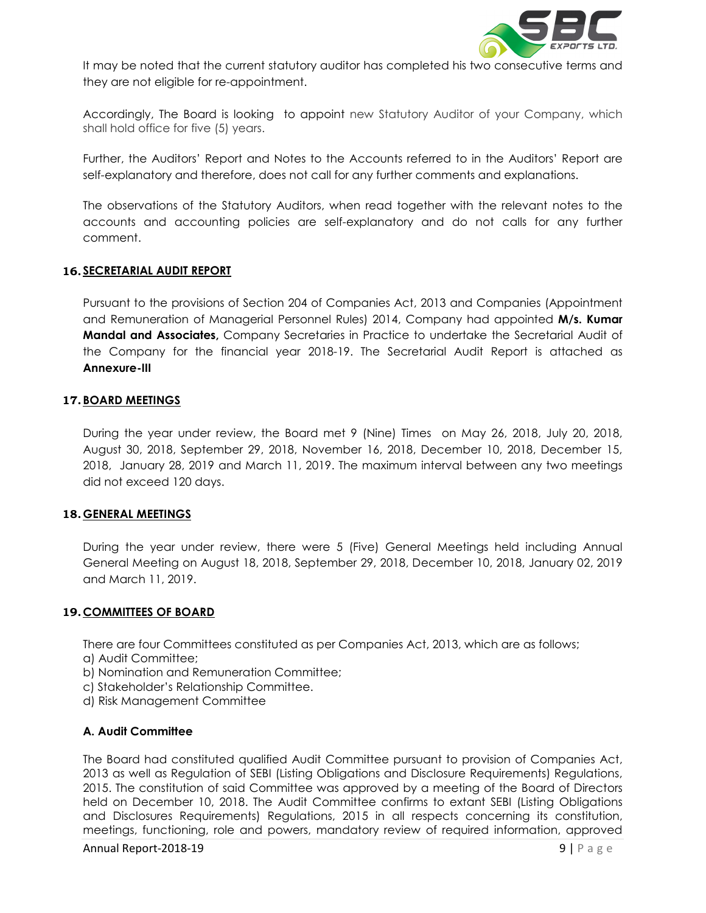It may be noted that the current statutory auditor has completed his two consecutive terms and they are not eligible for re-appointment.

Accordingly, The Board is looking to appoint new Statutory Auditor of your Company, which shall hold office for five (5) years.

Further, the Auditors' Report and Notes to the Accounts referred to in the Auditors' Report are self-explanatory and therefore, does not call for any further comments and explanations.

The observations of the Statutory Auditors, when read together with the relevant notes to the accounts and accounting policies are self-explanatory and do not calls for any further comment.

## 16. SECRETARIAL AUDIT REPORT

Pursuant to the provisions of Section 204 of Companies Act, 2013 and Companies (Appointment and Remuneration of Managerial Personnel Rules) 2014, Company had appointed **M/s. Kumar Mandal and Associates,** Company Secretaries in Practice to undertake the Secretarial Audit of the Company for the financial year 2018-19. The Secretarial Audit Report is attached as **Annexure-III**

## 17. BOARD MEETINGS

During the year under review, the Board met 9 (Nine) Times on May 26, 2018, July 20, 2018, August 30, 2018, September 29, 2018, November 16, 2018, December 10, 2018, December 15, 2018, January 28, 2019 and March 11, 2019. The maximum interval between any two meetings did not exceed 120 days.

## 18. GENERAL MEETINGS

During the year under review, there were 5 (Five) General Meetings held including Annual General Meeting on August 18, 2018, September 29, 2018, December 10, 2018, January 02, 2019 and March 11, 2019.

## 19. COMMITTEES OF BOARD

There are four Committees constituted as per Companies Act, 2013, which are as follows;

a) Audit Committee;
b) Nomination and Remuneration Committee;
c) Stakeholder's Relationship Committee.
d) Risk Management Committee

### A. Audit Committee

The Board had constituted qualified Audit Committee pursuant to provision of Companies Act, 2013 as well as Regulation of SEBI (Listing Obligations and Disclosure Requirements) Regulations, 2015. The constitution of said Committee was approved by a meeting of the Board of Directors held on December 10, 2018. The Audit Committee confirms to extant SEBI (Listing Obligations and Disclosures Requirements) Regulations, 2015 in all respects concerning its constitution, meetings, functioning, role and powers, mandatory review of required information, approved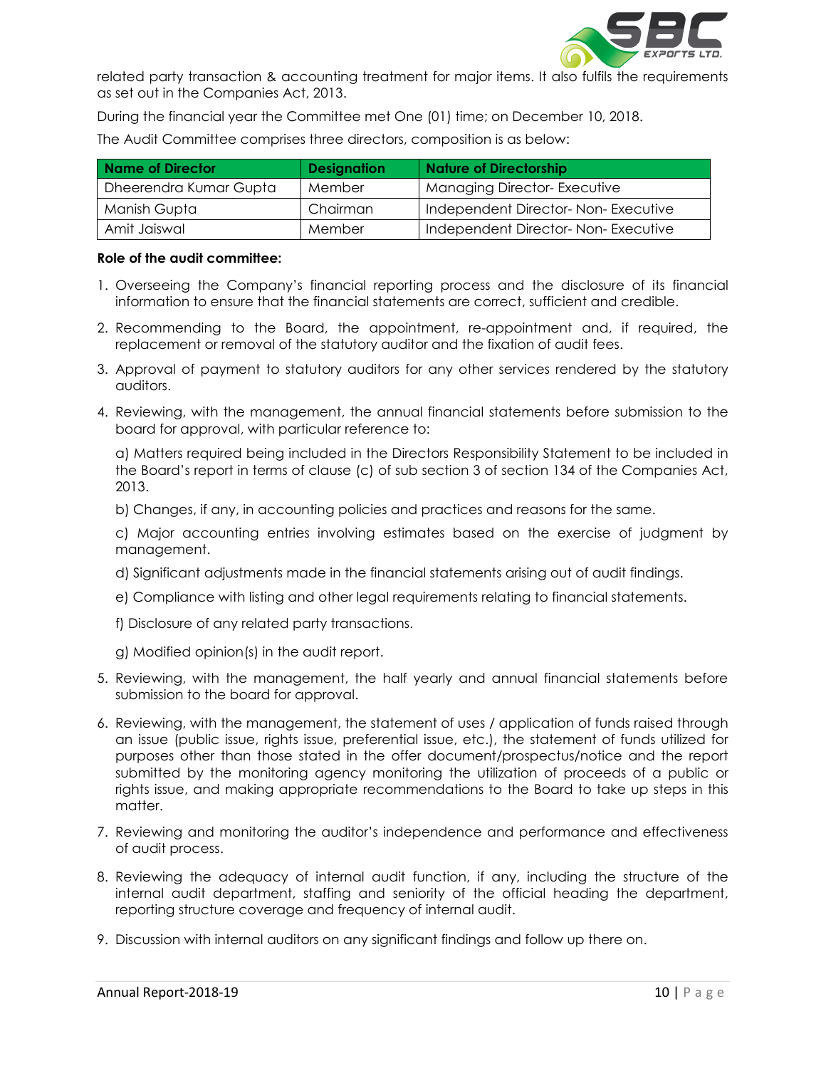related party transaction & accounting treatment for major items. It also fulfils the requirements as set out in the Companies Act, 2013.

During the financial year the Committee met One (01) time; on December 10, 2018.

The Audit Committee comprises three directors, composition is as below:

| Name of Director | Designation | Nature of Directorship |
|---|---|---|
| Dheerendra Kumar Gupta | Member | Managing Director- Executive |
| Manish Gupta | Chairman | Independent Director- Non- Executive |
| Amit Jaiswal | Member | Independent Director- Non- Executive |

**Role of the audit committee:**

1. Overseeing the Company's financial reporting process and the disclosure of its financial information to ensure that the financial statements are correct, sufficient and credible.
2. Recommending to the Board, the appointment, re-appointment and, if required, the replacement or removal of the statutory auditor and the fixation of audit fees.
3. Approval of payment to statutory auditors for any other services rendered by the statutory auditors.
4. Reviewing, with the management, the annual financial statements before submission to the board for approval, with particular reference to:

   a) Matters required being included in the Directors Responsibility Statement to be included in the Board's report in terms of clause (c) of sub section 3 of section 134 of the Companies Act, 2013.

   b) Changes, if any, in accounting policies and practices and reasons for the same.

   c) Major accounting entries involving estimates based on the exercise of judgment by management.

   d) Significant adjustments made in the financial statements arising out of audit findings.

   e) Compliance with listing and other legal requirements relating to financial statements.

   f) Disclosure of any related party transactions.

   g) Modified opinion(s) in the audit report.

5. Reviewing, with the management, the half yearly and annual financial statements before submission to the board for approval.
6. Reviewing, with the management, the statement of uses / application of funds raised through an issue (public issue, rights issue, preferential issue, etc.), the statement of funds utilized for purposes other than those stated in the offer document/prospectus/notice and the report submitted by the monitoring agency monitoring the utilization of proceeds of a public or rights issue, and making appropriate recommendations to the Board to take up steps in this matter.
7. Reviewing and monitoring the auditor's independence and performance and effectiveness of audit process.
8. Reviewing the adequacy of internal audit function, if any, including the structure of the internal audit department, staffing and seniority of the official heading the department, reporting structure coverage and frequency of internal audit.
9. Discussion with internal auditors on any significant findings and follow up there on.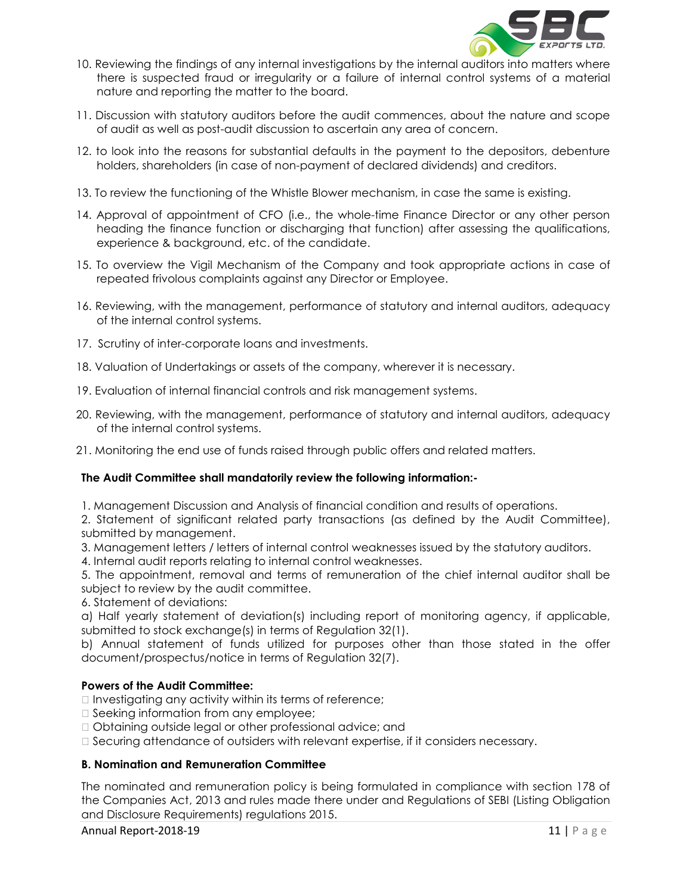10. Reviewing the findings of any internal investigations by the internal auditors into matters where there is suspected fraud or irregularity or a failure of internal control systems of a material nature and reporting the matter to the board.

11. Discussion with statutory auditors before the audit commences, about the nature and scope of audit as well as post-audit discussion to ascertain any area of concern.

12. to look into the reasons for substantial defaults in the payment to the depositors, debenture holders, shareholders (in case of non-payment of declared dividends) and creditors.

13. To review the functioning of the Whistle Blower mechanism, in case the same is existing.

14. Approval of appointment of CFO (i.e., the whole-time Finance Director or any other person heading the finance function or discharging that function) after assessing the qualifications, experience & background, etc. of the candidate.

15. To overview the Vigil Mechanism of the Company and took appropriate actions in case of repeated frivolous complaints against any Director or Employee.

16. Reviewing, with the management, performance of statutory and internal auditors, adequacy of the internal control systems.

17. Scrutiny of inter-corporate loans and investments.

18. Valuation of Undertakings or assets of the company, wherever it is necessary.

19. Evaluation of internal financial controls and risk management systems.

20. Reviewing, with the management, performance of statutory and internal auditors, adequacy of the internal control systems.

21. Monitoring the end use of funds raised through public offers and related matters.

**The Audit Committee shall mandatorily review the following information:-**

1. Management Discussion and Analysis of financial condition and results of operations.
2. Statement of significant related party transactions (as defined by the Audit Committee), submitted by management.
3. Management letters / letters of internal control weaknesses issued by the statutory auditors.
4. Internal audit reports relating to internal control weaknesses.
5. The appointment, removal and terms of remuneration of the chief internal auditor shall be subject to review by the audit committee.
6. Statement of deviations:

a) Half yearly statement of deviation(s) including report of monitoring agency, if applicable, submitted to stock exchange(s) in terms of Regulation 32(1).

b) Annual statement of funds utilized for purposes other than those stated in the offer document/prospectus/notice in terms of Regulation 32(7).

**Powers of the Audit Committee:**

- Investigating any activity within its terms of reference;
- Seeking information from any employee;
- Obtaining outside legal or other professional advice; and
- Securing attendance of outsiders with relevant expertise, if it considers necessary.

**B. Nomination and Remuneration Committee**

The nominated and remuneration policy is being formulated in compliance with section 178 of the Companies Act, 2013 and rules made there under and Regulations of SEBI (Listing Obligation and Disclosure Requirements) regulations 2015.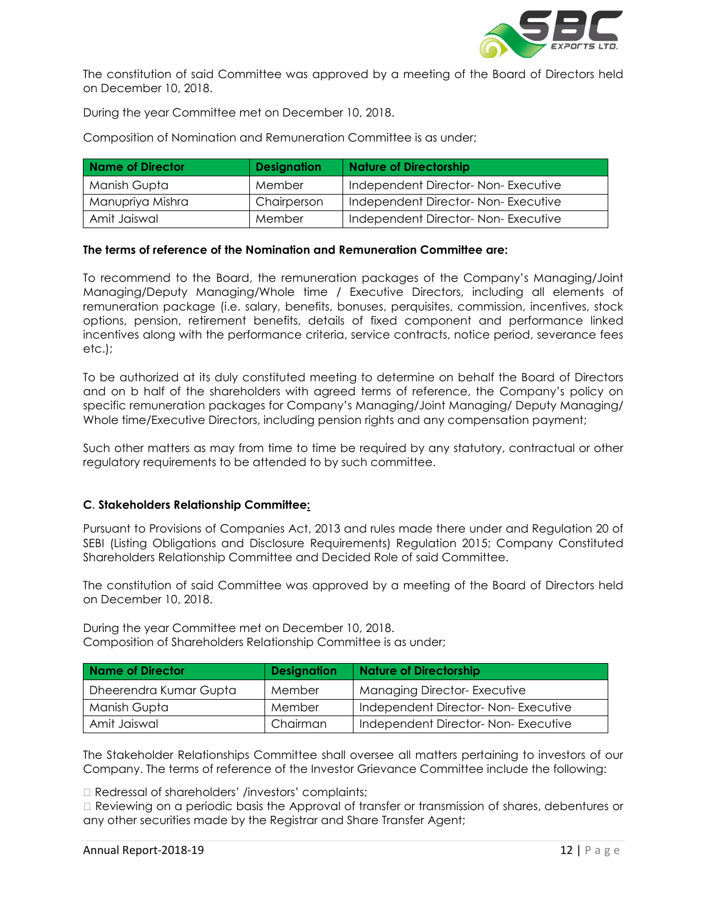The constitution of said Committee was approved by a meeting of the Board of Directors held on December 10, 2018.

During the year Committee met on December 10, 2018.

Composition of Nomination and Remuneration Committee is as under;

| Name of Director | Designation | Nature of Directorship |
|---|---|---|
| Manish Gupta | Member | Independent Director- Non- Executive |
| Manupriya Mishra | Chairperson | Independent Director- Non- Executive |
| Amit Jaiswal | Member | Independent Director- Non- Executive |

**The terms of reference of the Nomination and Remuneration Committee are:**

To recommend to the Board, the remuneration packages of the Company's Managing/Joint Managing/Deputy Managing/Whole time / Executive Directors, including all elements of remuneration package (i.e. salary, benefits, bonuses, perquisites, commission, incentives, stock options, pension, retirement benefits, details of fixed component and performance linked incentives along with the performance criteria, service contracts, notice period, severance fees etc.);

To be authorized at its duly constituted meeting to determine on behalf the Board of Directors and on b half of the shareholders with agreed terms of reference, the Company's policy on specific remuneration packages for Company's Managing/Joint Managing/ Deputy Managing/ Whole time/Executive Directors, including pension rights and any compensation payment;

Such other matters as may from time to time be required by any statutory, contractual or other regulatory requirements to be attended to by such committee.

**C. Stakeholders Relationship Committee:**

Pursuant to Provisions of Companies Act, 2013 and rules made there under and Regulation 20 of SEBI (Listing Obligations and Disclosure Requirements) Regulation 2015; Company Constituted Shareholders Relationship Committee and Decided Role of said Committee.

The constitution of said Committee was approved by a meeting of the Board of Directors held on December 10, 2018.

During the year Committee met on December 10, 2018.
Composition of Shareholders Relationship Committee is as under;

| Name of Director | Designation | Nature of Directorship |
|---|---|---|
| Dheerendra Kumar Gupta | Member | Managing Director- Executive |
| Manish Gupta | Member | Independent Director- Non- Executive |
| Amit Jaiswal | Chairman | Independent Director- Non- Executive |

The Stakeholder Relationships Committee shall oversee all matters pertaining to investors of our Company. The terms of reference of the Investor Grievance Committee include the following:

- Redressal of shareholders' /investors' complaints;
- Reviewing on a periodic basis the Approval of transfer or transmission of shares, debentures or any other securities made by the Registrar and Share Transfer Agent;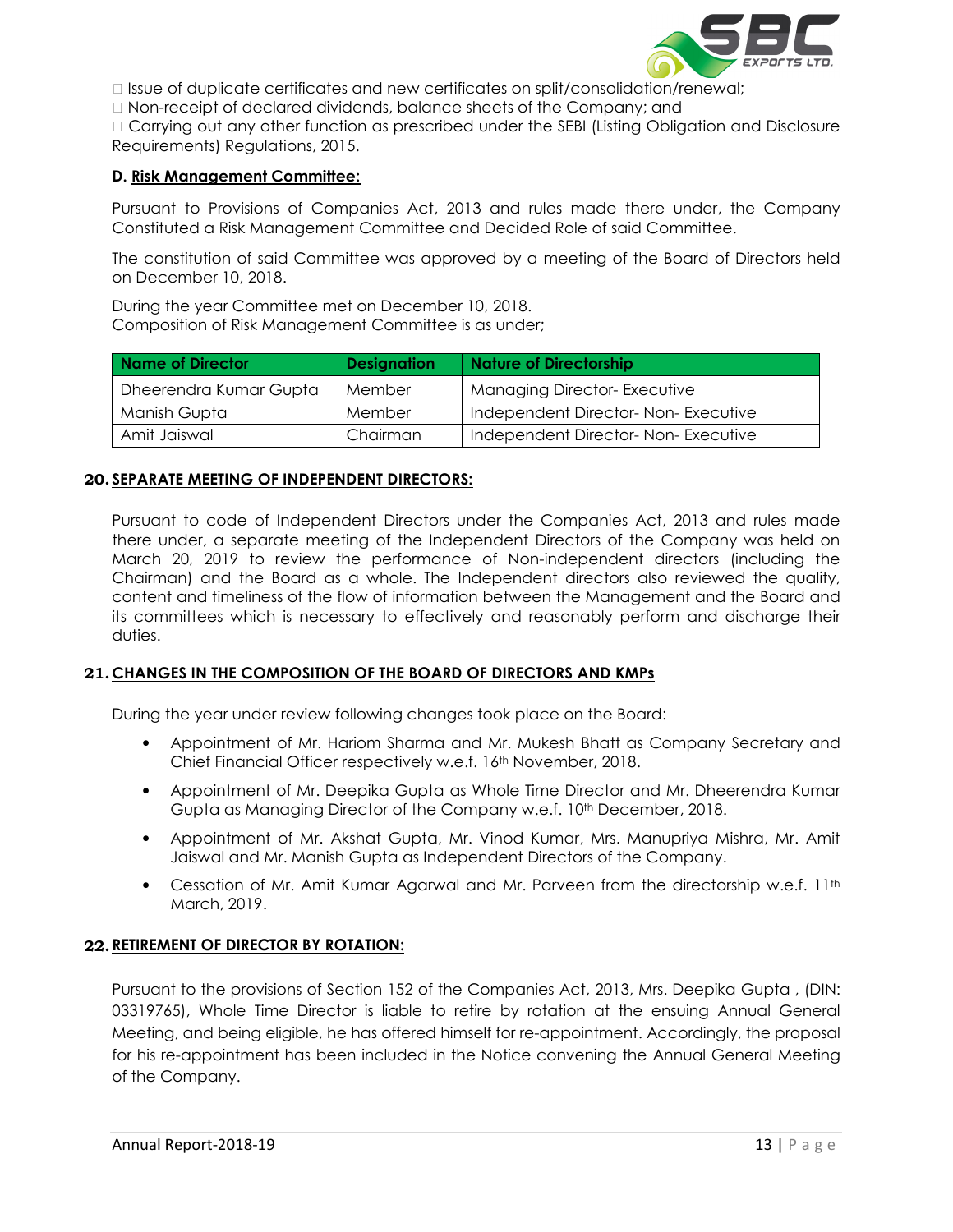- Issue of duplicate certificates and new certificates on split/consolidation/renewal;
- Non-receipt of declared dividends, balance sheets of the Company; and
- Carrying out any other function as prescribed under the SEBI (Listing Obligation and Disclosure Requirements) Regulations, 2015.

**D. Risk Management Committee:**

Pursuant to Provisions of Companies Act, 2013 and rules made there under, the Company Constituted a Risk Management Committee and Decided Role of said Committee.

The constitution of said Committee was approved by a meeting of the Board of Directors held on December 10, 2018.

During the year Committee met on December 10, 2018.
Composition of Risk Management Committee is as under;

| Name of Director | Designation | Nature of Directorship |
|---|---|---|
| Dheerendra Kumar Gupta | Member | Managing Director- Executive |
| Manish Gupta | Member | Independent Director- Non- Executive |
| Amit Jaiswal | Chairman | Independent Director- Non- Executive |

## 20. SEPARATE MEETING OF INDEPENDENT DIRECTORS:

Pursuant to code of Independent Directors under the Companies Act, 2013 and rules made there under, a separate meeting of the Independent Directors of the Company was held on March 20, 2019 to review the performance of Non-independent directors (including the Chairman) and the Board as a whole. The Independent directors also reviewed the quality, content and timeliness of the flow of information between the Management and the Board and its committees which is necessary to effectively and reasonably perform and discharge their duties.

## 21. CHANGES IN THE COMPOSITION OF THE BOARD OF DIRECTORS AND KMPs

During the year under review following changes took place on the Board:

- Appointment of Mr. Hariom Sharma and Mr. Mukesh Bhatt as Company Secretary and Chief Financial Officer respectively w.e.f. 16th November, 2018.
- Appointment of Mr. Deepika Gupta as Whole Time Director and Mr. Dheerendra Kumar Gupta as Managing Director of the Company w.e.f. 10th December, 2018.
- Appointment of Mr. Akshat Gupta, Mr. Vinod Kumar, Mrs. Manupriya Mishra, Mr. Amit Jaiswal and Mr. Manish Gupta as Independent Directors of the Company.
- Cessation of Mr. Amit Kumar Agarwal and Mr. Parveen from the directorship w.e.f. 11th March, 2019.

## 22. RETIREMENT OF DIRECTOR BY ROTATION:

Pursuant to the provisions of Section 152 of the Companies Act, 2013, Mrs. Deepika Gupta , (DIN: 03319765), Whole Time Director is liable to retire by rotation at the ensuing Annual General Meeting, and being eligible, he has offered himself for re-appointment. Accordingly, the proposal for his re-appointment has been included in the Notice convening the Annual General Meeting of the Company.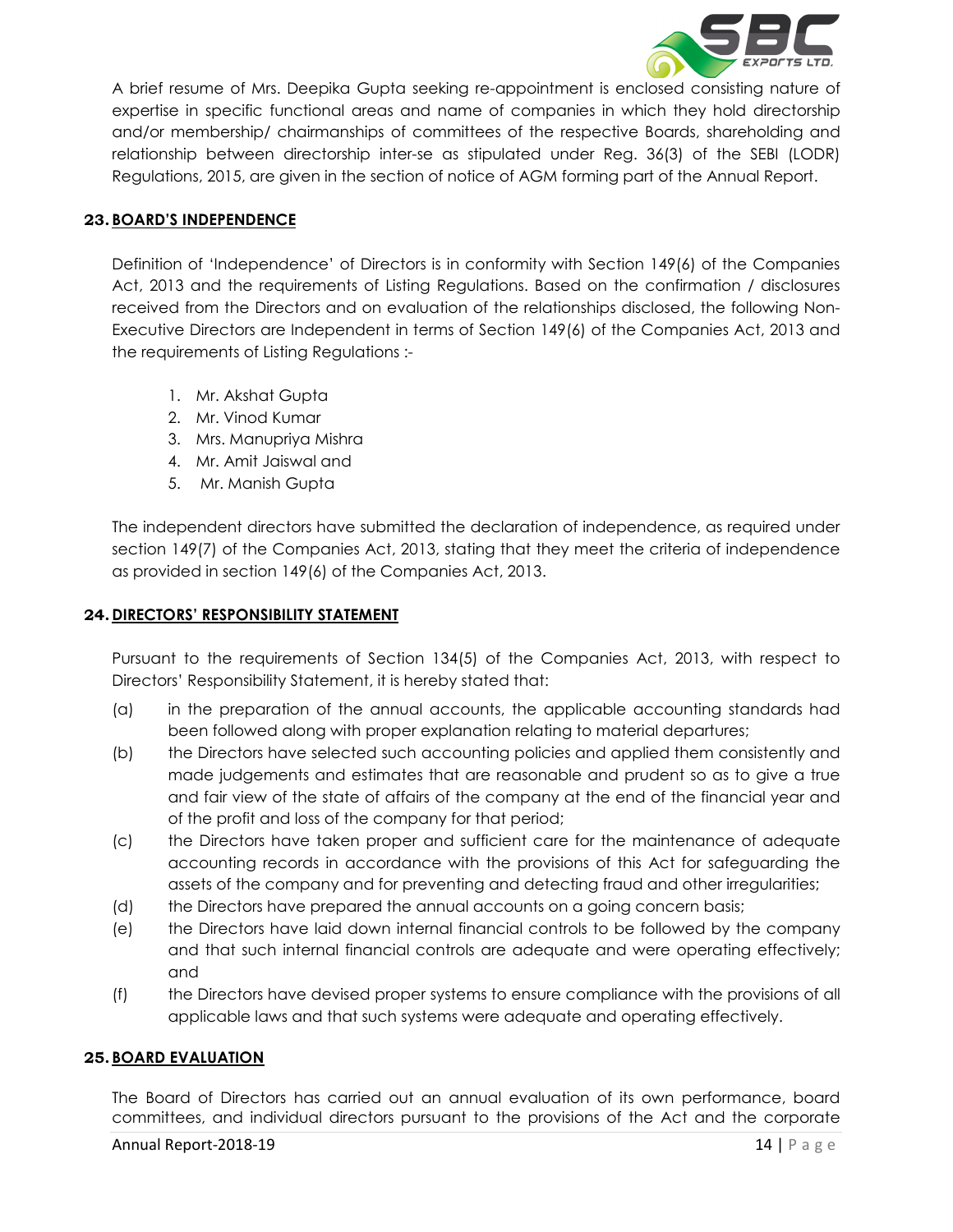A brief resume of Mrs. Deepika Gupta seeking re-appointment is enclosed consisting nature of expertise in specific functional areas and name of companies in which they hold directorship and/or membership/ chairmanships of committees of the respective Boards, shareholding and relationship between directorship inter-se as stipulated under Reg. 36(3) of the SEBI (LODR) Regulations, 2015, are given in the section of notice of AGM forming part of the Annual Report.

## 23. BOARD'S INDEPENDENCE

Definition of 'Independence' of Directors is in conformity with Section 149(6) of the Companies Act, 2013 and the requirements of Listing Regulations. Based on the confirmation / disclosures received from the Directors and on evaluation of the relationships disclosed, the following Non-Executive Directors are Independent in terms of Section 149(6) of the Companies Act, 2013 and the requirements of Listing Regulations :-

1. Mr. Akshat Gupta
2. Mr. Vinod Kumar
3. Mrs. Manupriya Mishra
4. Mr. Amit Jaiswal and
5. Mr. Manish Gupta

The independent directors have submitted the declaration of independence, as required under section 149(7) of the Companies Act, 2013, stating that they meet the criteria of independence as provided in section 149(6) of the Companies Act, 2013.

## 24. DIRECTORS' RESPONSIBILITY STATEMENT

Pursuant to the requirements of Section 134(5) of the Companies Act, 2013, with respect to Directors' Responsibility Statement, it is hereby stated that:

(a) in the preparation of the annual accounts, the applicable accounting standards had been followed along with proper explanation relating to material departures;

(b) the Directors have selected such accounting policies and applied them consistently and made judgements and estimates that are reasonable and prudent so as to give a true and fair view of the state of affairs of the company at the end of the financial year and of the profit and loss of the company for that period;

(c) the Directors have taken proper and sufficient care for the maintenance of adequate accounting records in accordance with the provisions of this Act for safeguarding the assets of the company and for preventing and detecting fraud and other irregularities;

(d) the Directors have prepared the annual accounts on a going concern basis;

(e) the Directors have laid down internal financial controls to be followed by the company and that such internal financial controls are adequate and were operating effectively; and

(f) the Directors have devised proper systems to ensure compliance with the provisions of all applicable laws and that such systems were adequate and operating effectively.

## 25. BOARD EVALUATION

The Board of Directors has carried out an annual evaluation of its own performance, board committees, and individual directors pursuant to the provisions of the Act and the corporate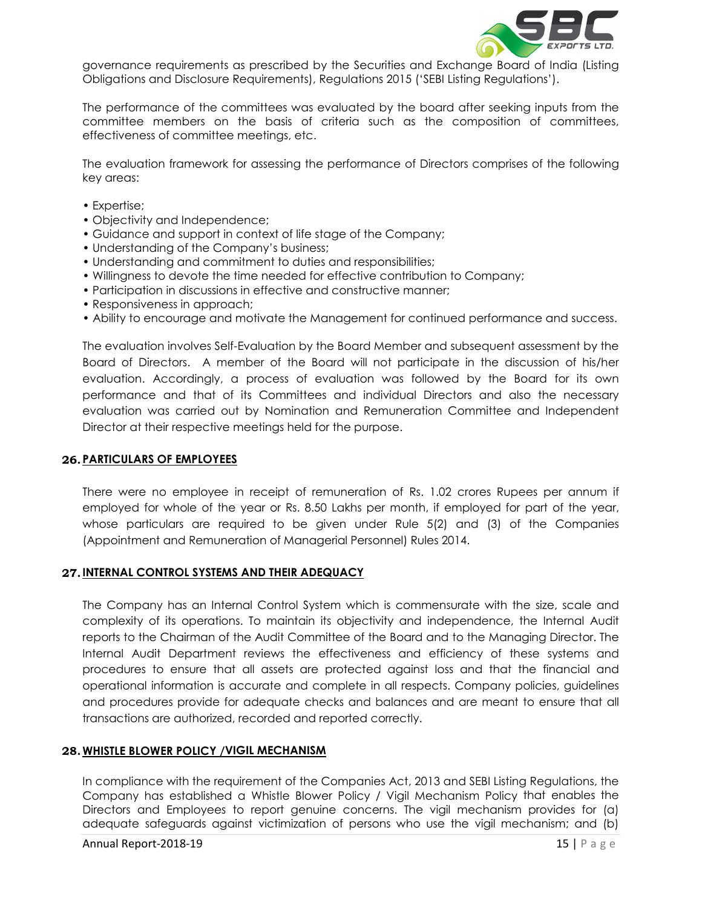governance requirements as prescribed by the Securities and Exchange Board of India (Listing Obligations and Disclosure Requirements), Regulations 2015 ('SEBI Listing Regulations').

The performance of the committees was evaluated by the board after seeking inputs from the committee members on the basis of criteria such as the composition of committees, effectiveness of committee meetings, etc.

The evaluation framework for assessing the performance of Directors comprises of the following key areas:

- Expertise;
- Objectivity and Independence;
- Guidance and support in context of life stage of the Company;
- Understanding of the Company's business;
- Understanding and commitment to duties and responsibilities;
- Willingness to devote the time needed for effective contribution to Company;
- Participation in discussions in effective and constructive manner;
- Responsiveness in approach;
- Ability to encourage and motivate the Management for continued performance and success.

The evaluation involves Self-Evaluation by the Board Member and subsequent assessment by the Board of Directors. A member of the Board will not participate in the discussion of his/her evaluation. Accordingly, a process of evaluation was followed by the Board for its own performance and that of its Committees and individual Directors and also the necessary evaluation was carried out by Nomination and Remuneration Committee and Independent Director at their respective meetings held for the purpose.

## 26. PARTICULARS OF EMPLOYEES

There were no employee in receipt of remuneration of Rs. 1.02 crores Rupees per annum if employed for whole of the year or Rs. 8.50 Lakhs per month, if employed for part of the year, whose particulars are required to be given under Rule 5(2) and (3) of the Companies (Appointment and Remuneration of Managerial Personnel) Rules 2014.

## 27. INTERNAL CONTROL SYSTEMS AND THEIR ADEQUACY

The Company has an Internal Control System which is commensurate with the size, scale and complexity of its operations. To maintain its objectivity and independence, the Internal Audit reports to the Chairman of the Audit Committee of the Board and to the Managing Director. The Internal Audit Department reviews the effectiveness and efficiency of these systems and procedures to ensure that all assets are protected against loss and that the financial and operational information is accurate and complete in all respects. Company policies, guidelines and procedures provide for adequate checks and balances and are meant to ensure that all transactions are authorized, recorded and reported correctly.

## 28. WHISTLE BLOWER POLICY /VIGIL MECHANISM

In compliance with the requirement of the Companies Act, 2013 and SEBI Listing Regulations, the Company has established a Whistle Blower Policy / Vigil Mechanism Policy that enables the Directors and Employees to report genuine concerns. The vigil mechanism provides for (a) adequate safeguards against victimization of persons who use the vigil mechanism; and (b)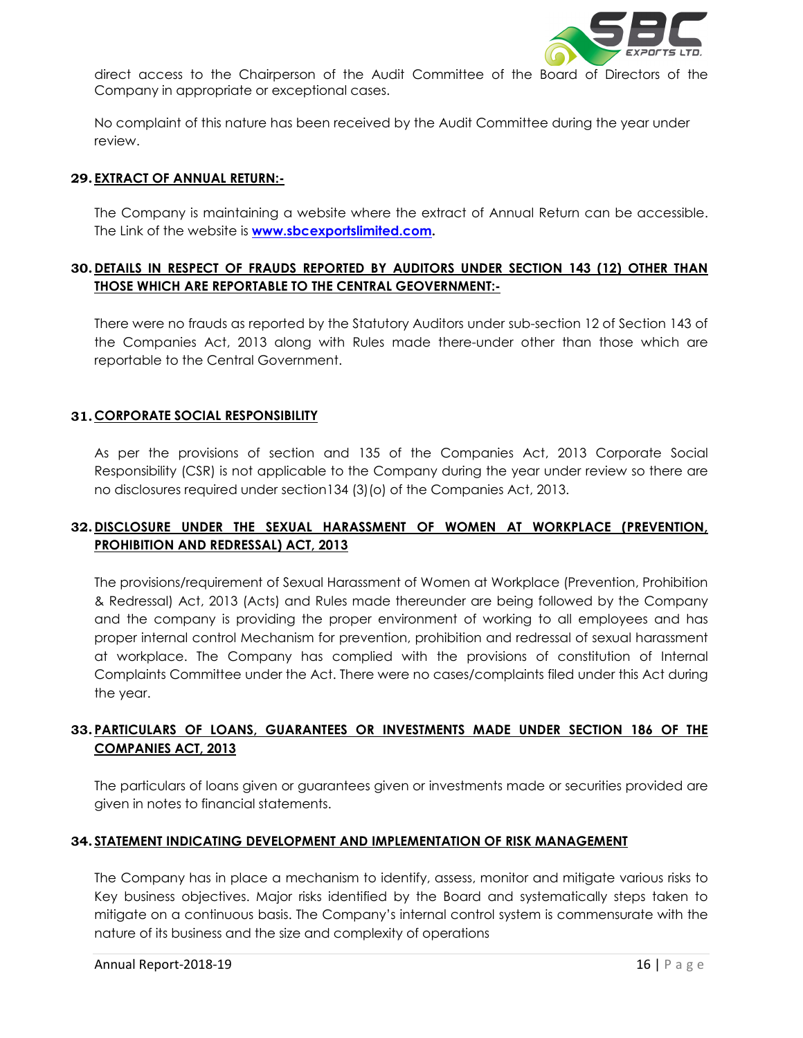direct access to the Chairperson of the Audit Committee of the Board of Directors of the Company in appropriate or exceptional cases.

No complaint of this nature has been received by the Audit Committee during the year under review.

**29. EXTRACT OF ANNUAL RETURN:-**

The Company is maintaining a website where the extract of Annual Return can be accessible. The Link of the website is **www.sbcexportslimited.com**.

**30. DETAILS IN RESPECT OF FRAUDS REPORTED BY AUDITORS UNDER SECTION 143 (12) OTHER THAN THOSE WHICH ARE REPORTABLE TO THE CENTRAL GEOVERNMENT:-**

There were no frauds as reported by the Statutory Auditors under sub-section 12 of Section 143 of the Companies Act, 2013 along with Rules made there-under other than those which are reportable to the Central Government.

**31. CORPORATE SOCIAL RESPONSIBILITY**

As per the provisions of section and 135 of the Companies Act, 2013 Corporate Social Responsibility (CSR) is not applicable to the Company during the year under review so there are no disclosures required under section134 (3)(o) of the Companies Act, 2013.

**32. DISCLOSURE UNDER THE SEXUAL HARASSMENT OF WOMEN AT WORKPLACE (PREVENTION, PROHIBITION AND REDRESSAL) ACT, 2013**

The provisions/requirement of Sexual Harassment of Women at Workplace (Prevention, Prohibition & Redressal) Act, 2013 (Acts) and Rules made thereunder are being followed by the Company and the company is providing the proper environment of working to all employees and has proper internal control Mechanism for prevention, prohibition and redressal of sexual harassment at workplace. The Company has complied with the provisions of constitution of Internal Complaints Committee under the Act. There were no cases/complaints filed under this Act during the year.

**33. PARTICULARS OF LOANS, GUARANTEES OR INVESTMENTS MADE UNDER SECTION 186 OF THE COMPANIES ACT, 2013**

The particulars of loans given or guarantees given or investments made or securities provided are given in notes to financial statements.

**34. STATEMENT INDICATING DEVELOPMENT AND IMPLEMENTATION OF RISK MANAGEMENT**

The Company has in place a mechanism to identify, assess, monitor and mitigate various risks to Key business objectives. Major risks identified by the Board and systematically steps taken to mitigate on a continuous basis. The Company's internal control system is commensurate with the nature of its business and the size and complexity of operations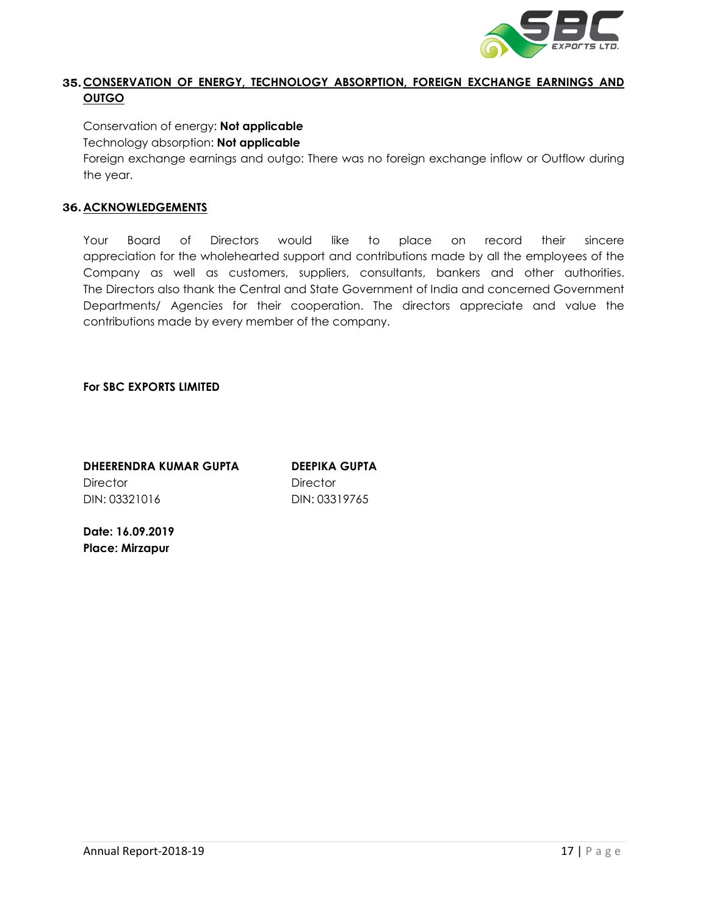**35. CONSERVATION OF ENERGY, TECHNOLOGY ABSORPTION, FOREIGN EXCHANGE EARNINGS AND OUTGO**

Conservation of energy: **Not applicable**

Technology absorption: **Not applicable**

Foreign exchange earnings and outgo: There was no foreign exchange inflow or Outflow during the year.

**36. ACKNOWLEDGEMENTS**

Your Board of Directors would like to place on record their sincere appreciation for the wholehearted support and contributions made by all the employees of the Company as well as customers, suppliers, consultants, bankers and other authorities. The Directors also thank the Central and State Government of India and concerned Government Departments/ Agencies for their cooperation. The directors appreciate and value the contributions made by every member of the company.

**For SBC EXPORTS LIMITED**

| **DHEERENDRA KUMAR GUPTA** | **DEEPIKA GUPTA** |
|---|---|
| Director | Director |
| DIN: 03321016 | DIN: 03319765 |

**Date: 16.09.2019**

**Place: Mirzapur**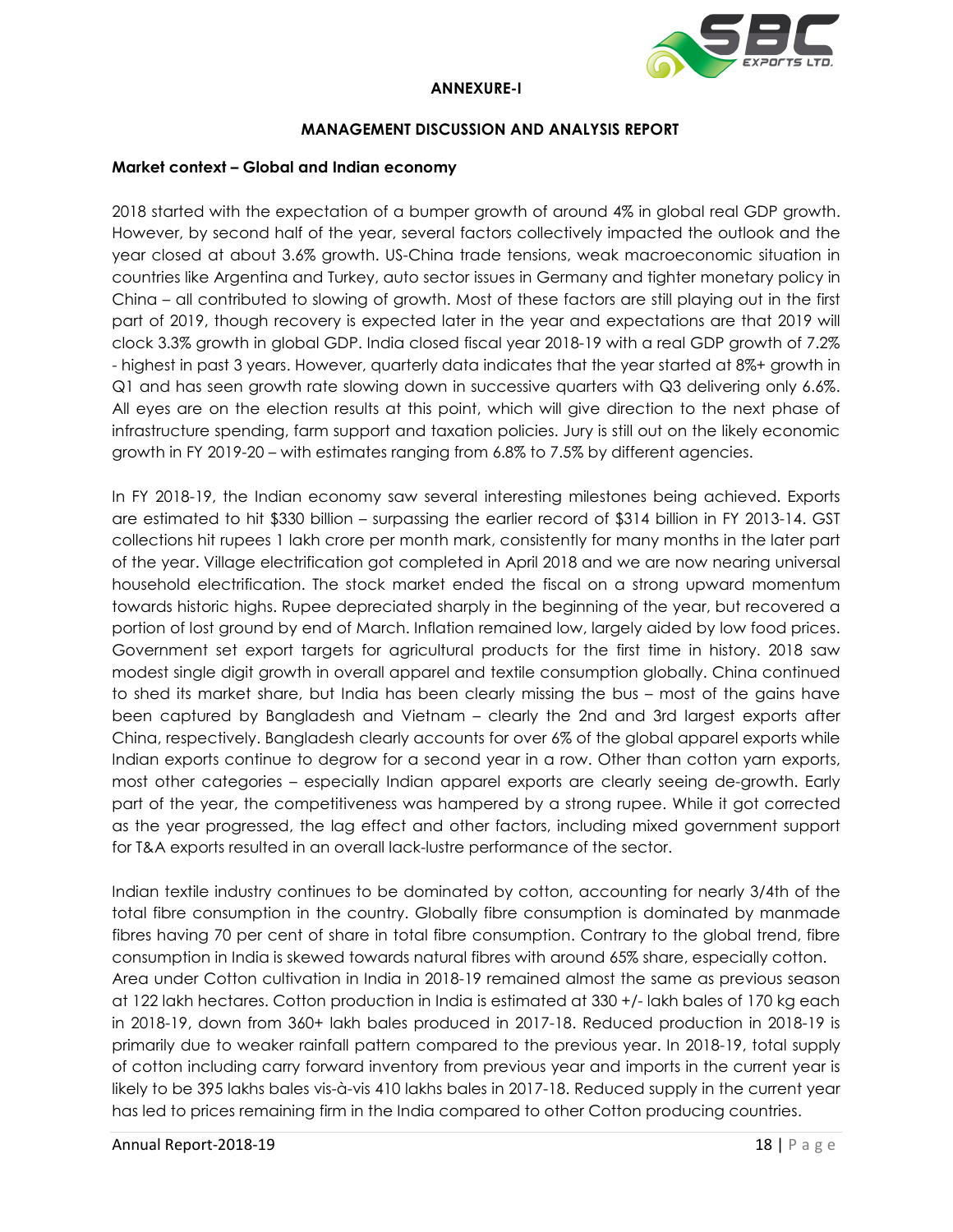## ANNEXURE-I

## MANAGEMENT DISCUSSION AND ANALYSIS REPORT

### Market context – Global and Indian economy

2018 started with the expectation of a bumper growth of around 4% in global real GDP growth. However, by second half of the year, several factors collectively impacted the outlook and the year closed at about 3.6% growth. US-China trade tensions, weak macroeconomic situation in countries like Argentina and Turkey, auto sector issues in Germany and tighter monetary policy in China – all contributed to slowing of growth. Most of these factors are still playing out in the first part of 2019, though recovery is expected later in the year and expectations are that 2019 will clock 3.3% growth in global GDP. India closed fiscal year 2018-19 with a real GDP growth of 7.2% - highest in past 3 years. However, quarterly data indicates that the year started at 8%+ growth in Q1 and has seen growth rate slowing down in successive quarters with Q3 delivering only 6.6%. All eyes are on the election results at this point, which will give direction to the next phase of infrastructure spending, farm support and taxation policies. Jury is still out on the likely economic growth in FY 2019-20 – with estimates ranging from 6.8% to 7.5% by different agencies.

In FY 2018-19, the Indian economy saw several interesting milestones being achieved. Exports are estimated to hit $330 billion – surpassing the earlier record of $314 billion in FY 2013-14. GST collections hit rupees 1 lakh crore per month mark, consistently for many months in the later part of the year. Village electrification got completed in April 2018 and we are now nearing universal household electrification. The stock market ended the fiscal on a strong upward momentum towards historic highs. Rupee depreciated sharply in the beginning of the year, but recovered a portion of lost ground by end of March. Inflation remained low, largely aided by low food prices. Government set export targets for agricultural products for the first time in history. 2018 saw modest single digit growth in overall apparel and textile consumption globally. China continued to shed its market share, but India has been clearly missing the bus – most of the gains have been captured by Bangladesh and Vietnam – clearly the 2nd and 3rd largest exports after China, respectively. Bangladesh clearly accounts for over 6% of the global apparel exports while Indian exports continue to degrow for a second year in a row. Other than cotton yarn exports, most other categories – especially Indian apparel exports are clearly seeing de-growth. Early part of the year, the competitiveness was hampered by a strong rupee. While it got corrected as the year progressed, the lag effect and other factors, including mixed government support for T&A exports resulted in an overall lack-lustre performance of the sector.

Indian textile industry continues to be dominated by cotton, accounting for nearly 3/4th of the total fibre consumption in the country. Globally fibre consumption is dominated by manmade fibres having 70 per cent of share in total fibre consumption. Contrary to the global trend, fibre consumption in India is skewed towards natural fibres with around 65% share, especially cotton.
Area under Cotton cultivation in India in 2018-19 remained almost the same as previous season at 122 lakh hectares. Cotton production in India is estimated at 330 +/- lakh bales of 170 kg each in 2018-19, down from 360+ lakh bales produced in 2017-18. Reduced production in 2018-19 is primarily due to weaker rainfall pattern compared to the previous year. In 2018-19, total supply of cotton including carry forward inventory from previous year and imports in the current year is likely to be 395 lakhs bales vis-à-vis 410 lakhs bales in 2017-18. Reduced supply in the current year has led to prices remaining firm in the India compared to other Cotton producing countries.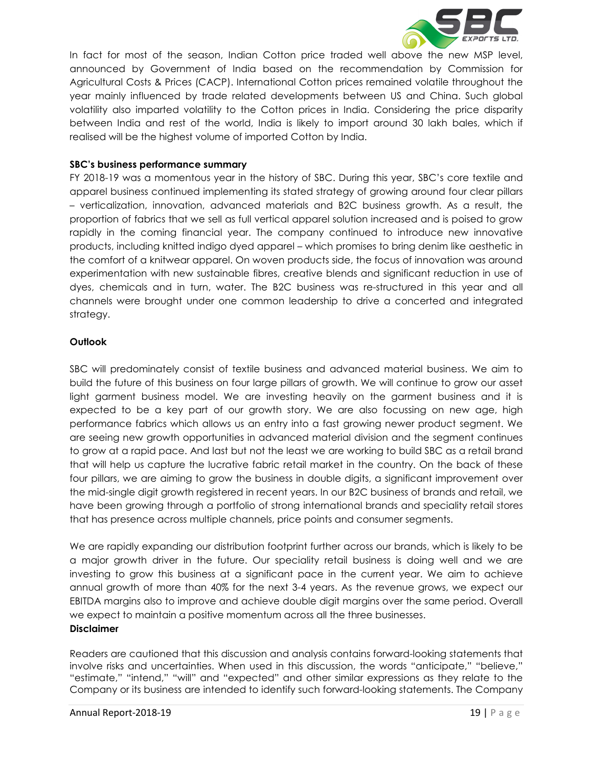In fact for most of the season, Indian Cotton price traded well above the new MSP level, announced by Government of India based on the recommendation by Commission for Agricultural Costs & Prices (CACP). International Cotton prices remained volatile throughout the year mainly influenced by trade related developments between US and China. Such global volatility also imparted volatility to the Cotton prices in India. Considering the price disparity between India and rest of the world, India is likely to import around 30 lakh bales, which if realised will be the highest volume of imported Cotton by India.

**SBC's business performance summary**

FY 2018-19 was a momentous year in the history of SBC. During this year, SBC's core textile and apparel business continued implementing its stated strategy of growing around four clear pillars – verticalization, innovation, advanced materials and B2C business growth. As a result, the proportion of fabrics that we sell as full vertical apparel solution increased and is poised to grow rapidly in the coming financial year. The company continued to introduce new innovative products, including knitted indigo dyed apparel – which promises to bring denim like aesthetic in the comfort of a knitwear apparel. On woven products side, the focus of innovation was around experimentation with new sustainable fibres, creative blends and significant reduction in use of dyes, chemicals and in turn, water. The B2C business was re-structured in this year and all channels were brought under one common leadership to drive a concerted and integrated strategy.

**Outlook**

SBC will predominately consist of textile business and advanced material business. We aim to build the future of this business on four large pillars of growth. We will continue to grow our asset light garment business model. We are investing heavily on the garment business and it is expected to be a key part of our growth story. We are also focussing on new age, high performance fabrics which allows us an entry into a fast growing newer product segment. We are seeing new growth opportunities in advanced material division and the segment continues to grow at a rapid pace. And last but not the least we are working to build SBC as a retail brand that will help us capture the lucrative fabric retail market in the country. On the back of these four pillars, we are aiming to grow the business in double digits, a significant improvement over the mid-single digit growth registered in recent years. In our B2C business of brands and retail, we have been growing through a portfolio of strong international brands and speciality retail stores that has presence across multiple channels, price points and consumer segments.

We are rapidly expanding our distribution footprint further across our brands, which is likely to be a major growth driver in the future. Our speciality retail business is doing well and we are investing to grow this business at a significant pace in the current year. We aim to achieve annual growth of more than 40% for the next 3-4 years. As the revenue grows, we expect our EBITDA margins also to improve and achieve double digit margins over the same period. Overall we expect to maintain a positive momentum across all the three businesses.

**Disclaimer**

Readers are cautioned that this discussion and analysis contains forward-looking statements that involve risks and uncertainties. When used in this discussion, the words "anticipate," "believe," "estimate," "intend," "will" and "expected" and other similar expressions as they relate to the Company or its business are intended to identify such forward-looking statements. The Company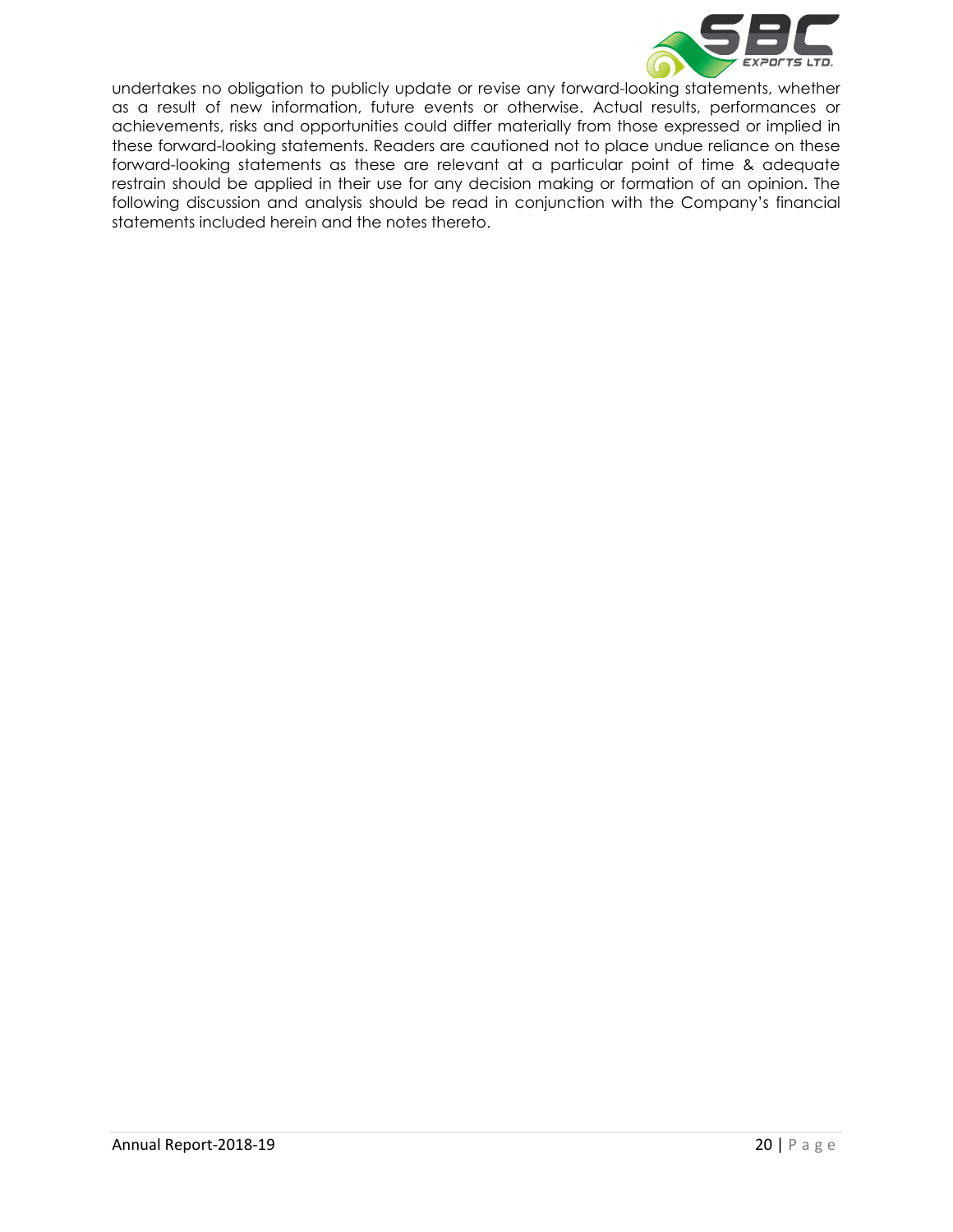undertakes no obligation to publicly update or revise any forward-looking statements, whether as a result of new information, future events or otherwise. Actual results, performances or achievements, risks and opportunities could differ materially from those expressed or implied in these forward-looking statements. Readers are cautioned not to place undue reliance on these forward-looking statements as these are relevant at a particular point of time & adequate restrain should be applied in their use for any decision making or formation of an opinion. The following discussion and analysis should be read in conjunction with the Company's financial statements included herein and the notes thereto.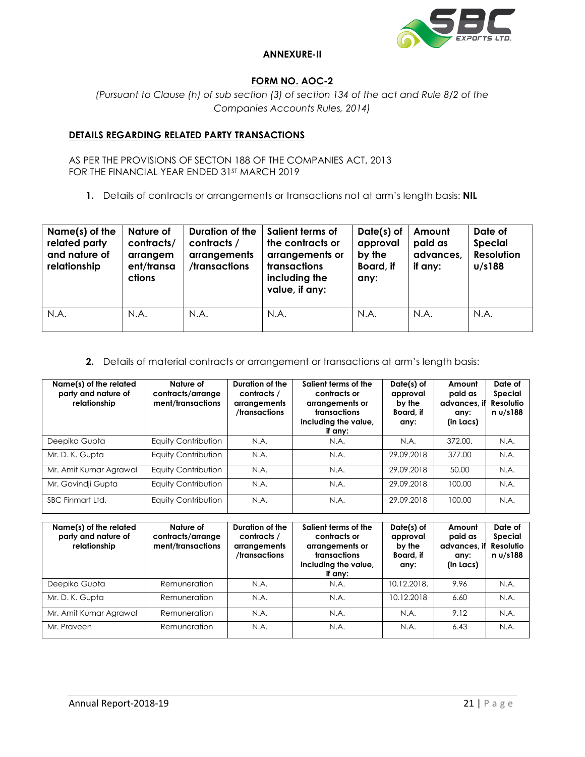**ANNEXURE-II**

**FORM NO. AOC-2**

*(Pursuant to Clause (h) of sub section (3) of section 134 of the act and Rule 8/2 of the Companies Accounts Rules, 2014)*

**DETAILS REGARDING RELATED PARTY TRANSACTIONS**

AS PER THE PROVISIONS OF SECTON 188 OF THE COMPANIES ACT, 2013
FOR THE FINANCIAL YEAR ENDED 31ST MARCH 2019

1. Details of contracts or arrangements or transactions not at arm's length basis: **NIL**

| Name(s) of the related party and nature of relationship | Nature of contracts/ arrangement/transactions | Duration of the contracts / arrangements /transactions | Salient terms of the contracts or arrangements or transactions including the value, if any: | Date(s) of approval by the Board, if any: | Amount paid as advances, if any: | Date of Special Resolution u/s188 |
|---|---|---|---|---|---|---|
| N.A. | N.A. | N.A. | N.A. | N.A. | N.A. | N.A. |

2. Details of material contracts or arrangement or transactions at arm's length basis:

| Name(s) of the related party and nature of relationship | Nature of contracts/arrangement/transactions | Duration of the contracts / arrangements /transactions | Salient terms of the contracts or arrangements or transactions including the value, if any: | Date(s) of approval by the Board, if any: | Amount paid as advances, if any: (in Lacs) | Date of Special Resolution u/s188 |
|---|---|---|---|---|---|---|
| Deepika Gupta | Equity Contribution | N.A. | N.A. | N.A. | 372.00. | N.A. |
| Mr. D. K. Gupta | Equity Contribution | N.A. | N.A. | 29.09.2018 | 377.00 | N.A. |
| Mr. Amit Kumar Agrawal | Equity Contribution | N.A. | N.A. | 29.09.2018 | 50.00 | N.A. |
| Mr. Govindji Gupta | Equity Contribution | N.A. | N.A. | 29.09.2018 | 100.00 | N.A. |
| SBC Finmart Ltd. | Equity Contribution | N.A. | N.A. | 29.09.2018 | 100.00 | N.A. |

| Name(s) of the related party and nature of relationship | Nature of contracts/arrangement/transactions | Duration of the contracts / arrangements /transactions | Salient terms of the contracts or arrangements or transactions including the value, if any: | Date(s) of approval by the Board, if any: | Amount paid as advances, if any: (in Lacs) | Date of Special Resolution u/s188 |
|---|---|---|---|---|---|---|
| Deepika Gupta | Remuneration | N.A. | N.A. | 10.12.2018. | 9.96 | N.A. |
| Mr. D. K. Gupta | Remuneration | N.A. | N.A. | 10.12.2018 | 6.60 | N.A. |
| Mr. Amit Kumar Agrawal | Remuneration | N.A. | N.A. | N.A. | 9.12 | N.A. |
| Mr. Praveen | Remuneration | N.A. | N.A. | N.A. | 6.43 | N.A. |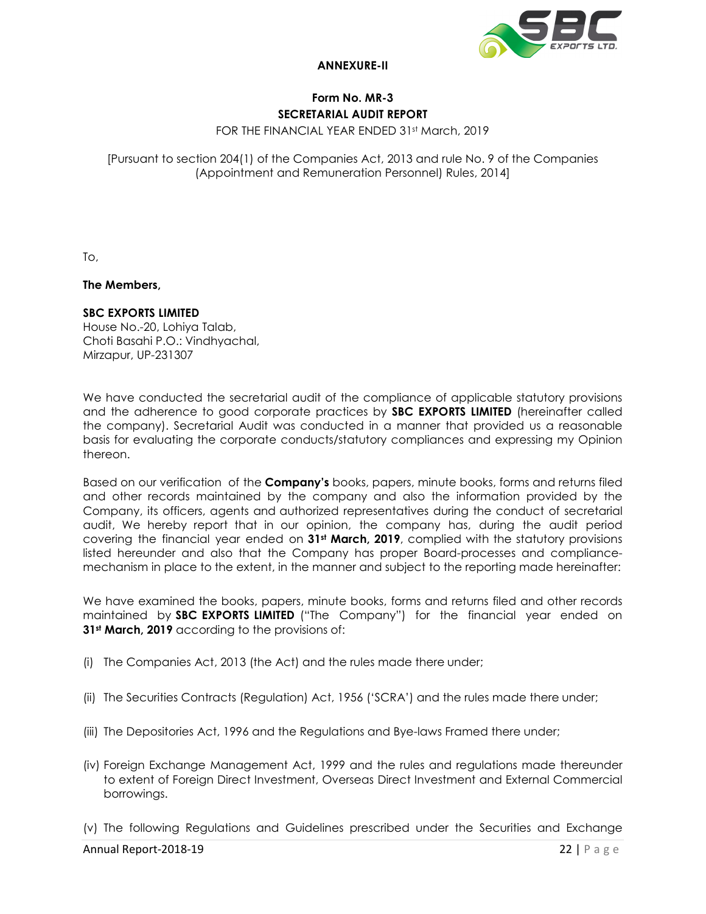**ANNEXURE-II**

**Form No. MR-3**
**SECRETARIAL AUDIT REPORT**
FOR THE FINANCIAL YEAR ENDED 31st March, 2019

[Pursuant to section 204(1) of the Companies Act, 2013 and rule No. 9 of the Companies (Appointment and Remuneration Personnel) Rules, 2014]

To,

**The Members,**

**SBC EXPORTS LIMITED**
House No.-20, Lohiya Talab,
Choti Basahi P.O.: Vindhyachal,
Mirzapur, UP-231307

We have conducted the secretarial audit of the compliance of applicable statutory provisions and the adherence to good corporate practices by **SBC EXPORTS LIMITED** (hereinafter called the company). Secretarial Audit was conducted in a manner that provided us a reasonable basis for evaluating the corporate conducts/statutory compliances and expressing my Opinion thereon.

Based on our verification of the **Company's** books, papers, minute books, forms and returns filed and other records maintained by the company and also the information provided by the Company, its officers, agents and authorized representatives during the conduct of secretarial audit, We hereby report that in our opinion, the company has, during the audit period covering the financial year ended on **31st March, 2019**, complied with the statutory provisions listed hereunder and also that the Company has proper Board-processes and compliance-mechanism in place to the extent, in the manner and subject to the reporting made hereinafter:

We have examined the books, papers, minute books, forms and returns filed and other records maintained by **SBC EXPORTS LIMITED** ("The Company") for the financial year ended on **31st March, 2019** according to the provisions of:

(i) The Companies Act, 2013 (the Act) and the rules made there under;

(ii) The Securities Contracts (Regulation) Act, 1956 ('SCRA') and the rules made there under;

(iii) The Depositories Act, 1996 and the Regulations and Bye-laws Framed there under;

(iv) Foreign Exchange Management Act, 1999 and the rules and regulations made thereunder to extent of Foreign Direct Investment, Overseas Direct Investment and External Commercial borrowings.

(v) The following Regulations and Guidelines prescribed under the Securities and Exchange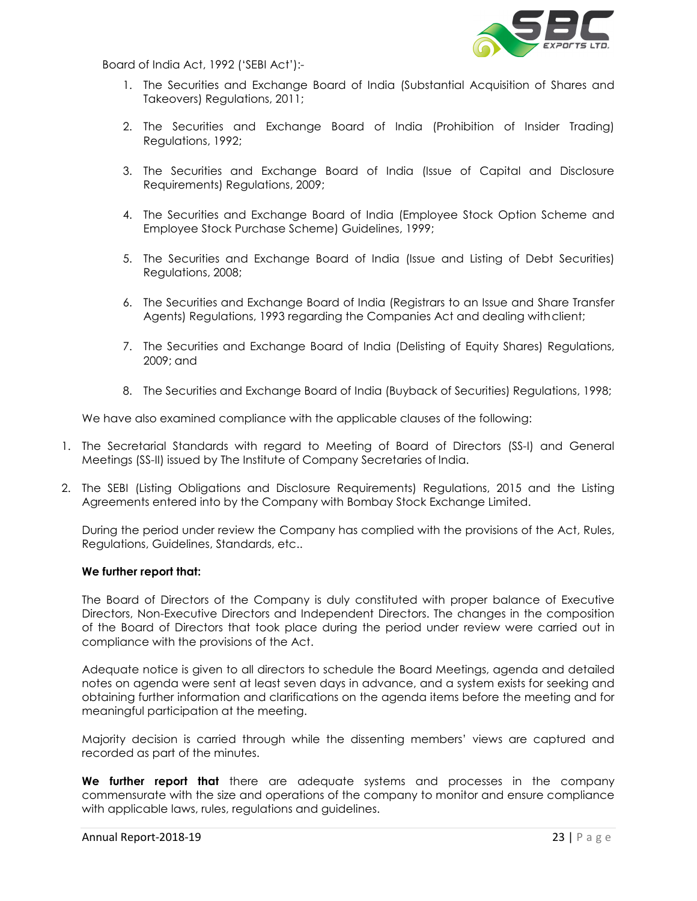Board of India Act, 1992 ('SEBI Act'):-

1. The Securities and Exchange Board of India (Substantial Acquisition of Shares and Takeovers) Regulations, 2011;

2. The Securities and Exchange Board of India (Prohibition of Insider Trading) Regulations, 1992;

3. The Securities and Exchange Board of India (Issue of Capital and Disclosure Requirements) Regulations, 2009;

4. The Securities and Exchange Board of India (Employee Stock Option Scheme and Employee Stock Purchase Scheme) Guidelines, 1999;

5. The Securities and Exchange Board of India (Issue and Listing of Debt Securities) Regulations, 2008;

6. The Securities and Exchange Board of India (Registrars to an Issue and Share Transfer Agents) Regulations, 1993 regarding the Companies Act and dealing withclient;

7. The Securities and Exchange Board of India (Delisting of Equity Shares) Regulations, 2009; and

8. The Securities and Exchange Board of India (Buyback of Securities) Regulations, 1998;

We have also examined compliance with the applicable clauses of the following:

1. The Secretarial Standards with regard to Meeting of Board of Directors (SS-I) and General Meetings (SS-II) issued by The Institute of Company Secretaries of India.

2. The SEBI (Listing Obligations and Disclosure Requirements) Regulations, 2015 and the Listing Agreements entered into by the Company with Bombay Stock Exchange Limited.

During the period under review the Company has complied with the provisions of the Act, Rules, Regulations, Guidelines, Standards, etc..

**We further report that:**

The Board of Directors of the Company is duly constituted with proper balance of Executive Directors, Non-Executive Directors and Independent Directors. The changes in the composition of the Board of Directors that took place during the period under review were carried out in compliance with the provisions of the Act.

Adequate notice is given to all directors to schedule the Board Meetings, agenda and detailed notes on agenda were sent at least seven days in advance, and a system exists for seeking and obtaining further information and clarifications on the agenda items before the meeting and for meaningful participation at the meeting.

Majority decision is carried through while the dissenting members' views are captured and recorded as part of the minutes.

**We further report that** there are adequate systems and processes in the company commensurate with the size and operations of the company to monitor and ensure compliance with applicable laws, rules, regulations and guidelines.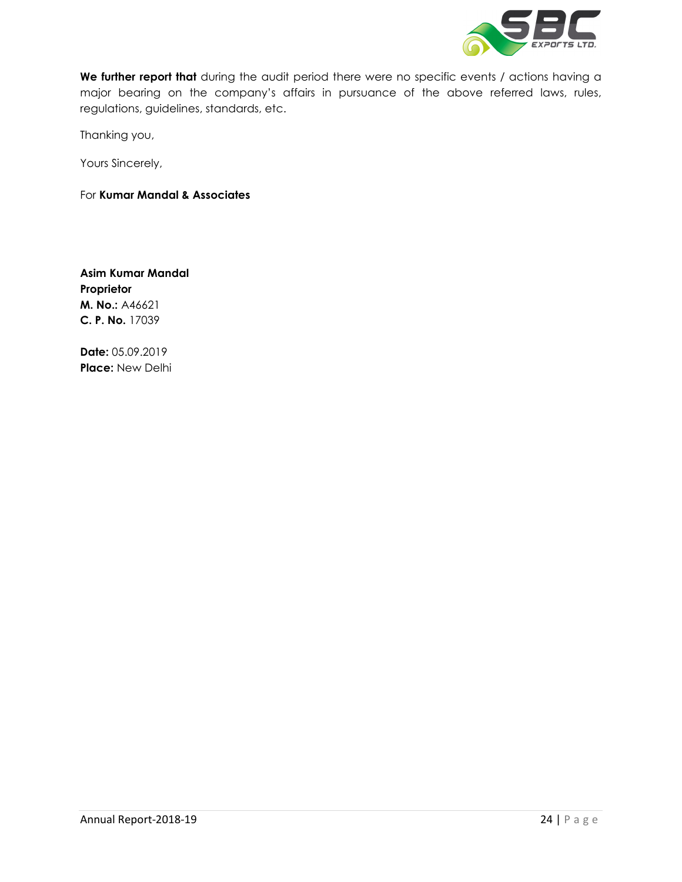**We further report that** during the audit period there were no specific events / actions having a major bearing on the company's affairs in pursuance of the above referred laws, rules, regulations, guidelines, standards, etc.

Thanking you,

Yours Sincerely,

For **Kumar Mandal & Associates**

**Asim Kumar Mandal**
**Proprietor**
**M. No.:** A46621
**C. P. No.** 17039

**Date:** 05.09.2019
**Place:** New Delhi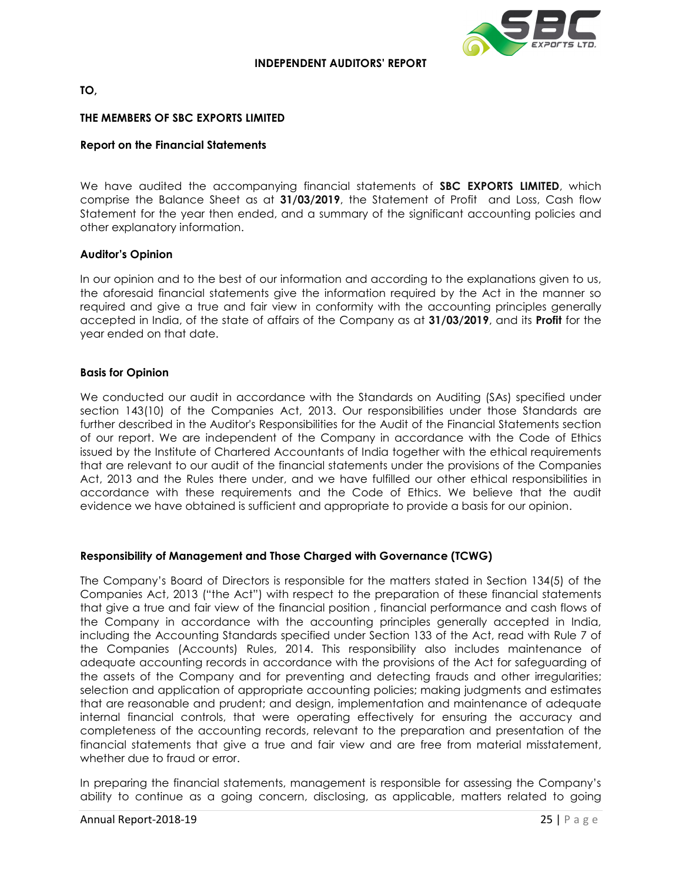## INDEPENDENT AUDITORS' REPORT

**TO,**

**THE MEMBERS OF SBC EXPORTS LIMITED**

**Report on the Financial Statements**

We have audited the accompanying financial statements of **SBC EXPORTS LIMITED**, which comprise the Balance Sheet as at **31/03/2019**, the Statement of Profit and Loss, Cash flow Statement for the year then ended, and a summary of the significant accounting policies and other explanatory information.

**Auditor's Opinion**

In our opinion and to the best of our information and according to the explanations given to us, the aforesaid financial statements give the information required by the Act in the manner so required and give a true and fair view in conformity with the accounting principles generally accepted in India, of the state of affairs of the Company as at **31/03/2019**, and its **Profit** for the year ended on that date.

**Basis for Opinion**

We conducted our audit in accordance with the Standards on Auditing (SAs) specified under section 143(10) of the Companies Act, 2013. Our responsibilities under those Standards are further described in the Auditor's Responsibilities for the Audit of the Financial Statements section of our report. We are independent of the Company in accordance with the Code of Ethics issued by the Institute of Chartered Accountants of India together with the ethical requirements that are relevant to our audit of the financial statements under the provisions of the Companies Act, 2013 and the Rules there under, and we have fulfilled our other ethical responsibilities in accordance with these requirements and the Code of Ethics. We believe that the audit evidence we have obtained is sufficient and appropriate to provide a basis for our opinion.

**Responsibility of Management and Those Charged with Governance (TCWG)**

The Company's Board of Directors is responsible for the matters stated in Section 134(5) of the Companies Act, 2013 ("the Act") with respect to the preparation of these financial statements that give a true and fair view of the financial position , financial performance and cash flows of the Company in accordance with the accounting principles generally accepted in India, including the Accounting Standards specified under Section 133 of the Act, read with Rule 7 of the Companies (Accounts) Rules, 2014. This responsibility also includes maintenance of adequate accounting records in accordance with the provisions of the Act for safeguarding of the assets of the Company and for preventing and detecting frauds and other irregularities; selection and application of appropriate accounting policies; making judgments and estimates that are reasonable and prudent; and design, implementation and maintenance of adequate internal financial controls, that were operating effectively for ensuring the accuracy and completeness of the accounting records, relevant to the preparation and presentation of the financial statements that give a true and fair view and are free from material misstatement, whether due to fraud or error.

In preparing the financial statements, management is responsible for assessing the Company's ability to continue as a going concern, disclosing, as applicable, matters related to going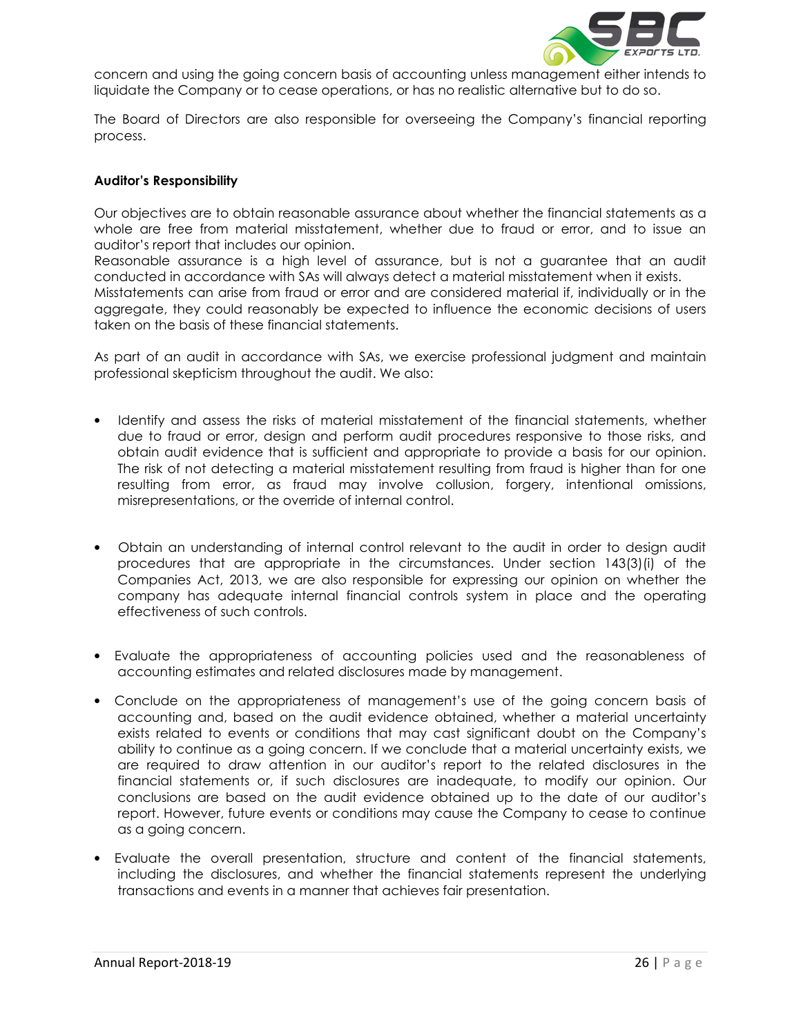concern and using the going concern basis of accounting unless management either intends to liquidate the Company or to cease operations, or has no realistic alternative but to do so.

The Board of Directors are also responsible for overseeing the Company's financial reporting process.

**Auditor's Responsibility**

Our objectives are to obtain reasonable assurance about whether the financial statements as a whole are free from material misstatement, whether due to fraud or error, and to issue an auditor's report that includes our opinion.
Reasonable assurance is a high level of assurance, but is not a guarantee that an audit conducted in accordance with SAs will always detect a material misstatement when it exists.
Misstatements can arise from fraud or error and are considered material if, individually or in the aggregate, they could reasonably be expected to influence the economic decisions of users taken on the basis of these financial statements.

As part of an audit in accordance with SAs, we exercise professional judgment and maintain professional skepticism throughout the audit. We also:

- Identify and assess the risks of material misstatement of the financial statements, whether due to fraud or error, design and perform audit procedures responsive to those risks, and obtain audit evidence that is sufficient and appropriate to provide a basis for our opinion. The risk of not detecting a material misstatement resulting from fraud is higher than for one resulting from error, as fraud may involve collusion, forgery, intentional omissions, misrepresentations, or the override of internal control.

- Obtain an understanding of internal control relevant to the audit in order to design audit procedures that are appropriate in the circumstances. Under section 143(3)(i) of the Companies Act, 2013, we are also responsible for expressing our opinion on whether the company has adequate internal financial controls system in place and the operating effectiveness of such controls.

- Evaluate the appropriateness of accounting policies used and the reasonableness of accounting estimates and related disclosures made by management.

- Conclude on the appropriateness of management's use of the going concern basis of accounting and, based on the audit evidence obtained, whether a material uncertainty exists related to events or conditions that may cast significant doubt on the Company's ability to continue as a going concern. If we conclude that a material uncertainty exists, we are required to draw attention in our auditor's report to the related disclosures in the financial statements or, if such disclosures are inadequate, to modify our opinion. Our conclusions are based on the audit evidence obtained up to the date of our auditor's report. However, future events or conditions may cause the Company to cease to continue as a going concern.

- Evaluate the overall presentation, structure and content of the financial statements, including the disclosures, and whether the financial statements represent the underlying transactions and events in a manner that achieves fair presentation.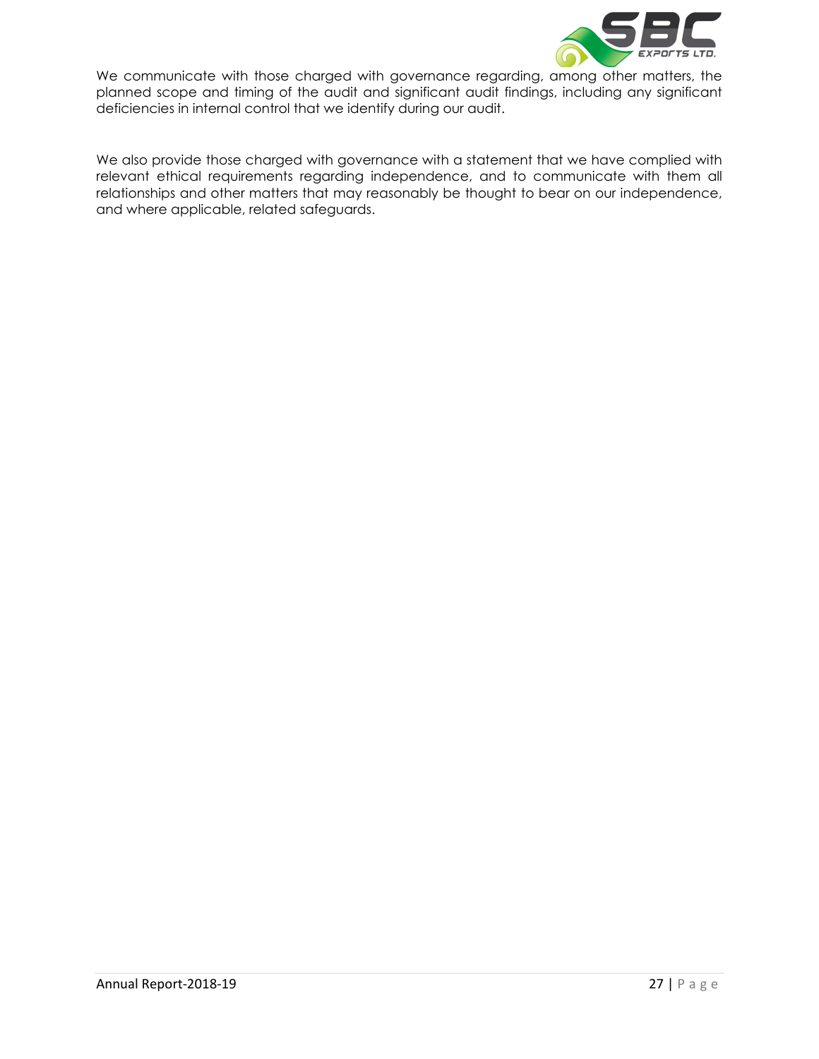We communicate with those charged with governance regarding, among other matters, the planned scope and timing of the audit and significant audit findings, including any significant deficiencies in internal control that we identify during our audit.

We also provide those charged with governance with a statement that we have complied with relevant ethical requirements regarding independence, and to communicate with them all relationships and other matters that may reasonably be thought to bear on our independence, and where applicable, related safeguards.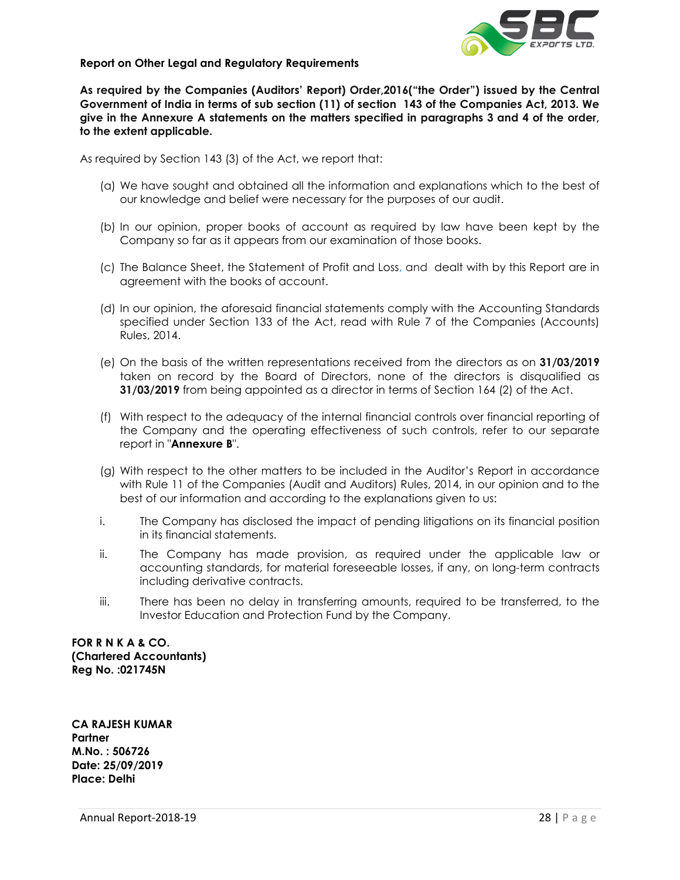**Report on Other Legal and Regulatory Requirements**

**As required by the Companies (Auditors' Report) Order,2016("the Order") issued by the Central Government of India in terms of sub section (11) of section 143 of the Companies Act, 2013. We give in the Annexure A statements on the matters specified in paragraphs 3 and 4 of the order, to the extent applicable.**

As required by Section 143 (3) of the Act, we report that:

(a) We have sought and obtained all the information and explanations which to the best of our knowledge and belief were necessary for the purposes of our audit.

(b) In our opinion, proper books of account as required by law have been kept by the Company so far as it appears from our examination of those books.

(c) The Balance Sheet, the Statement of Profit and Loss, and dealt with by this Report are in agreement with the books of account.

(d) In our opinion, the aforesaid financial statements comply with the Accounting Standards specified under Section 133 of the Act, read with Rule 7 of the Companies (Accounts) Rules, 2014.

(e) On the basis of the written representations received from the directors as on **31/03/2019** taken on record by the Board of Directors, none of the directors is disqualified as **31/03/2019** from being appointed as a director in terms of Section 164 (2) of the Act.

(f) With respect to the adequacy of the internal financial controls over financial reporting of the Company and the operating effectiveness of such controls, refer to our separate report in "**Annexure B**".

(g) With respect to the other matters to be included in the Auditor's Report in accordance with Rule 11 of the Companies (Audit and Auditors) Rules, 2014, in our opinion and to the best of our information and according to the explanations given to us:

i. The Company has disclosed the impact of pending litigations on its financial position in its financial statements.

ii. The Company has made provision, as required under the applicable law or accounting standards, for material foreseeable losses, if any, on long-term contracts including derivative contracts.

iii. There has been no delay in transferring amounts, required to be transferred, to the Investor Education and Protection Fund by the Company.

**FOR R N K A & CO.**
**(Chartered Accountants)**
**Reg No. :021745N**

**CA RAJESH KUMAR**
**Partner**
**M.No. : 506726**
**Date: 25/09/2019**
**Place: Delhi**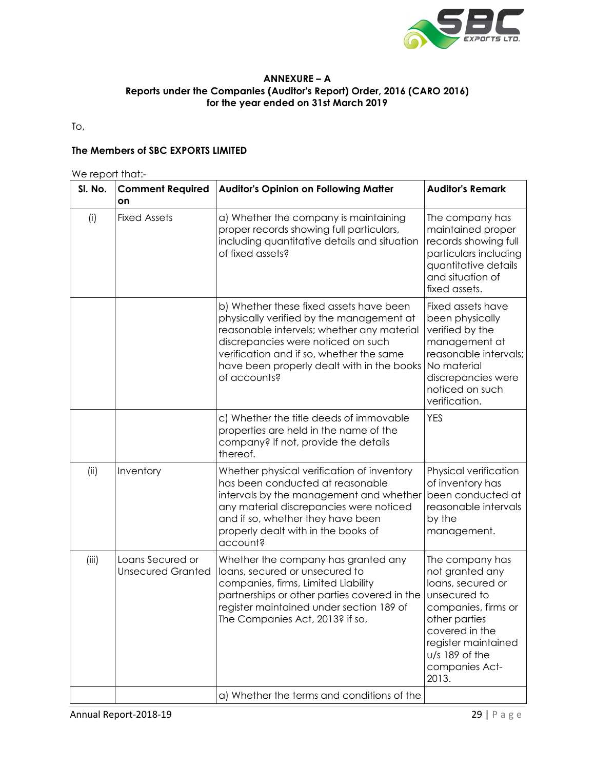**ANNEXURE – A**
**Reports under the Companies (Auditor's Report) Order, 2016 (CARO 2016)**
**for the year ended on 31st March 2019**

To,

**The Members of SBC EXPORTS LIMITED**

We report that:-

| Sl. No. | Comment Required on | Auditor's Opinion on Following Matter | Auditor's Remark |
|---|---|---|---|
| (i) | Fixed Assets | a) Whether the company is maintaining proper records showing full particulars, including quantitative details and situation of fixed assets? | The company has maintained proper records showing full particulars including quantitative details and situation of fixed assets. |
| | | b) Whether these fixed assets have been physically verified by the management at reasonable intervels; whether any material discrepancies were noticed on such verification and if so, whether the same have been properly dealt with in the books of accounts? | Fixed assets have been physically verified by the management at reasonable intervals; No material discrepancies were noticed on such verification. |
| | | c) Whether the title deeds of immovable properties are held in the name of the company? If not, provide the details thereof. | YES |
| (ii) | Inventory | Whether physical verification of inventory has been conducted at reasonable intervals by the management and whether any material discrepancies were noticed and if so, whether they have been properly dealt with in the books of account? | Physical verification of inventory has been conducted at reasonable intervals by the management. |
| (iii) | Loans Secured or Unsecured Granted | Whether the company has granted any loans, secured or unsecured to companies, firms, Limited Liability partnerships or other parties covered in the register maintained under section 189 of The Companies Act, 2013? if so, | The company has not granted any loans, secured or unsecured to companies, firms or other parties covered in the register maintained u/s 189 of the companies Act-2013. |
| | | a) Whether the terms and conditions of the | |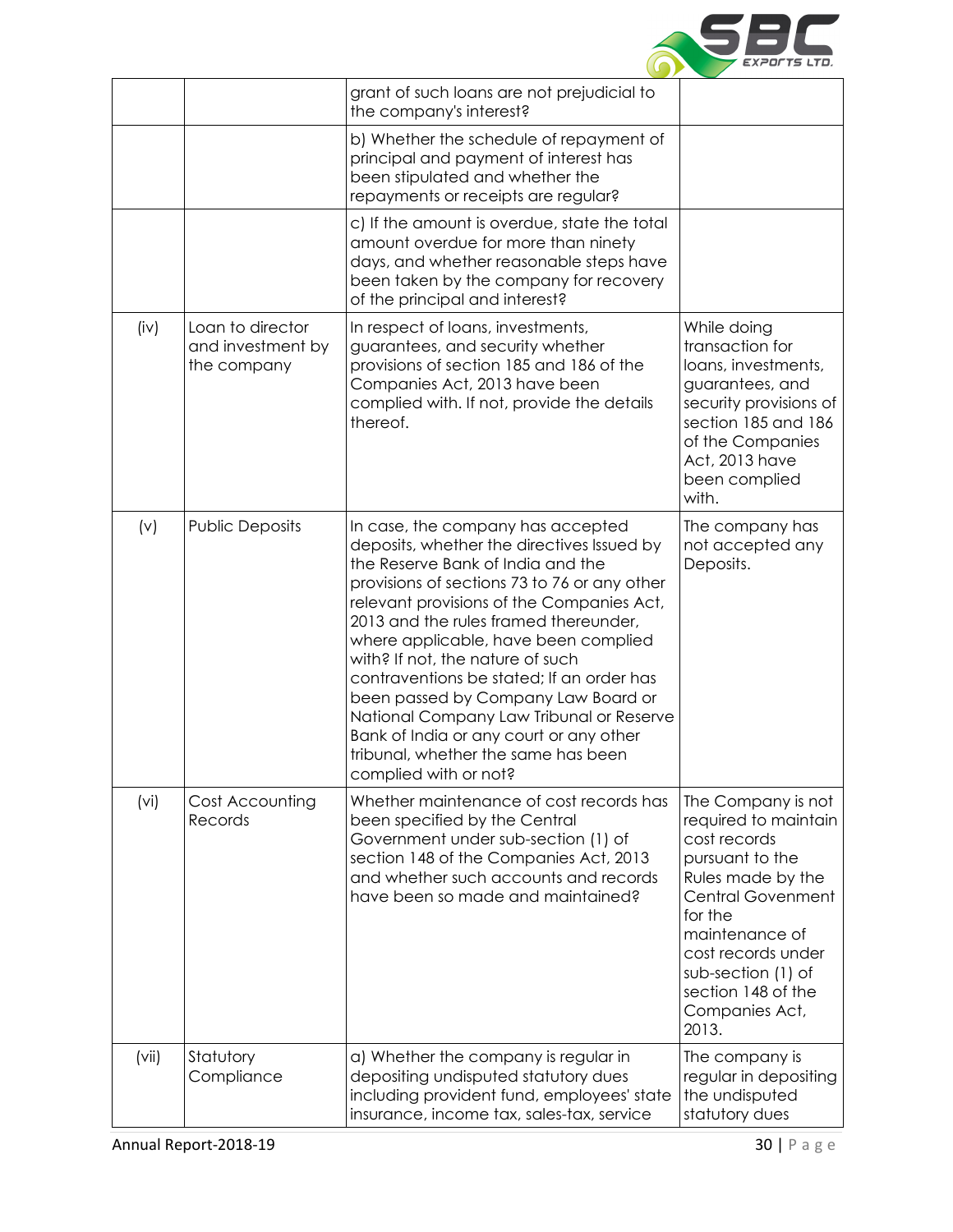| | | grant of such loans are not prejudicial to the company's interest? | |
|---|---|---|---|
| | | b) Whether the schedule of repayment of principal and payment of interest has been stipulated and whether the repayments or receipts are regular? | |
| | | c) If the amount is overdue, state the total amount overdue for more than ninety days, and whether reasonable steps have been taken by the company for recovery of the principal and interest? | |
| (iv) | Loan to director and investment by the company | In respect of loans, investments, guarantees, and security whether provisions of section 185 and 186 of the Companies Act, 2013 have been complied with. If not, provide the details thereof. | While doing transaction for loans, investments, guarantees, and security provisions of section 185 and 186 of the Companies Act, 2013 have been complied with. |
| (v) | Public Deposits | In case, the company has accepted deposits, whether the directives Issued by the Reserve Bank of India and the provisions of sections 73 to 76 or any other relevant provisions of the Companies Act, 2013 and the rules framed thereunder, where applicable, have been complied with? If not, the nature of such contraventions be stated; If an order has been passed by Company Law Board or National Company Law Tribunal or Reserve Bank of India or any court or any other tribunal, whether the same has been complied with or not? | The company has not accepted any Deposits. |
| (vi) | Cost Accounting Records | Whether maintenance of cost records has been specified by the Central Government under sub-section (1) of section 148 of the Companies Act, 2013 and whether such accounts and records have been so made and maintained? | The Company is not required to maintain cost records pursuant to the Rules made by the Central Govenment for the maintenance of cost records under sub-section (1) of section 148 of the Companies Act, 2013. |
| (vii) | Statutory Compliance | a) Whether the company is regular in depositing undisputed statutory dues including provident fund, employees' state insurance, income tax, sales-tax, service | The company is regular in depositing the undisputed statutory dues |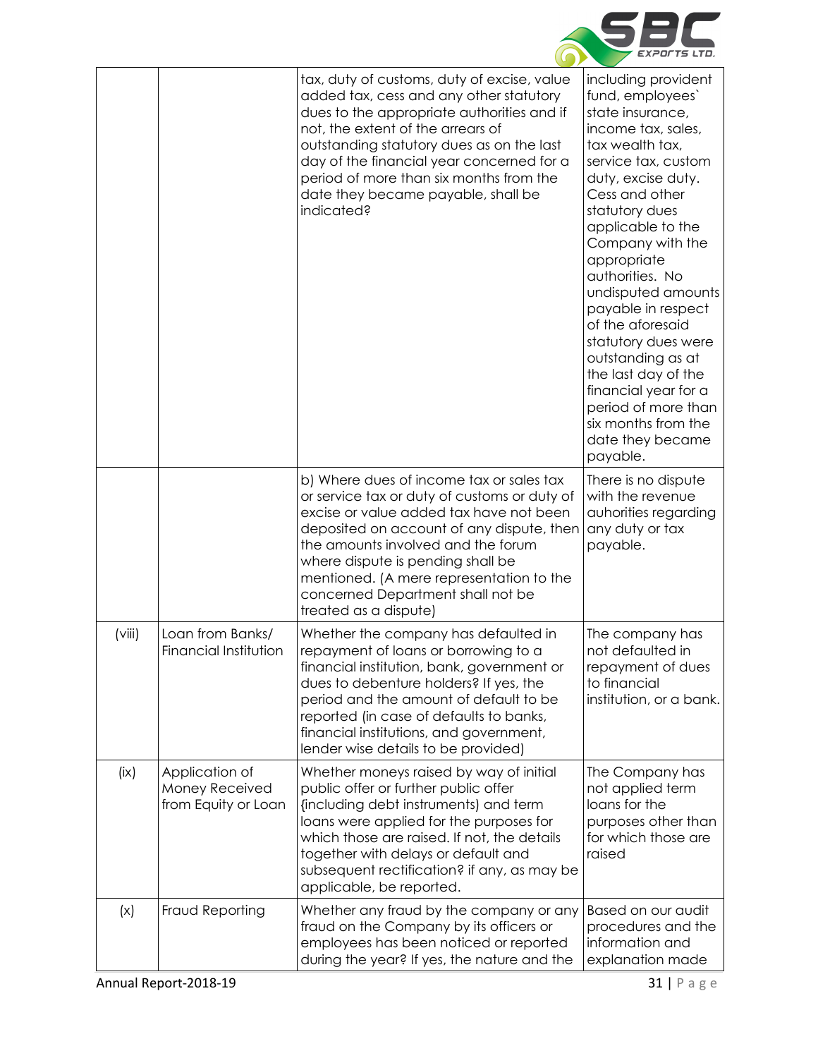| | | | |
|---|---|---|---|
| | | tax, duty of customs, duty of excise, value added tax, cess and any other statutory dues to the appropriate authorities and if not, the extent of the arrears of outstanding statutory dues as on the last day of the financial year concerned for a period of more than six months from the date they became payable, shall be indicated? | including provident fund, employees` state insurance, income tax, sales, tax wealth tax, service tax, custom duty, excise duty. Cess and other statutory dues applicable to the Company with the appropriate authorities. No undisputed amounts payable in respect of the aforesaid statutory dues were outstanding as at the last day of the financial year for a period of more than six months from the date they became payable. |
| | | b) Where dues of income tax or sales tax or service tax or duty of customs or duty of excise or value added tax have not been deposited on account of any dispute, then the amounts involved and the forum where dispute is pending shall be mentioned. (A mere representation to the concerned Department shall not be treated as a dispute) | There is no dispute with the revenue auhorities regarding any duty or tax payable. |
| (viii) | Loan from Banks/ Financial Institution | Whether the company has defaulted in repayment of loans or borrowing to a financial institution, bank, government or dues to debenture holders? If yes, the period and the amount of default to be reported (in case of defaults to banks, financial institutions, and government, lender wise details to be provided) | The company has not defaulted in repayment of dues to financial institution, or a bank. |
| (ix) | Application of Money Received from Equity or Loan | Whether moneys raised by way of initial public offer or further public offer (including debt instruments) and term loans were applied for the purposes for which those are raised. If not, the details together with delays or default and subsequent rectification? if any, as may be applicable, be reported. | The Company has not applied term loans for the purposes other than for which those are raised |
| (x) | Fraud Reporting | Whether any fraud by the company or any fraud on the Company by its officers or employees has been noticed or reported during the year? If yes, the nature and the | Based on our audit procedures and the information and explanation made |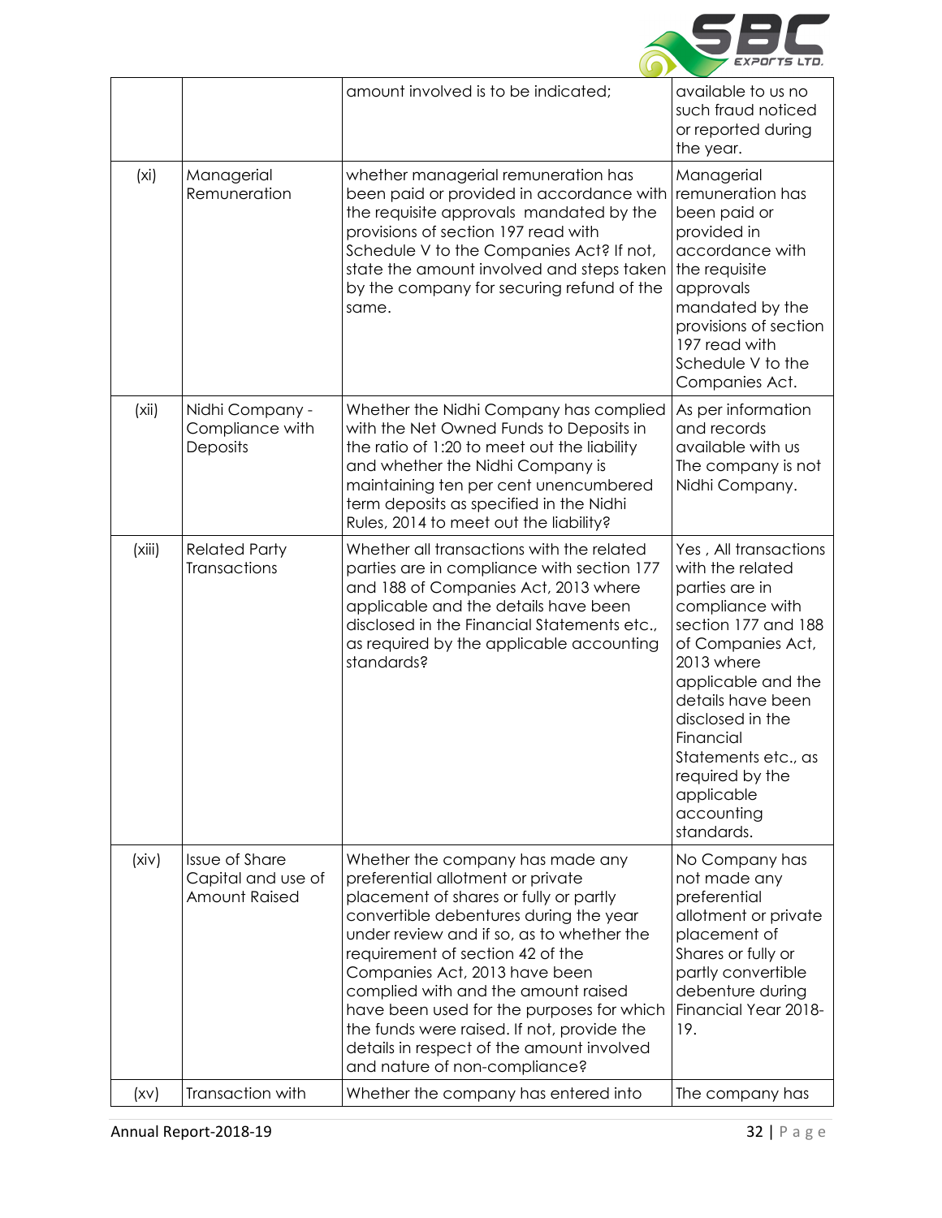| | | amount involved is to be indicated; | available to us no such fraud noticed or reported during the year. |
|---|---|---|---|
| (xi) | Managerial Remuneration | whether managerial remuneration has been paid or provided in accordance with the requisite approvals mandated by the provisions of section 197 read with Schedule V to the Companies Act? If not, state the amount involved and steps taken by the company for securing refund of the same. | Managerial remuneration has been paid or provided in accordance with the requisite approvals mandated by the provisions of section 197 read with Schedule V to the Companies Act. |
| (xii) | Nidhi Company - Compliance with Deposits | Whether the Nidhi Company has complied with the Net Owned Funds to Deposits in the ratio of 1:20 to meet out the liability and whether the Nidhi Company is maintaining ten per cent unencumbered term deposits as specified in the Nidhi Rules, 2014 to meet out the liability? | As per information and records available with us The company is not Nidhi Company. |
| (xiii) | Related Party Transactions | Whether all transactions with the related parties are in compliance with section 177 and 188 of Companies Act, 2013 where applicable and the details have been disclosed in the Financial Statements etc., as required by the applicable accounting standards? | Yes , All transactions with the related parties are in compliance with section 177 and 188 of Companies Act, 2013 where applicable and the details have been disclosed in the Financial Statements etc., as required by the applicable accounting standards. |
| (xiv) | Issue of Share Capital and use of Amount Raised | Whether the company has made any preferential allotment or private placement of shares or fully or partly convertible debentures during the year under review and if so, as to whether the requirement of section 42 of the Companies Act, 2013 have been complied with and the amount raised have been used for the purposes for which the funds were raised. If not, provide the details in respect of the amount involved and nature of non-compliance? | No Company has not made any preferential allotment or private placement of Shares or fully or partly convertible debenture during Financial Year 2018-19. |
| (xv) | Transaction with | Whether the company has entered into | The company has |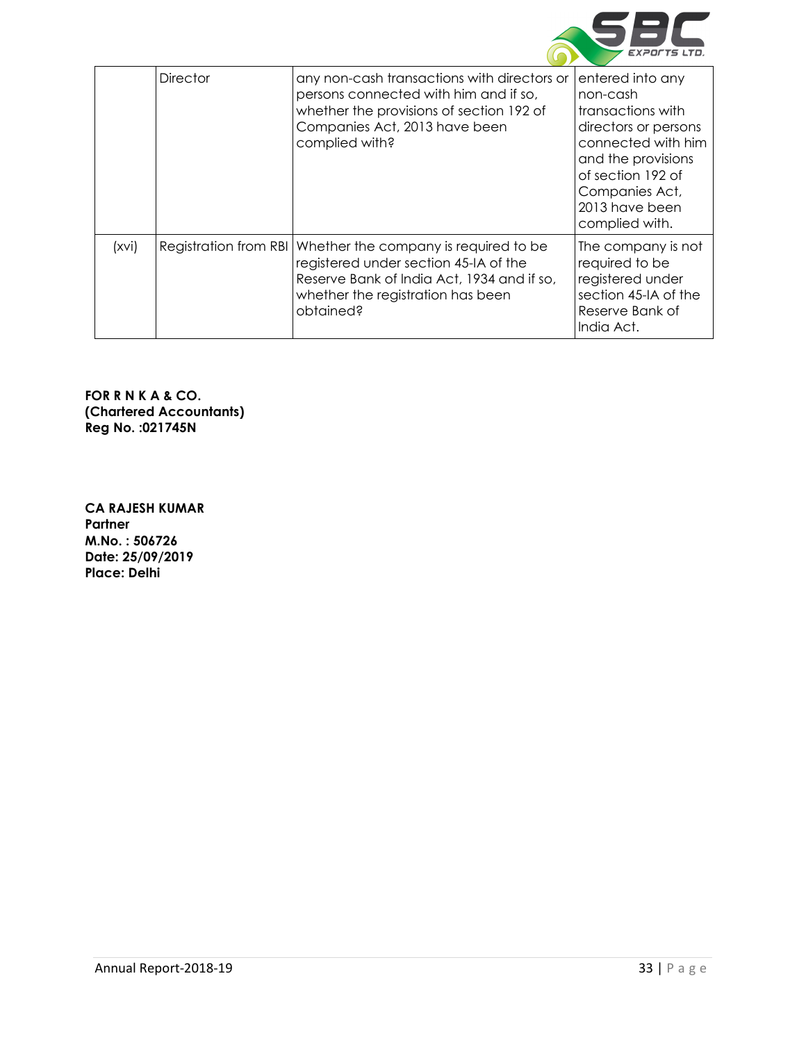|  | Director | any non-cash transactions with directors or persons connected with him and if so, whether the provisions of section 192 of Companies Act, 2013 have been complied with? | entered into any non-cash transactions with directors or persons connected with him and the provisions of section 192 of Companies Act, 2013 have been complied with. |
|---|---|---|---|
| (xvi) | Registration from RBI | Whether the company is required to be registered under section 45-IA of the Reserve Bank of India Act, 1934 and if so, whether the registration has been obtained? | The company is not required to be registered under section 45-IA of the Reserve Bank of India Act. |

**FOR R N K A & CO.**
**(Chartered Accountants)**
**Reg No. :021745N**

**CA RAJESH KUMAR**
**Partner**
**M.No. : 506726**
**Date: 25/09/2019**
**Place: Delhi**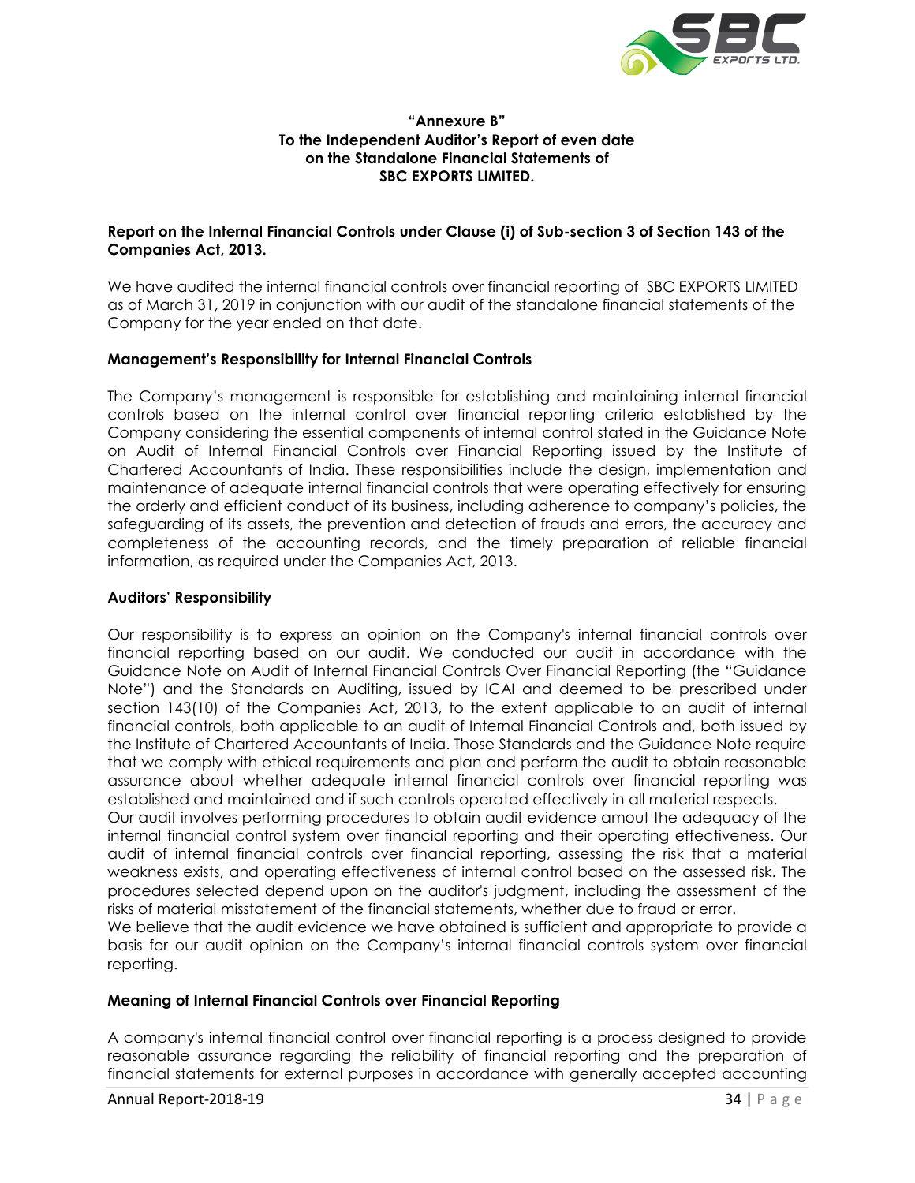**"Annexure B"**
**To the Independent Auditor's Report of even date**
**on the Standalone Financial Statements of**
**SBC EXPORTS LIMITED.**

**Report on the Internal Financial Controls under Clause (i) of Sub-section 3 of Section 143 of the Companies Act, 2013.**

We have audited the internal financial controls over financial reporting of SBC EXPORTS LIMITED as of March 31, 2019 in conjunction with our audit of the standalone financial statements of the Company for the year ended on that date.

**Management's Responsibility for Internal Financial Controls**

The Company's management is responsible for establishing and maintaining internal financial controls based on the internal control over financial reporting criteria established by the Company considering the essential components of internal control stated in the Guidance Note on Audit of Internal Financial Controls over Financial Reporting issued by the Institute of Chartered Accountants of India. These responsibilities include the design, implementation and maintenance of adequate internal financial controls that were operating effectively for ensuring the orderly and efficient conduct of its business, including adherence to company's policies, the safeguarding of its assets, the prevention and detection of frauds and errors, the accuracy and completeness of the accounting records, and the timely preparation of reliable financial information, as required under the Companies Act, 2013.

**Auditors' Responsibility**

Our responsibility is to express an opinion on the Company's internal financial controls over financial reporting based on our audit. We conducted our audit in accordance with the Guidance Note on Audit of Internal Financial Controls Over Financial Reporting (the "Guidance Note") and the Standards on Auditing, issued by ICAI and deemed to be prescribed under section 143(10) of the Companies Act, 2013, to the extent applicable to an audit of internal financial controls, both applicable to an audit of Internal Financial Controls and, both issued by the Institute of Chartered Accountants of India. Those Standards and the Guidance Note require that we comply with ethical requirements and plan and perform the audit to obtain reasonable assurance about whether adequate internal financial controls over financial reporting was established and maintained and if such controls operated effectively in all material respects.

Our audit involves performing procedures to obtain audit evidence amout the adequacy of the internal financial control system over financial reporting and their operating effectiveness. Our audit of internal financial controls over financial reporting, assessing the risk that a material weakness exists, and operating effectiveness of internal control based on the assessed risk. The procedures selected depend upon on the auditor's judgment, including the assessment of the risks of material misstatement of the financial statements, whether due to fraud or error.

We believe that the audit evidence we have obtained is sufficient and appropriate to provide a basis for our audit opinion on the Company's internal financial controls system over financial reporting.

**Meaning of Internal Financial Controls over Financial Reporting**

A company's internal financial control over financial reporting is a process designed to provide reasonable assurance regarding the reliability of financial reporting and the preparation of financial statements for external purposes in accordance with generally accepted accounting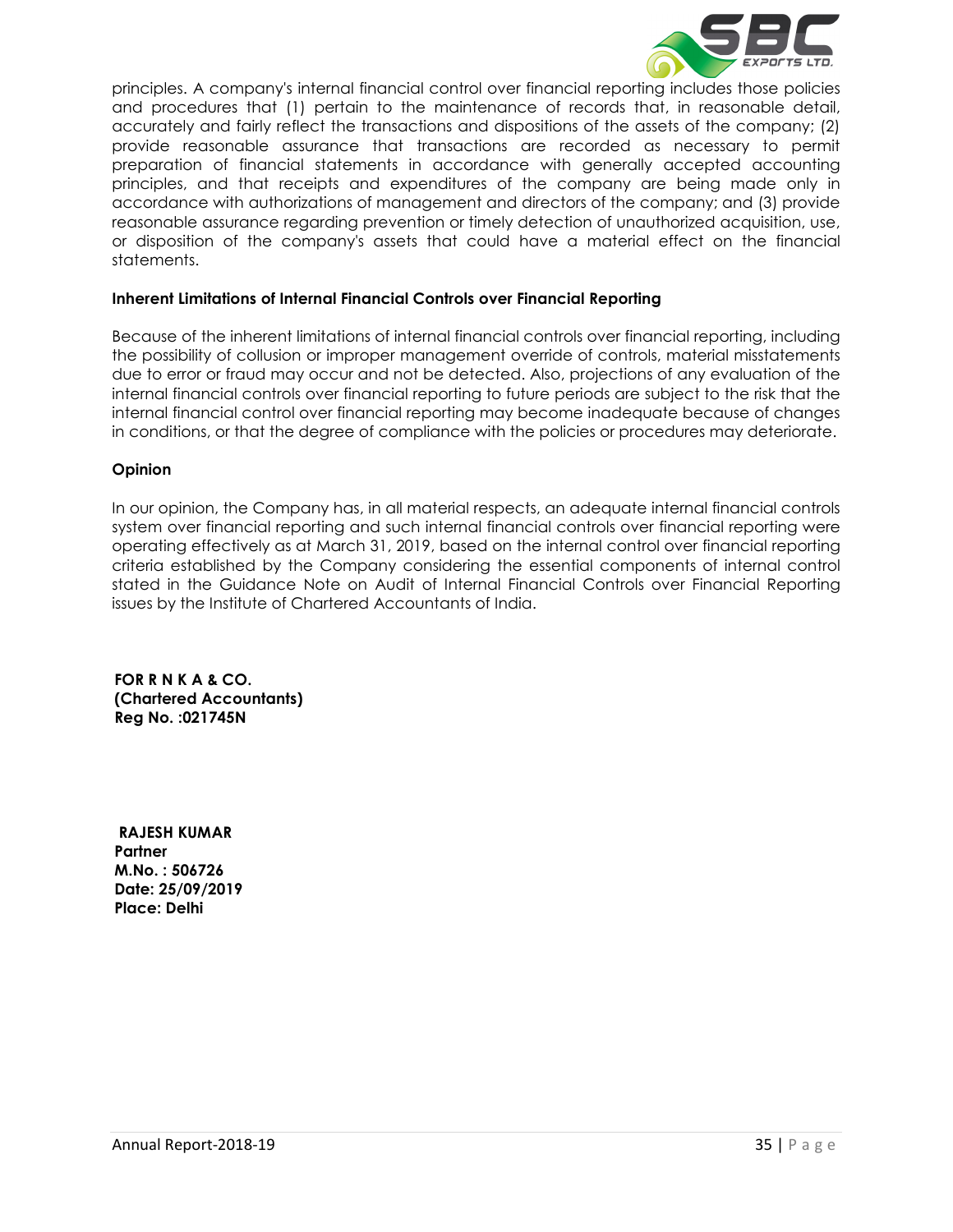principles. A company's internal financial control over financial reporting includes those policies and procedures that (1) pertain to the maintenance of records that, in reasonable detail, accurately and fairly reflect the transactions and dispositions of the assets of the company; (2) provide reasonable assurance that transactions are recorded as necessary to permit preparation of financial statements in accordance with generally accepted accounting principles, and that receipts and expenditures of the company are being made only in accordance with authorizations of management and directors of the company; and (3) provide reasonable assurance regarding prevention or timely detection of unauthorized acquisition, use, or disposition of the company's assets that could have a material effect on the financial statements.

**Inherent Limitations of Internal Financial Controls over Financial Reporting**

Because of the inherent limitations of internal financial controls over financial reporting, including the possibility of collusion or improper management override of controls, material misstatements due to error or fraud may occur and not be detected. Also, projections of any evaluation of the internal financial controls over financial reporting to future periods are subject to the risk that the internal financial control over financial reporting may become inadequate because of changes in conditions, or that the degree of compliance with the policies or procedures may deteriorate.

**Opinion**

In our opinion, the Company has, in all material respects, an adequate internal financial controls system over financial reporting and such internal financial controls over financial reporting were operating effectively as at March 31, 2019, based on the internal control over financial reporting criteria established by the Company considering the essential components of internal control stated in the Guidance Note on Audit of Internal Financial Controls over Financial Reporting issues by the Institute of Chartered Accountants of India.

**FOR R N K A & CO.**
**(Chartered Accountants)**
**Reg No. :021745N**

**RAJESH KUMAR**
**Partner**
**M.No. : 506726**
**Date: 25/09/2019**
**Place: Delhi**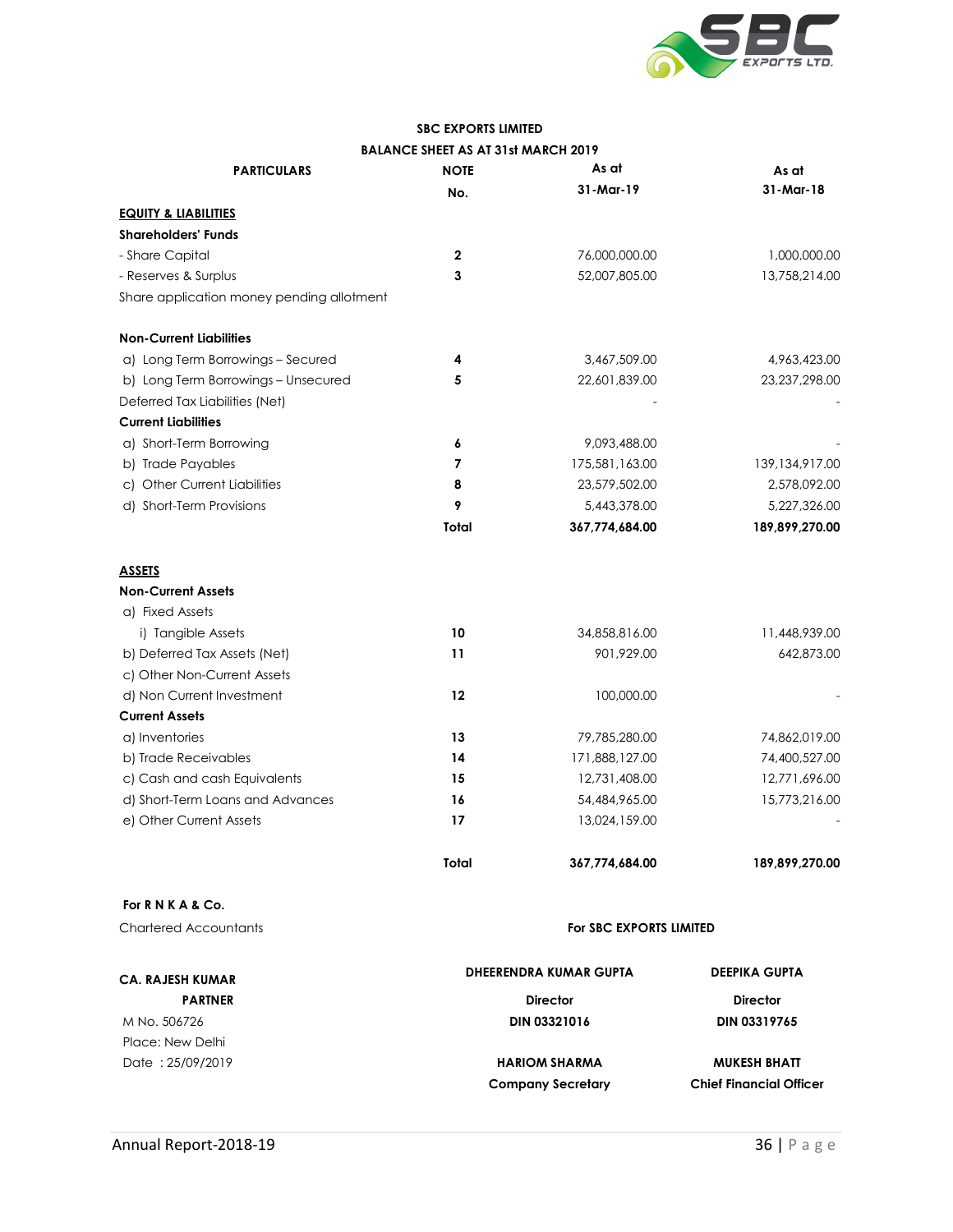**SBC EXPORTS LIMITED**

**BALANCE SHEET AS AT 31st MARCH 2019**

| PARTICULARS | NOTE No. | As at 31-Mar-19 | As at 31-Mar-18 |
|---|---|---|---|
| **EQUITY & LIABILITIES** | | | |
| **Shareholders' Funds** | | | |
| - Share Capital | 2 | 76,000,000.00 | 1,000,000.00 |
| - Reserves & Surplus | 3 | 52,007,805.00 | 13,758,214.00 |
| Share application money pending allotment | | | |
| **Non-Current Liabilities** | | | |
| a) Long Term Borrowings – Secured | 4 | 3,467,509.00 | 4,963,423.00 |
| b) Long Term Borrowings – Unsecured | 5 | 22,601,839.00 | 23,237,298.00 |
| Deferred Tax Liabilities (Net) | | - | - |
| **Current Liabilities** | | | |
| a) Short-Term Borrowing | 6 | 9,093,488.00 | - |
| b) Trade Payables | 7 | 175,581,163.00 | 139,134,917.00 |
| c) Other Current Liabilities | 8 | 23,579,502.00 | 2,578,092.00 |
| d) Short-Term Provisions | 9 | 5,443,378.00 | 5,227,326.00 |
| | **Total** | **367,774,684.00** | **189,899,270.00** |
| **ASSETS** | | | |
| **Non-Current Assets** | | | |
| a) Fixed Assets | | | |
| i) Tangible Assets | 10 | 34,858,816.00 | 11,448,939.00 |
| b) Deferred Tax Assets (Net) | 11 | 901,929.00 | 642,873.00 |
| c) Other Non-Current Assets | | | |
| d) Non Current Investment | 12 | 100,000.00 | - |
| **Current Assets** | | | |
| a) Inventories | 13 | 79,785,280.00 | 74,862,019.00 |
| b) Trade Receivables | 14 | 171,888,127.00 | 74,400,527.00 |
| c) Cash and cash Equivalents | 15 | 12,731,408.00 | 12,771,696.00 |
| d) Short-Term Loans and Advances | 16 | 54,484,965.00 | 15,773,216.00 |
| e) Other Current Assets | 17 | 13,024,159.00 | - |
| | **Total** | **367,774,684.00** | **189,899,270.00** |

**For R N K A & Co.**
Chartered Accountants

**CA. RAJESH KUMAR**
**PARTNER**
M No. 506726
Place: New Delhi
Date : 25/09/2019

**For SBC EXPORTS LIMITED**

**DHEERENDRA KUMAR GUPTA**
**Director**
**DIN 03321016**

**DEEPIKA GUPTA**
**Director**
**DIN 03319765**

**HARIOM SHARMA**
**Company Secretary**

**MUKESH BHATT**
**Chief Financial Officer**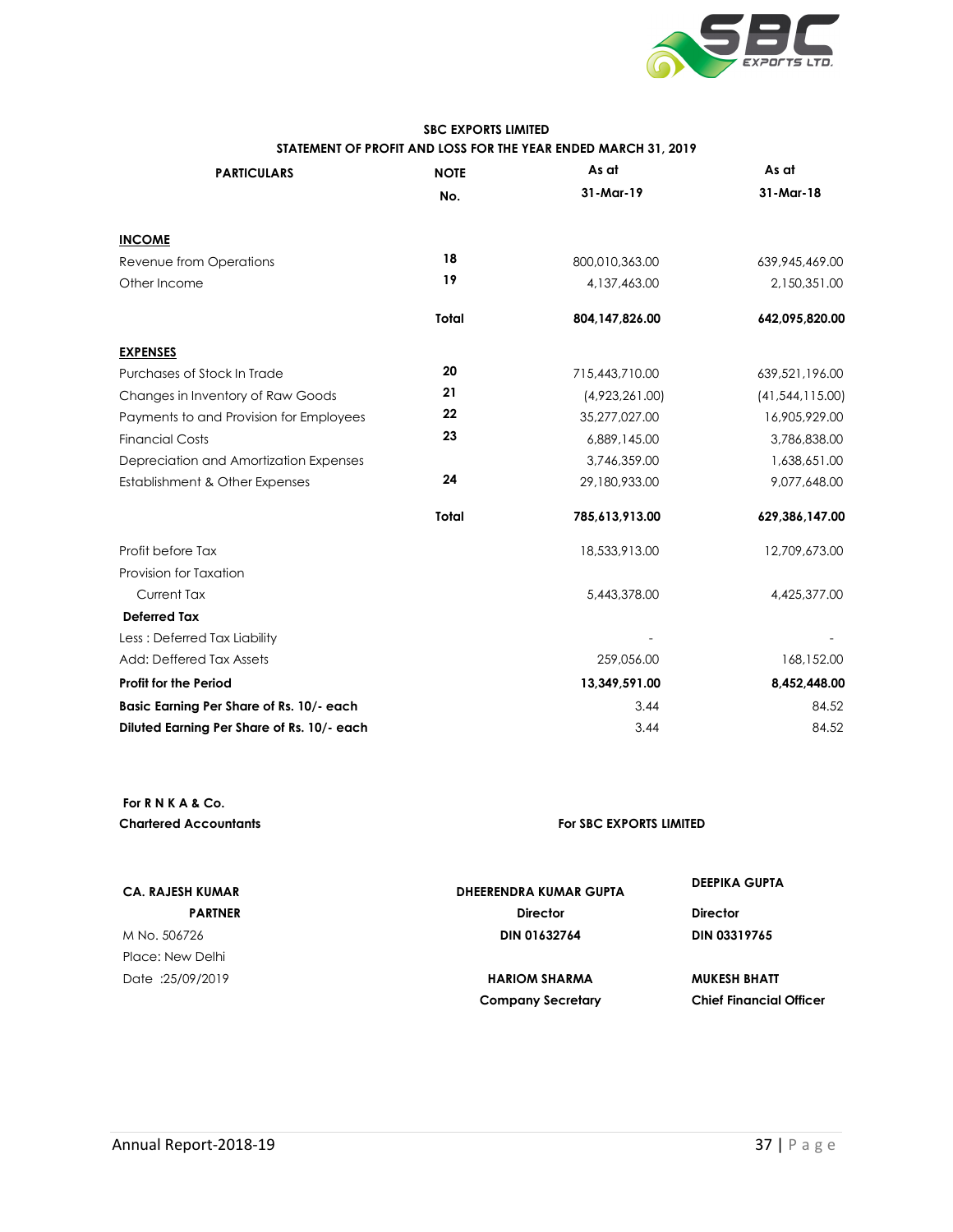**SBC EXPORTS LIMITED**

**STATEMENT OF PROFIT AND LOSS FOR THE YEAR ENDED MARCH 31, 2019**

| PARTICULARS | NOTE No. | As at 31-Mar-19 | As at 31-Mar-18 |
|---|---|---|---|
| **INCOME** | | | |
| Revenue from Operations | 18 | 800,010,363.00 | 639,945,469.00 |
| Other Income | 19 | 4,137,463.00 | 2,150,351.00 |
| | **Total** | **804,147,826.00** | **642,095,820.00** |
| **EXPENSES** | | | |
| Purchases of Stock In Trade | 20 | 715,443,710.00 | 639,521,196.00 |
| Changes in Inventory of Raw Goods | 21 | (4,923,261.00) | (41,544,115.00) |
| Payments to and Provision for Employees | 22 | 35,277,027.00 | 16,905,929.00 |
| Financial Costs | 23 | 6,889,145.00 | 3,786,838.00 |
| Depreciation and Amortization Expenses | | 3,746,359.00 | 1,638,651.00 |
| Establishment & Other Expenses | 24 | 29,180,933.00 | 9,077,648.00 |
| | **Total** | **785,613,913.00** | **629,386,147.00** |
| Profit before Tax | | 18,533,913.00 | 12,709,673.00 |
| Provision for Taxation | | | |
| Current Tax | | 5,443,378.00 | 4,425,377.00 |
| **Deferred Tax** | | | |
| Less : Deferred Tax Liability | | - | - |
| Add: Deffered Tax Assets | | 259,056.00 | 168,152.00 |
| **Profit for the Period** | | **13,349,591.00** | **8,452,448.00** |
| **Basic Earning Per Share of Rs. 10/- each** | | 3.44 | 84.52 |
| **Diluted Earning Per Share of Rs. 10/- each** | | 3.44 | 84.52 |

**For R N K A & Co.**
**Chartered Accountants**

**CA. RAJESH KUMAR**
**PARTNER**
M No. 506726
Place: New Delhi
Date :25/09/2019

**For SBC EXPORTS LIMITED**

**DHEERENDRA KUMAR GUPTA**
**Director**
**DIN 01632764**

**DEEPIKA GUPTA**
**Director**
**DIN 03319765**

**HARIOM SHARMA**
**Company Secretary**

**MUKESH BHATT**
**Chief Financial Officer**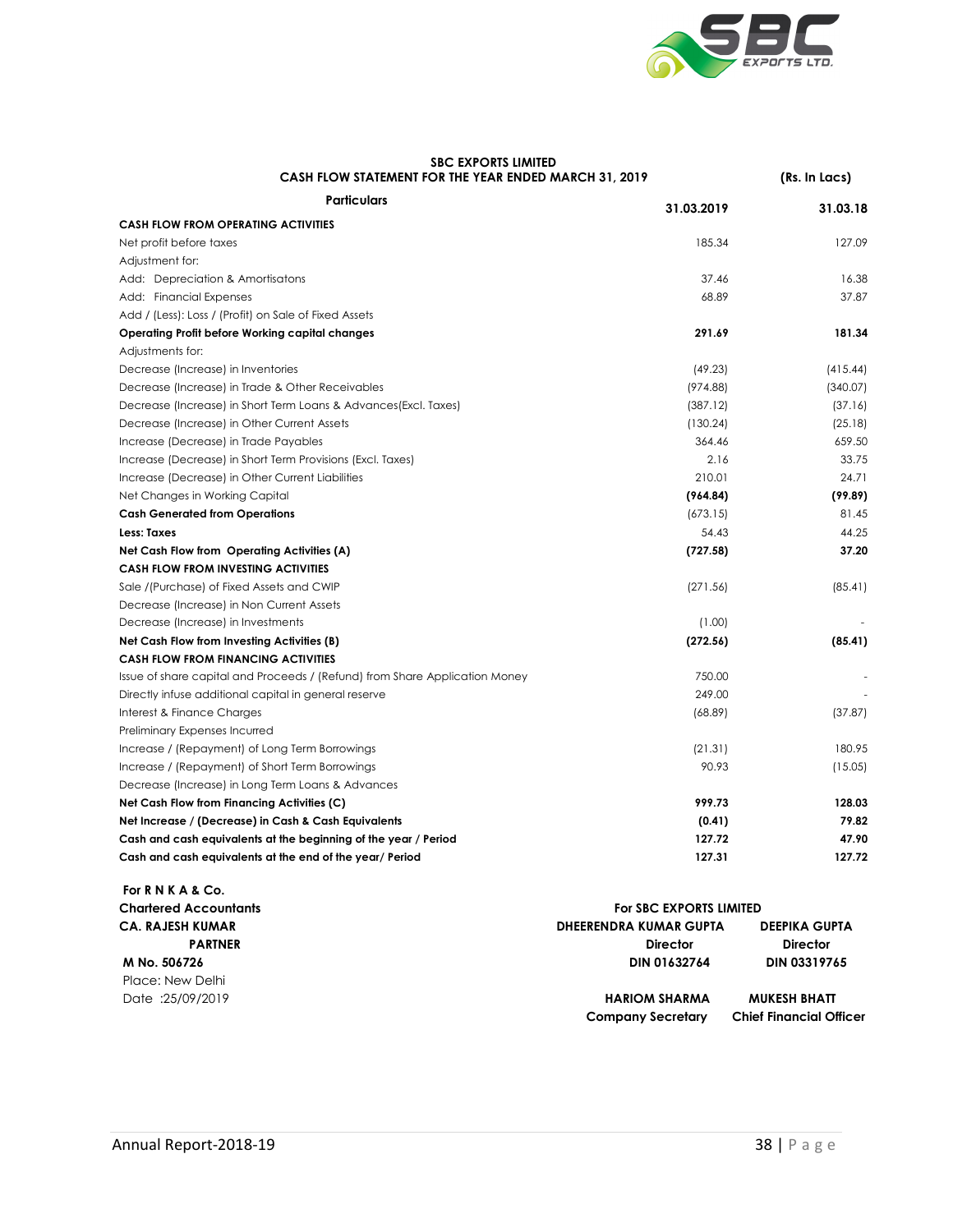**SBC EXPORTS LIMITED**

**CASH FLOW STATEMENT FOR THE YEAR ENDED MARCH 31, 2019** **(Rs. In Lacs)**

| Particulars | 31.03.2019 | 31.03.18 |
|---|---|---|
| **CASH FLOW FROM OPERATING ACTIVITIES** | | |
| Net profit before taxes | 185.34 | 127.09 |
| Adjustment for: | | |
| Add: Depreciation & Amortisatons | 37.46 | 16.38 |
| Add: Financial Expenses | 68.89 | 37.87 |
| Add / (Less): Loss / (Profit) on Sale of Fixed Assets | | |
| **Operating Profit before Working capital changes** | **291.69** | **181.34** |
| Adjustments for: | | |
| Decrease (Increase) in Inventories | (49.23) | (415.44) |
| Decrease (Increase) in Trade & Other Receivables | (974.88) | (340.07) |
| Decrease (Increase) in Short Term Loans & Advances(Excl. Taxes) | (387.12) | (37.16) |
| Decrease (Increase) in Other Current Assets | (130.24) | (25.18) |
| Increase (Decrease) in Trade Payables | 364.46 | 659.50 |
| Increase (Decrease) in Short Term Provisions (Excl. Taxes) | 2.16 | 33.75 |
| Increase (Decrease) in Other Current Liabilities | 210.01 | 24.71 |
| Net Changes in Working Capital | **(964.84)** | **(99.89)** |
| **Cash Generated from Operations** | (673.15) | 81.45 |
| **Less: Taxes** | 54.43 | 44.25 |
| **Net Cash Flow from Operating Activities (A)** | **(727.58)** | **37.20** |
| **CASH FLOW FROM INVESTING ACTIVITIES** | | |
| Sale /(Purchase) of Fixed Assets and CWIP | (271.56) | (85.41) |
| Decrease (Increase) in Non Current Assets | | |
| Decrease (Increase) in Investments | (1.00) | - |
| **Net Cash Flow from Investing Activities (B)** | **(272.56)** | **(85.41)** |
| **CASH FLOW FROM FINANCING ACTIVITIES** | | |
| Issue of share capital and Proceeds / (Refund) from Share Application Money | 750.00 | - |
| Directly infuse additional capital in general reserve | 249.00 | - |
| Interest & Finance Charges | (68.89) | (37.87) |
| Preliminary Expenses Incurred | | |
| Increase / (Repayment) of Long Term Borrowings | (21.31) | 180.95 |
| Increase / (Repayment) of Short Term Borrowings | 90.93 | (15.05) |
| Decrease (Increase) in Long Term Loans & Advances | | |
| **Net Cash Flow from Financing Activities (C)** | **999.73** | **128.03** |
| **Net Increase / (Decrease) in Cash & Cash Equivalents** | **(0.41)** | **79.82** |
| **Cash and cash equivalents at the beginning of the year / Period** | **127.72** | **47.90** |
| **Cash and cash equivalents at the end of the year/ Period** | **127.31** | **127.72** |

**For R N K A & Co.**
**Chartered Accountants**
**CA. RAJESH KUMAR**
**PARTNER**
**M No. 506726**
Place: New Delhi
Date :25/09/2019

**For SBC EXPORTS LIMITED**

| | |
|---|---|
| **DHEERENDRA KUMAR GUPTA** | **DEEPIKA GUPTA** |
| **Director** | **Director** |
| **DIN 01632764** | **DIN 03319765** |
| **HARIOM SHARMA** | **MUKESH BHATT** |
| **Company Secretary** | **Chief Financial Officer** |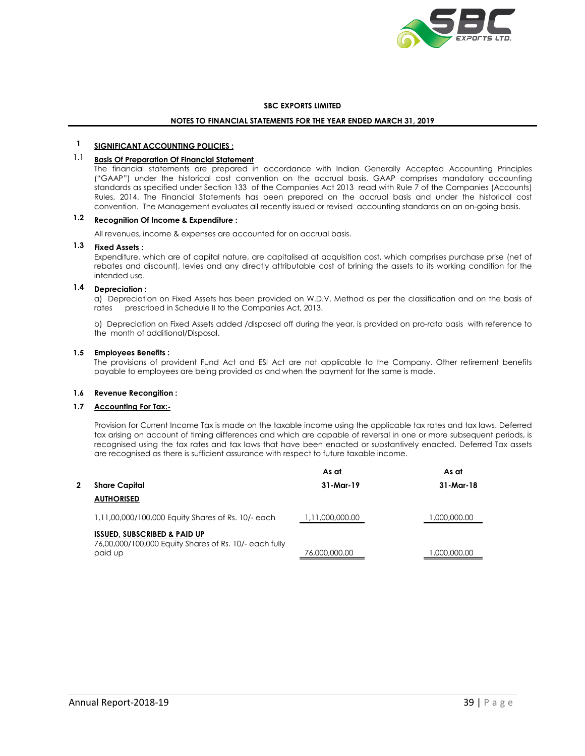**SBC EXPORTS LIMITED**

**NOTES TO FINANCIAL STATEMENTS FOR THE YEAR ENDED MARCH 31, 2019**

## 1 SIGNIFICANT ACCOUNTING POLICIES :

### 1.1 Basis Of Preparation Of Financial Statement

The financial statements are prepared in accordance with Indian Generally Accepted Accounting Principles ("GAAP") under the historical cost convention on the accrual basis. GAAP comprises mandatory accounting standards as specified under Section 133 of the Companies Act 2013 read with Rule 7 of the Companies (Accounts) Rules, 2014. The Financial Statements has been prepared on the accrual basis and under the historical cost convention. The Management evaluates all recently issued or revised accounting standards on an on-going basis.

### 1.2 Recognition Of Income & Expenditure :

All revenues, income & expenses are accounted for on accrual basis.

### 1.3 Fixed Assets :

Expenditure, which are of capital nature, are capitalised at acquisition cost, which comprises purchase prise (net of rebates and discount), levies and any directly attributable cost of brining the assets to its working condition for the intended use.

### 1.4 Depreciation :

a) Depreciation on Fixed Assets has been provided on W.D.V. Method as per the classification and on the basis of rates prescribed in Schedule II to the Companies Act, 2013.

b) Depreciation on Fixed Assets added /disposed off during the year, is provided on pro-rata basis with reference to the month of additional/Disposal.

### 1.5 Employees Benefits :

The provisions of provident Fund Act and ESI Act are not applicable to the Company. Other retirement benefits payable to employees are being provided as and when the payment for the same is made.

### 1.6 Revenue Recongition :

### 1.7 Accounting For Tax:-

Provision for Current Income Tax is made on the taxable income using the applicable tax rates and tax laws. Deferred tax arising on account of timing differences and which are capable of reversal in one or more subsequent periods, is recognised using the tax rates and tax laws that have been enacted or substantively enacted. Deferred Tax assets are recognised as there is sufficient assurance with respect to future taxable income.

| | | As at 31-Mar-19 | As at 31-Mar-18 |
|---|---|---|---|
| **2** | **Share Capital** | | |
| | **AUTHORISED** | | |
| | 1,11,00,000/100,000 Equity Shares of Rs. 10/- each | 1,11,000,000.00 | 1,000,000.00 |
| | **ISSUED, SUBSCRIBED & PAID UP** | | |
| | 76,00,000/100,000 Equity Shares of Rs. 10/- each fully paid up | 76,000,000.00 | 1,000,000.00 |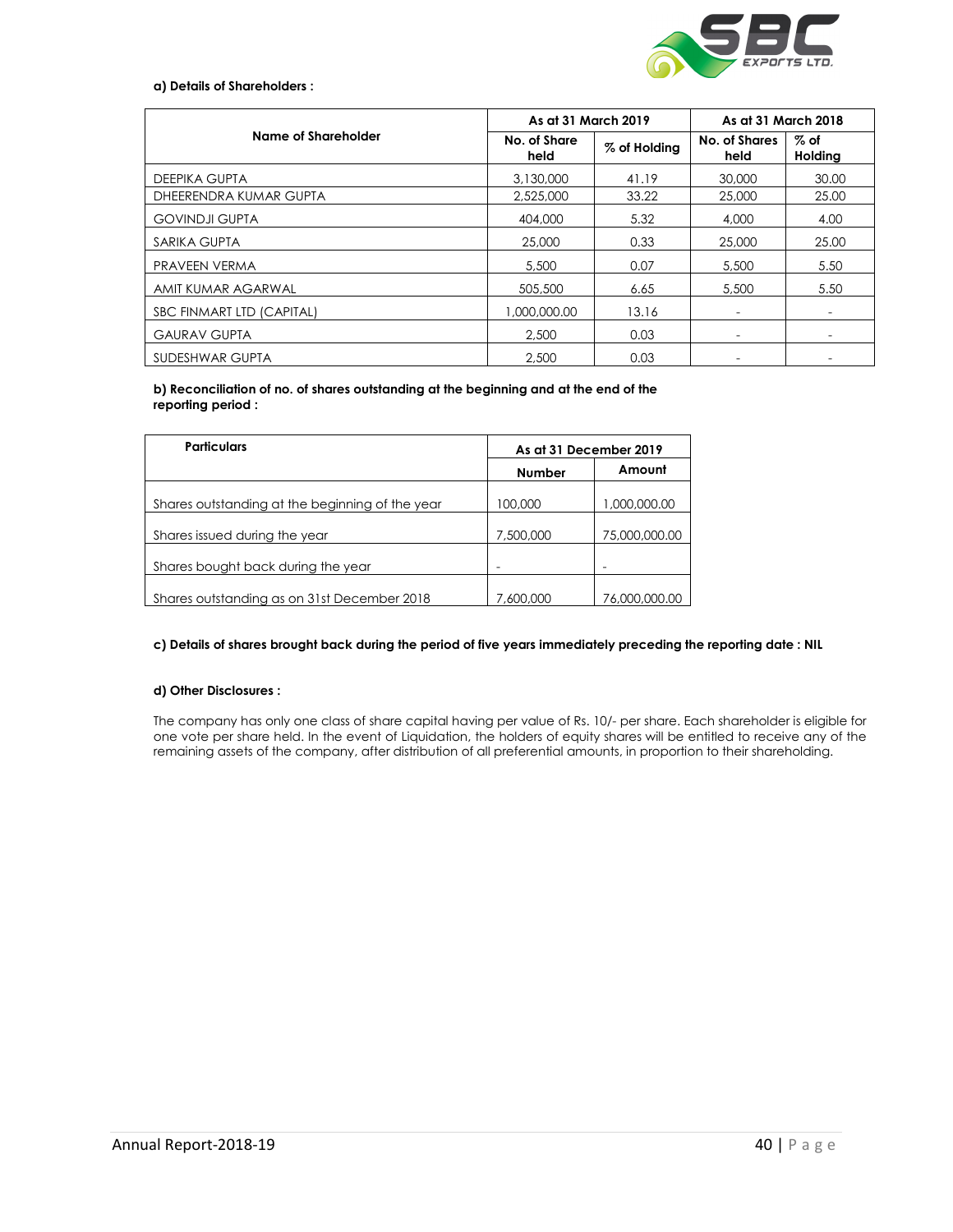**a) Details of Shareholders :**

| Name of Shareholder | As at 31 March 2019 | | As at 31 March 2018 | |
|---|---|---|---|---|
| | No. of Share held | % of Holding | No. of Shares held | % of Holding |
| DEEPIKA GUPTA | 3,130,000 | 41.19 | 30,000 | 30.00 |
| DHEERENDRA KUMAR GUPTA | 2,525,000 | 33.22 | 25,000 | 25.00 |
| GOVINDJI GUPTA | 404,000 | 5.32 | 4,000 | 4.00 |
| SARIKA GUPTA | 25,000 | 0.33 | 25,000 | 25.00 |
| PRAVEEN VERMA | 5,500 | 0.07 | 5,500 | 5.50 |
| AMIT KUMAR AGARWAL | 505,500 | 6.65 | 5,500 | 5.50 |
| SBC FINMART LTD (CAPITAL) | 1,000,000.00 | 13.16 | - | - |
| GAURAV GUPTA | 2,500 | 0.03 | - | - |
| SUDESHWAR GUPTA | 2,500 | 0.03 | - | - |

**b) Reconciliation of no. of shares outstanding at the beginning and at the end of the reporting period :**

| Particulars | As at 31 December 2019 | |
|---|---|---|
| | Number | Amount |
| Shares outstanding at the beginning of the year | 100,000 | 1,000,000.00 |
| Shares issued during the year | 7,500,000 | 75,000,000.00 |
| Shares bought back during the year | - | - |
| Shares outstanding as on 31st December 2018 | 7,600,000 | 76,000,000.00 |

**c) Details of shares brought back during the period of five years immediately preceding the reporting date : NIL**

**d) Other Disclosures :**

The company has only one class of share capital having per value of Rs. 10/- per share. Each shareholder is eligible for one vote per share held. In the event of Liquidation, the holders of equity shares will be entitled to receive any of the remaining assets of the company, after distribution of all preferential amounts, in proportion to their shareholding.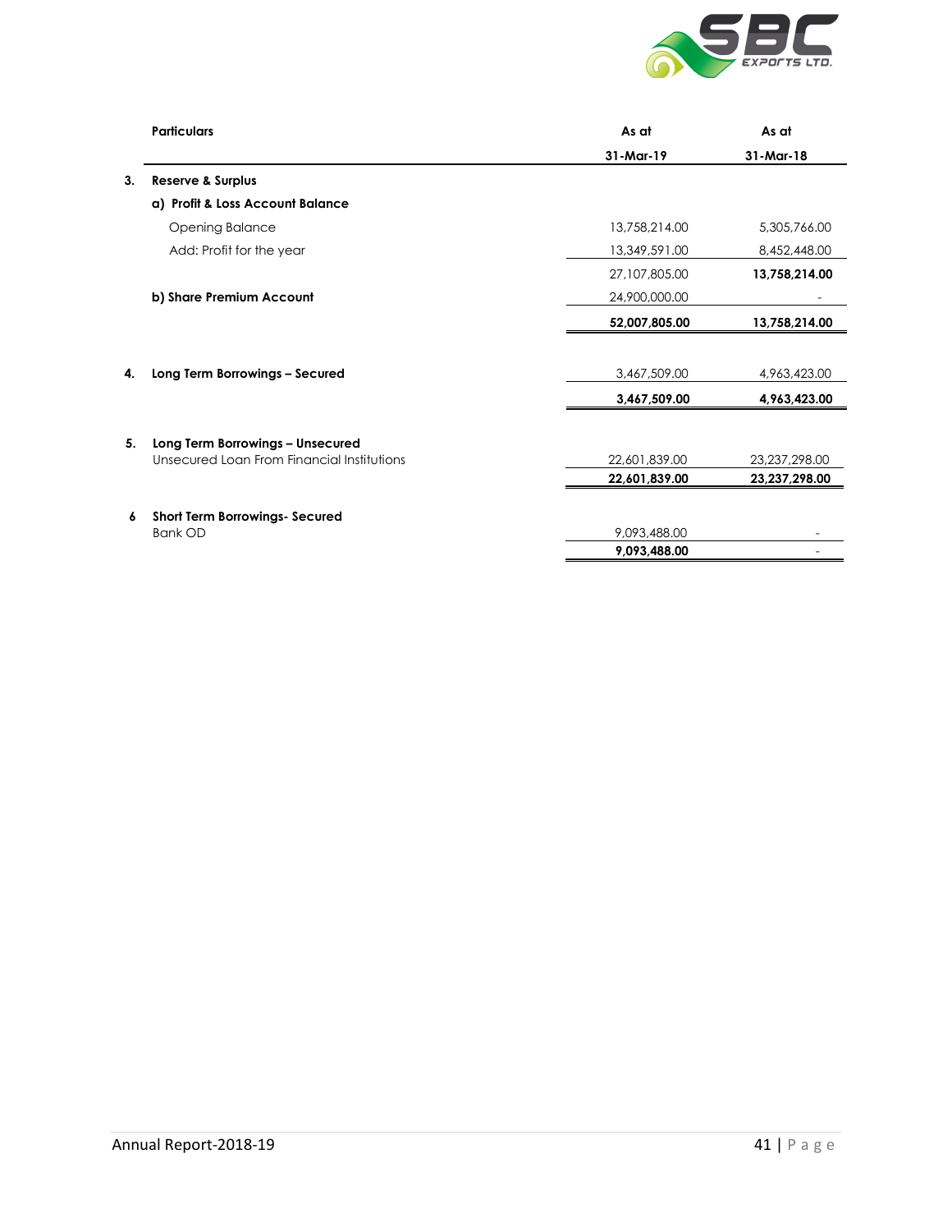| | Particulars | As at 31-Mar-19 | As at 31-Mar-18 |
|---|---|---|---|
| **3.** | **Reserve & Surplus** | | |
| | **a) Profit & Loss Account Balance** | | |
| | Opening Balance | 13,758,214.00 | 5,305,766.00 |
| | Add: Profit for the year | 13,349,591.00 | 8,452,448.00 |
| | | 27,107,805.00 | **13,758,214.00** |
| | **b) Share Premium Account** | 24,900,000.00 | - |
| | | **52,007,805.00** | **13,758,214.00** |
| **4.** | **Long Term Borrowings – Secured** | 3,467,509.00 | 4,963,423.00 |
| | | **3,467,509.00** | **4,963,423.00** |
| **5.** | **Long Term Borrowings – Unsecured** | | |
| | Unsecured Loan From Financial Institutions | 22,601,839.00 | 23,237,298.00 |
| | | **22,601,839.00** | **23,237,298.00** |
| **6** | **Short Term Borrowings- Secured** | | |
| | Bank OD | 9,093,488.00 | - |
| | | **9,093,488.00** | - |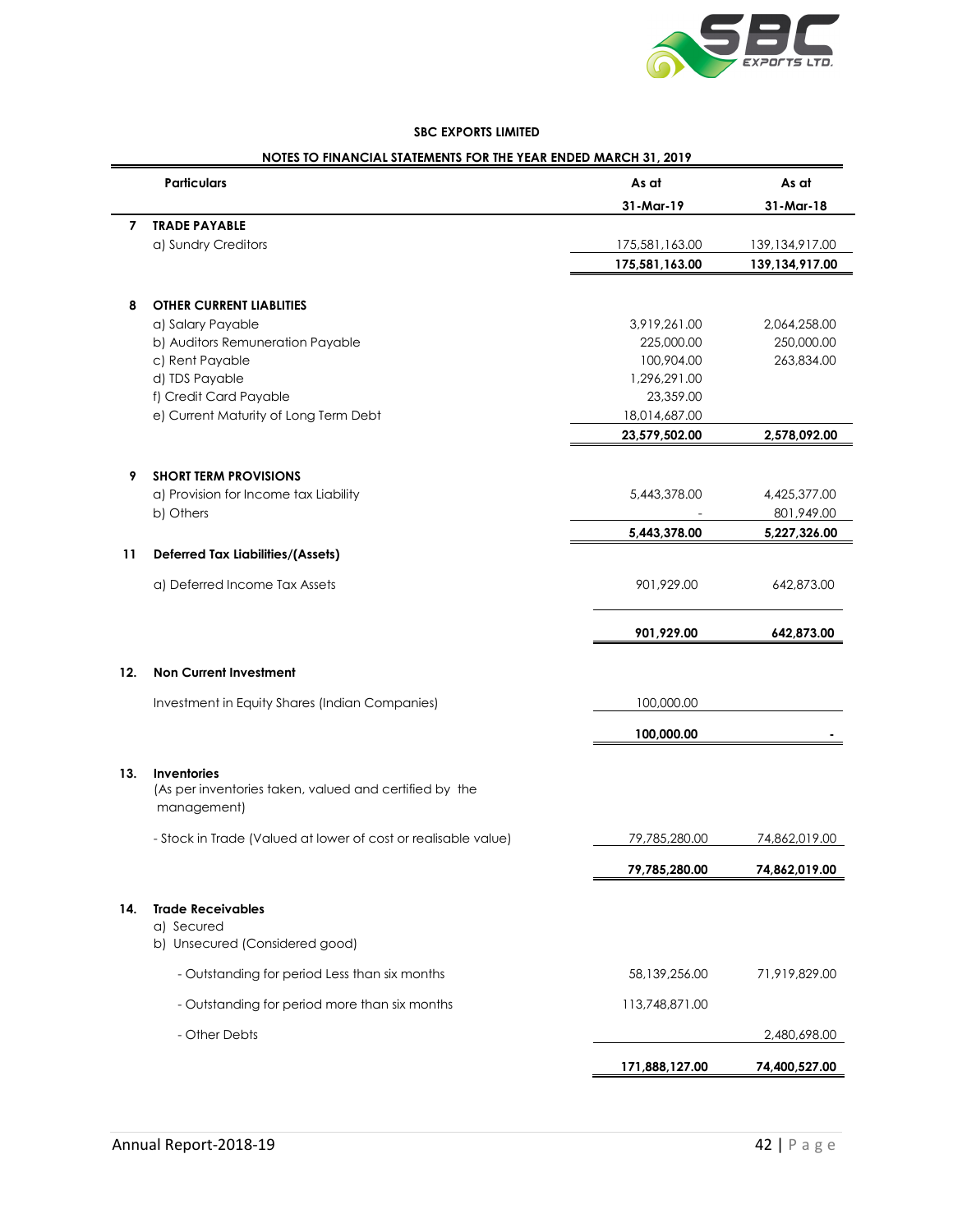**SBC EXPORTS LIMITED**

**NOTES TO FINANCIAL STATEMENTS FOR THE YEAR ENDED MARCH 31, 2019**

| | Particulars | As at 31-Mar-19 | As at 31-Mar-18 |
|---|---|---|---|
| **7** | **TRADE PAYABLE** | | |
| | a) Sundry Creditors | 175,581,163.00 | 139,134,917.00 |
| | | **175,581,163.00** | **139,134,917.00** |
| **8** | **OTHER CURRENT LIABLITIES** | | |
| | a) Salary Payable | 3,919,261.00 | 2,064,258.00 |
| | b) Auditors Remuneration Payable | 225,000.00 | 250,000.00 |
| | c) Rent Payable | 100,904.00 | 263,834.00 |
| | d) TDS Payable | 1,296,291.00 | |
| | f) Credit Card Payable | 23,359.00 | |
| | e) Current Maturity of Long Term Debt | 18,014,687.00 | |
| | | **23,579,502.00** | **2,578,092.00** |
| **9** | **SHORT TERM PROVISIONS** | | |
| | a) Provision for Income tax Liability | 5,443,378.00 | 4,425,377.00 |
| | b) Others | - | 801,949.00 |
| | | **5,443,378.00** | **5,227,326.00** |
| **11** | **Deferred Tax Liabilities/(Assets)** | | |
| | a) Deferred Income Tax Assets | 901,929.00 | 642,873.00 |
| | | **901,929.00** | **642,873.00** |
| **12.** | **Non Current Investment** | | |
| | Investment in Equity Shares (Indian Companies) | 100,000.00 | |
| | | **100,000.00** | **-** |
| **13.** | **Inventories** (As per inventories taken, valued and certified by the management) | | |
| | - Stock in Trade (Valued at lower of cost or realisable value) | 79,785,280.00 | 74,862,019.00 |
| | | **79,785,280.00** | **74,862,019.00** |
| **14.** | **Trade Receivables** | | |
| | a) Secured | | |
| | b) Unsecured (Considered good) | | |
| | - Outstanding for period Less than six months | 58,139,256.00 | 71,919,829.00 |
| | - Outstanding for period more than six months | 113,748,871.00 | |
| | - Other Debts | | 2,480,698.00 |
| | | **171,888,127.00** | **74,400,527.00** |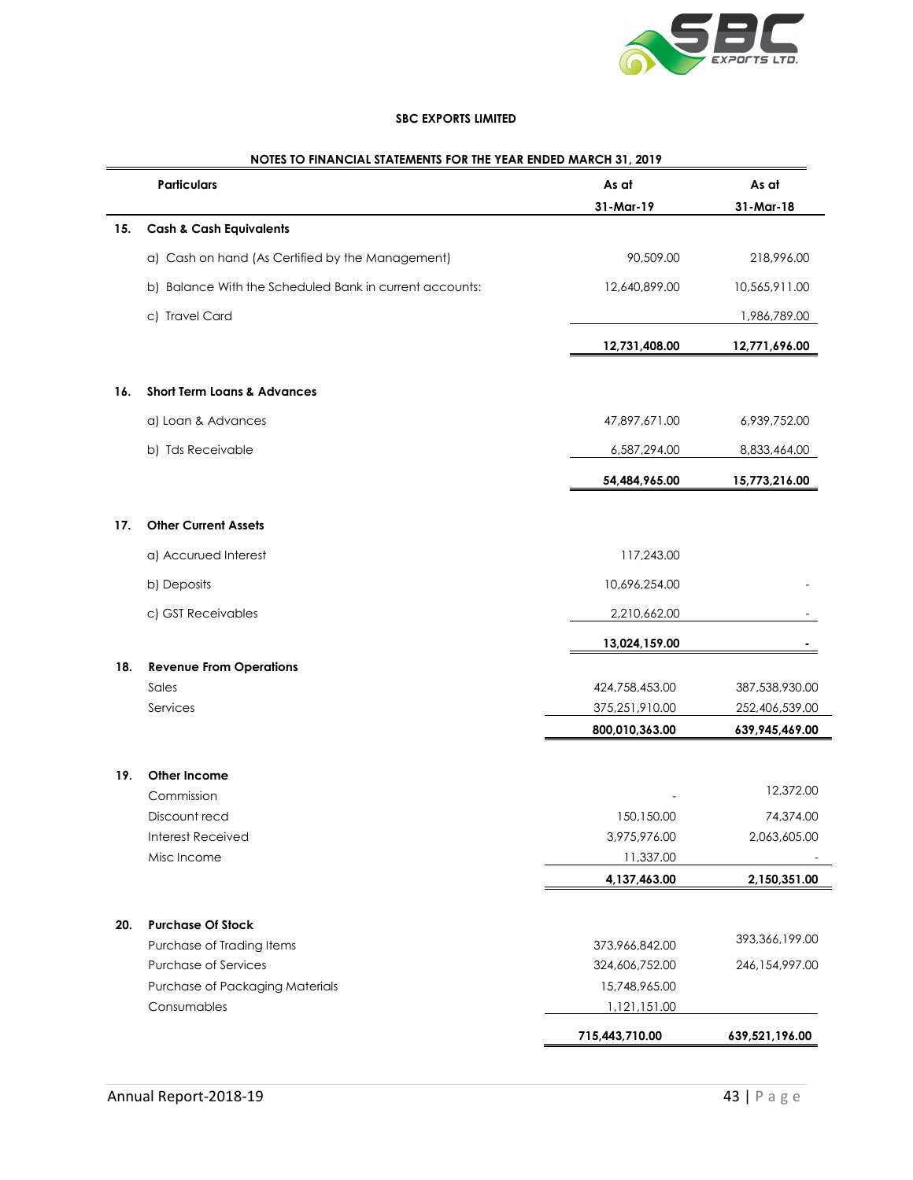**SBC EXPORTS LIMITED**

**NOTES TO FINANCIAL STATEMENTS FOR THE YEAR ENDED MARCH 31, 2019**

| | Particulars | As at 31-Mar-19 | As at 31-Mar-18 |
|---|---|---|---|
| **15.** | **Cash & Cash Equivalents** | | |
| | a) Cash on hand (As Certified by the Management) | 90,509.00 | 218,996.00 |
| | b) Balance With the Scheduled Bank in current accounts: | 12,640,899.00 | 10,565,911.00 |
| | c) Travel Card | | 1,986,789.00 |
| | | **12,731,408.00** | **12,771,696.00** |
| **16.** | **Short Term Loans & Advances** | | |
| | a) Loan & Advances | 47,897,671.00 | 6,939,752.00 |
| | b) Tds Receivable | 6,587,294.00 | 8,833,464.00 |
| | | **54,484,965.00** | **15,773,216.00** |
| **17.** | **Other Current Assets** | | |
| | a) Accurued Interest | 117,243.00 | |
| | b) Deposits | 10,696,254.00 | - |
| | c) GST Receivables | 2,210,662.00 | - |
| | | **13,024,159.00** | **-** |
| **18.** | **Revenue From Operations** | | |
| | Sales | 424,758,453.00 | 387,538,930.00 |
| | Services | 375,251,910.00 | 252,406,539.00 |
| | | **800,010,363.00** | **639,945,469.00** |
| **19.** | **Other Income** | | |
| | Commission | - | 12,372.00 |
| | Discount recd | 150,150.00 | 74,374.00 |
| | Interest Received | 3,975,976.00 | 2,063,605.00 |
| | Misc Income | 11,337.00 | - |
| | | **4,137,463.00** | **2,150,351.00** |
| **20.** | **Purchase Of Stock** | | |
| | Purchase of Trading Items | 373,966,842.00 | 393,366,199.00 |
| | Purchase of Services | 324,606,752.00 | 246,154,997.00 |
| | Purchase of Packaging Materials | 15,748,965.00 | |
| | Consumables | 1,121,151.00 | |
| | | **715,443,710.00** | **639,521,196.00** |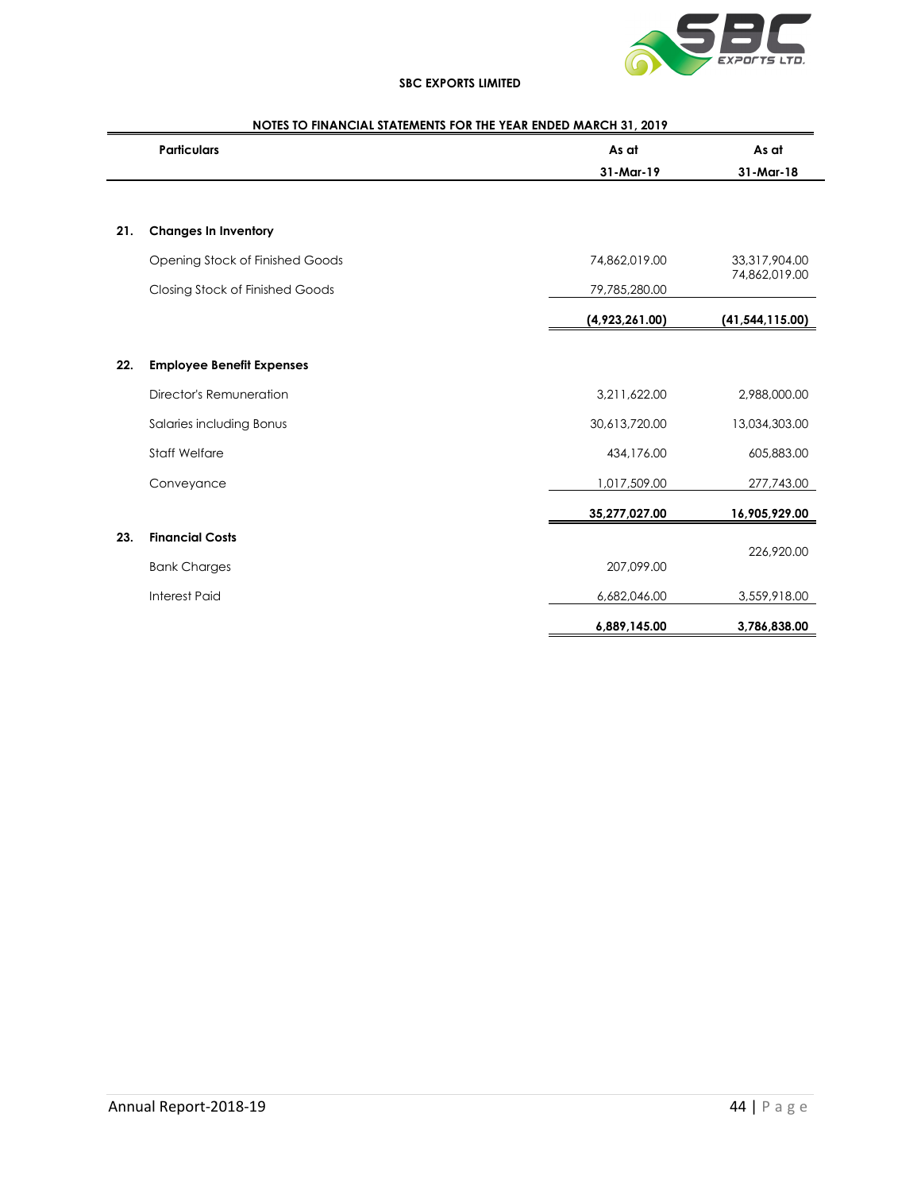**SBC EXPORTS LIMITED**

**NOTES TO FINANCIAL STATEMENTS FOR THE YEAR ENDED MARCH 31, 2019**

| | Particulars | As at 31-Mar-19 | As at 31-Mar-18 |
|---|---|---|---|
| **21.** | **Changes In Inventory** | | |
| | Opening Stock of Finished Goods | 74,862,019.00 | 33,317,904.00 |
| | Closing Stock of Finished Goods | 79,785,280.00 | 74,862,019.00 |
| | | **(4,923,261.00)** | **(41,544,115.00)** |
| **22.** | **Employee Benefit Expenses** | | |
| | Director's Remuneration | 3,211,622.00 | 2,988,000.00 |
| | Salaries including Bonus | 30,613,720.00 | 13,034,303.00 |
| | Staff Welfare | 434,176.00 | 605,883.00 |
| | Conveyance | 1,017,509.00 | 277,743.00 |
| | | **35,277,027.00** | **16,905,929.00** |
| **23.** | **Financial Costs** | | |
| | Bank Charges | 207,099.00 | 226,920.00 |
| | Interest Paid | 6,682,046.00 | 3,559,918.00 |
| | | **6,889,145.00** | **3,786,838.00** |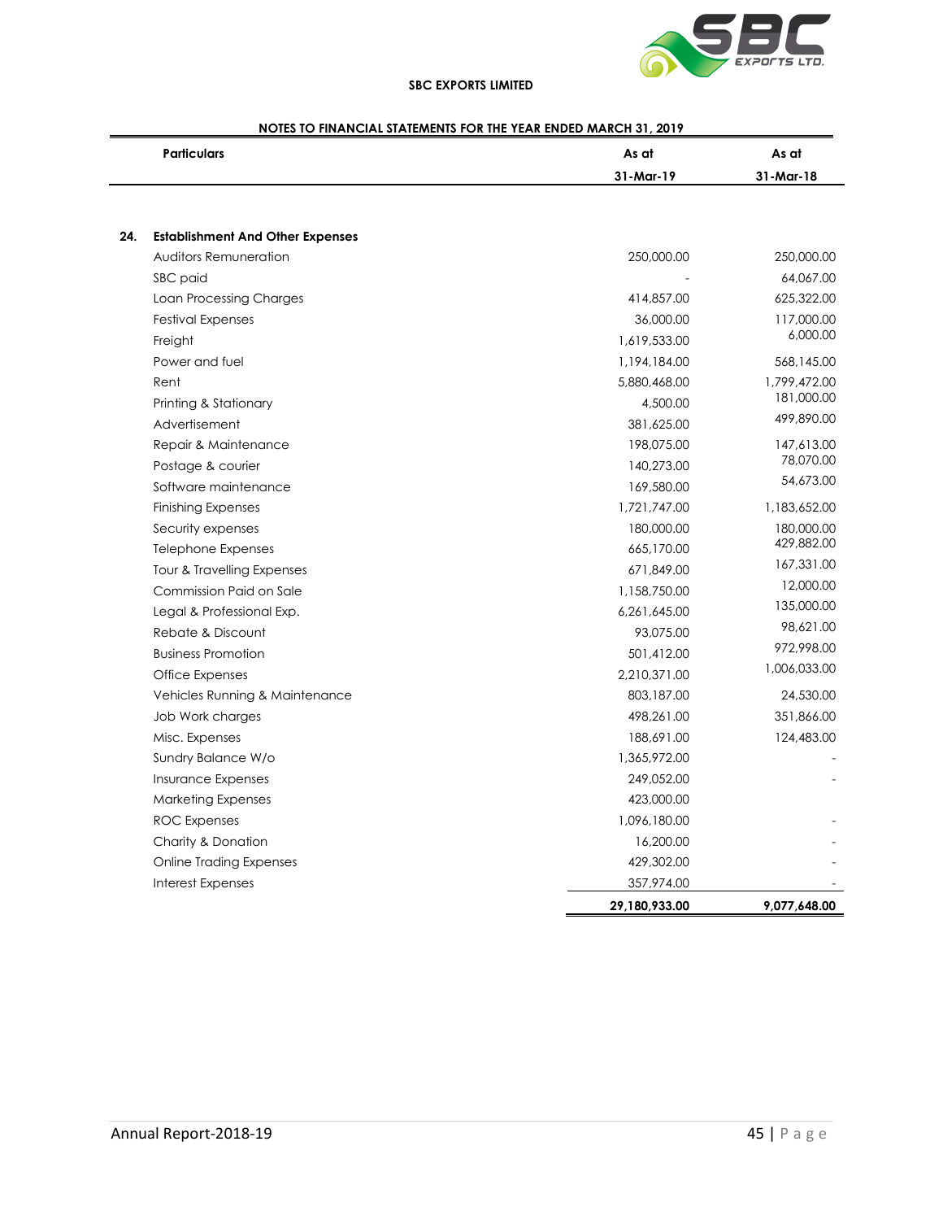## NOTES TO FINANCIAL STATEMENTS FOR THE YEAR ENDED MARCH 31, 2019

| | Particulars | As at 31-Mar-19 | As at 31-Mar-18 |
|---|---|---|---|
| **24.** | **Establishment And Other Expenses** | | |
| | Auditors Remuneration | 250,000.00 | 250,000.00 |
| | SBC paid | - | 64,067.00 |
| | Loan Processing Charges | 414,857.00 | 625,322.00 |
| | Festival Expenses | 36,000.00 | 117,000.00 |
| | Freight | 1,619,533.00 | 6,000.00 |
| | Power and fuel | 1,194,184.00 | 568,145.00 |
| | Rent | 5,880,468.00 | 1,799,472.00 |
| | Printing & Stationary | 4,500.00 | 181,000.00 |
| | Advertisement | 381,625.00 | 499,890.00 |
| | Repair & Maintenance | 198,075.00 | 147,613.00 |
| | Postage & courier | 140,273.00 | 78,070.00 |
| | Software maintenance | 169,580.00 | 54,673.00 |
| | Finishing Expenses | 1,721,747.00 | 1,183,652.00 |
| | Security expenses | 180,000.00 | 180,000.00 |
| | Telephone Expenses | 665,170.00 | 429,882.00 |
| | Tour & Travelling Expenses | 671,849.00 | 167,331.00 |
| | Commission Paid on Sale | 1,158,750.00 | 12,000.00 |
| | Legal & Professional Exp. | 6,261,645.00 | 135,000.00 |
| | Rebate & Discount | 93,075.00 | 98,621.00 |
| | Business Promotion | 501,412.00 | 972,998.00 |
| | Office Expenses | 2,210,371.00 | 1,006,033.00 |
| | Vehicles Running & Maintenance | 803,187.00 | 24,530.00 |
| | Job Work charges | 498,261.00 | 351,866.00 |
| | Misc. Expenses | 188,691.00 | 124,483.00 |
| | Sundry Balance W/o | 1,365,972.00 | - |
| | Insurance Expenses | 249,052.00 | - |
| | Marketing Expenses | 423,000.00 | |
| | ROC Expenses | 1,096,180.00 | - |
| | Charity & Donation | 16,200.00 | - |
| | Online Trading Expenses | 429,302.00 | - |
| | Interest Expenses | 357,974.00 | - |
| | | **29,180,933.00** | **9,077,648.00** |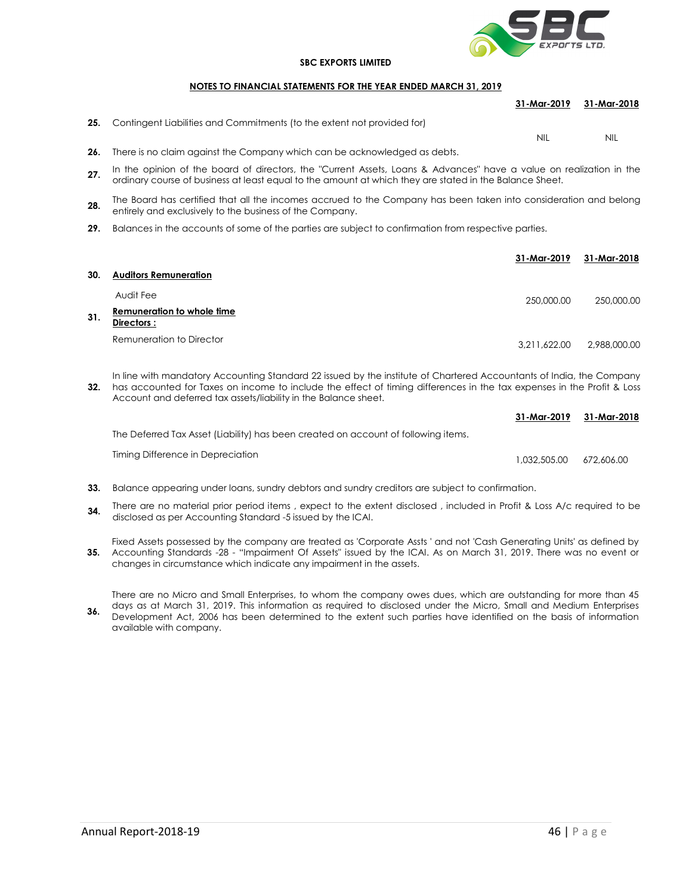**SBC EXPORTS LIMITED**

**NOTES TO FINANCIAL STATEMENTS FOR THE YEAR ENDED MARCH 31, 2019**

| | | 31-Mar-2019 | 31-Mar-2018 |
|---|---|---|---|
| **25.** | Contingent Liabilities and Commitments (to the extent not provided for) | NIL | NIL |
| **26.** | There is no claim against the Company which can be acknowledged as debts. | | |
| **27.** | In the opinion of the board of directors, the "Current Assets, Loans & Advances" have a value on realization in the ordinary course of business at least equal to the amount at which they are stated in the Balance Sheet. | | |
| **28.** | The Board has certified that all the incomes accrued to the Company has been taken into consideration and belong entirely and exclusively to the business of the Company. | | |
| **29.** | Balances in the accounts of some of the parties are subject to confirmation from respective parties. | | |

| | | 31-Mar-2019 | 31-Mar-2018 |
|---|---|---|---|
| **30.** | **Auditors Remuneration** | | |
| | Audit Fee | 250,000.00 | 250,000.00 |
| **31.** | **Remuneration to whole time Directors :** | | |
| | Remuneration to Director | 3,211,622.00 | 2,988,000.00 |

**32.** In line with mandatory Accounting Standard 22 issued by the institute of Chartered Accountants of India, the Company has accounted for Taxes on income to include the effect of timing differences in the tax expenses in the Profit & Loss Account and deferred tax assets/liability in the Balance sheet.

| | 31-Mar-2019 | 31-Mar-2018 |
|---|---|---|
| The Deferred Tax Asset (Liability) has been created on account of following items. | | |
| Timing Difference in Depreciation | 1,032,505.00 | 672,606.00 |

**33.** Balance appearing under loans, sundry debtors and sundry creditors are subject to confirmation.

**34.** There are no material prior period items , expect to the extent disclosed , included in Profit & Loss A/c required to be disclosed as per Accounting Standard -5 issued by the ICAI.

**35.** Fixed Assets possessed by the company are treated as 'Corporate Assts ' and not 'Cash Generating Units' as defined by Accounting Standards -28 - "Impairment Of Assets" issued by the ICAI. As on March 31, 2019. There was no event or changes in circumstance which indicate any impairment in the assets.

**36.** There are no Micro and Small Enterprises, to whom the company owes dues, which are outstanding for more than 45 days as at March 31, 2019. This information as required to disclosed under the Micro, Small and Medium Enterprises Development Act, 2006 has been determined to the extent such parties have identified on the basis of information available with company.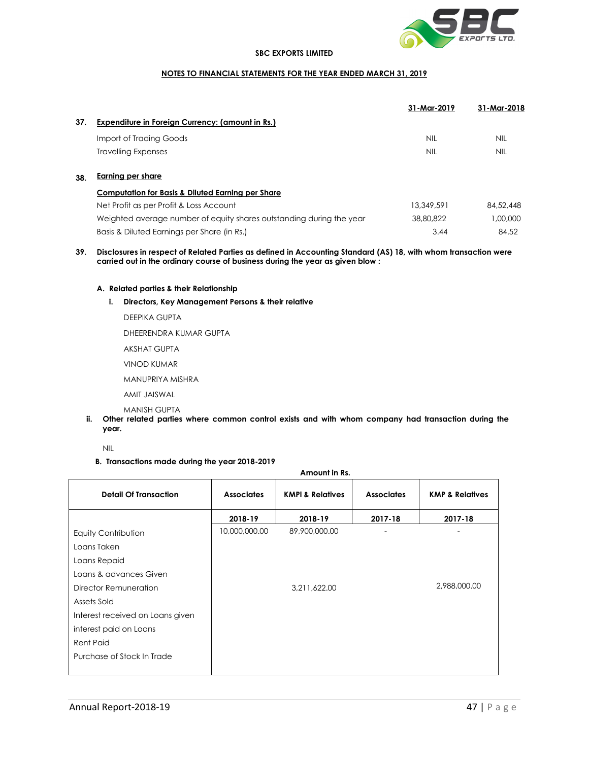**SBC EXPORTS LIMITED**

**NOTES TO FINANCIAL STATEMENTS FOR THE YEAR ENDED MARCH 31, 2019**

| | | 31-Mar-2019 | 31-Mar-2018 |
|---|---|---|---|
| **37.** | **Expenditure in Foreign Currency: (amount in Rs.)** | | |
| | Import of Trading Goods | NIL | NIL |
| | Travelling Expenses | NIL | NIL |
| **38.** | **Earning per share** | | |
| | **Computation for Basis & Diluted Earning per Share** | | |
| | Net Profit as per Profit & Loss Account | 13,349,591 | 84,52,448 |
| | Weighted average number of equity shares outstanding during the year | 38,80,822 | 1,00,000 |
| | Basis & Diluted Earnings per Share (in Rs.) | 3.44 | 84.52 |

**39. Disclosures in respect of Related Parties as defined in Accounting Standard (AS) 18, with whom transaction were carried out in the ordinary course of business during the year as given blow :**

**A. Related parties & their Relationship**

**i. Directors, Key Management Persons & their relative**

DEEPIKA GUPTA

DHEERENDRA KUMAR GUPTA

AKSHAT GUPTA

VINOD KUMAR

MANUPRIYA MISHRA

AMIT JAISWAL

MANISH GUPTA

**ii. Other related parties where common control exists and with whom company had transaction during the year.**

NIL

**B. Transactions made during the year 2018-2019**

**Amount in Rs.**

| Detail Of Transaction | Associates | KMPI & Relatives | Associates | KMP & Relatives |
|---|---|---|---|---|
| | 2018-19 | 2018-19 | 2017-18 | 2017-18 |
| Equity Contribution | 10,000,000.00 | 89,900,000.00 | - | - |
| Loans Taken | | | | |
| Loans Repaid | | | | |
| Loans & advances Given | | | | |
| Director Remuneration | | 3,211,622.00 | | 2,988,000.00 |
| Assets Sold | | | | |
| Interest received on Loans given | | | | |
| interest paid on Loans | | | | |
| Rent Paid | | | | |
| Purchase of Stock In Trade | | | | |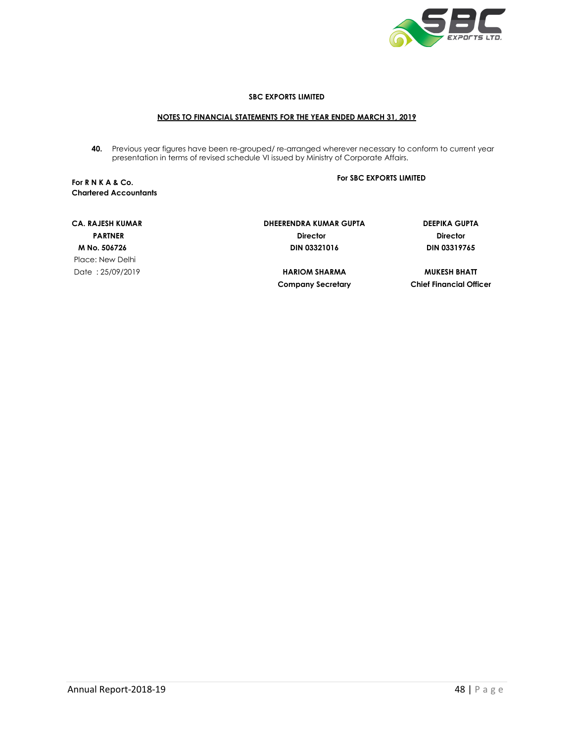**SBC EXPORTS LIMITED**

**NOTES TO FINANCIAL STATEMENTS FOR THE YEAR ENDED MARCH 31, 2019**

**40.** Previous year figures have been re-grouped/ re-arranged wherever necessary to conform to current year presentation in terms of revised schedule VI issued by Ministry of Corporate Affairs.

| For R N K A & Co. Chartered Accountants | For SBC EXPORTS LIMITED | |
|---|---|---|
| **CA. RAJESH KUMAR** | **DHEERENDRA KUMAR GUPTA** | **DEEPIKA GUPTA** |
| **PARTNER** | **Director** | **Director** |
| **M No. 506726** | **DIN 03321016** | **DIN 03319765** |
| Place: New Delhi | | |
| Date : 25/09/2019 | **HARIOM SHARMA** | **MUKESH BHATT** |
| | **Company Secretary** | **Chief Financial Officer** |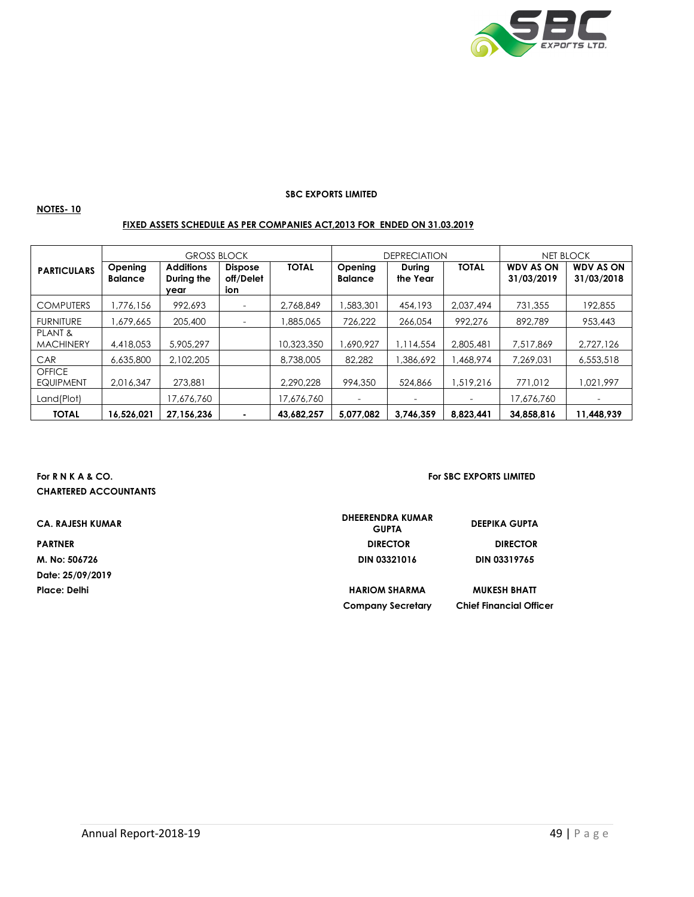**SBC EXPORTS LIMITED**

**NOTES- 10**

**FIXED ASSETS SCHEDULE AS PER COMPANIES ACT,2013 FOR ENDED ON 31.03.2019**

| PARTICULARS | GROSS BLOCK | | | | DEPRECIATION | | | NET BLOCK | |
|---|---|---|---|---|---|---|---|---|---|
| | Opening Balance | Additions During the year | Dispose off/Deletion | TOTAL | Opening Balance | During the Year | TOTAL | WDV AS ON 31/03/2019 | WDV AS ON 31/03/2018 |
| COMPUTERS | 1,776,156 | 992,693 | - | 2,768,849 | 1,583,301 | 454,193 | 2,037,494 | 731,355 | 192,855 |
| FURNITURE | 1,679,665 | 205,400 | - | 1,885,065 | 726,222 | 266,054 | 992,276 | 892,789 | 953,443 |
| PLANT & MACHINERY | 4,418,053 | 5,905,297 | | 10,323,350 | 1,690,927 | 1,114,554 | 2,805,481 | 7,517,869 | 2,727,126 |
| CAR | 6,635,800 | 2,102,205 | | 8,738,005 | 82,282 | 1,386,692 | 1,468,974 | 7,269,031 | 6,553,518 |
| OFFICE EQUIPMENT | 2,016,347 | 273,881 | | 2,290,228 | 994,350 | 524,866 | 1,519,216 | 771,012 | 1,021,997 |
| Land(Plot) | | 17,676,760 | | 17,676,760 | - | - | - | 17,676,760 | - |
| **TOTAL** | **16,526,021** | **27,156,236** | **-** | **43,682,257** | **5,077,082** | **3,746,359** | **8,823,441** | **34,858,816** | **11,448,939** |

**For R N K A & CO.**
**CHARTERED ACCOUNTANTS**

**CA. RAJESH KUMAR**
**PARTNER**
**M. No: 506726**
**Date: 25/09/2019**
**Place: Delhi**

**For SBC EXPORTS LIMITED**

| | |
|---|---|
| **DHEERENDRA KUMAR GUPTA** | **DEEPIKA GUPTA** |
| **DIRECTOR** | **DIRECTOR** |
| **DIN 03321016** | **DIN 03319765** |
| **HARIOM SHARMA** | **MUKESH BHATT** |
| **Company Secretary** | **Chief Financial Officer** |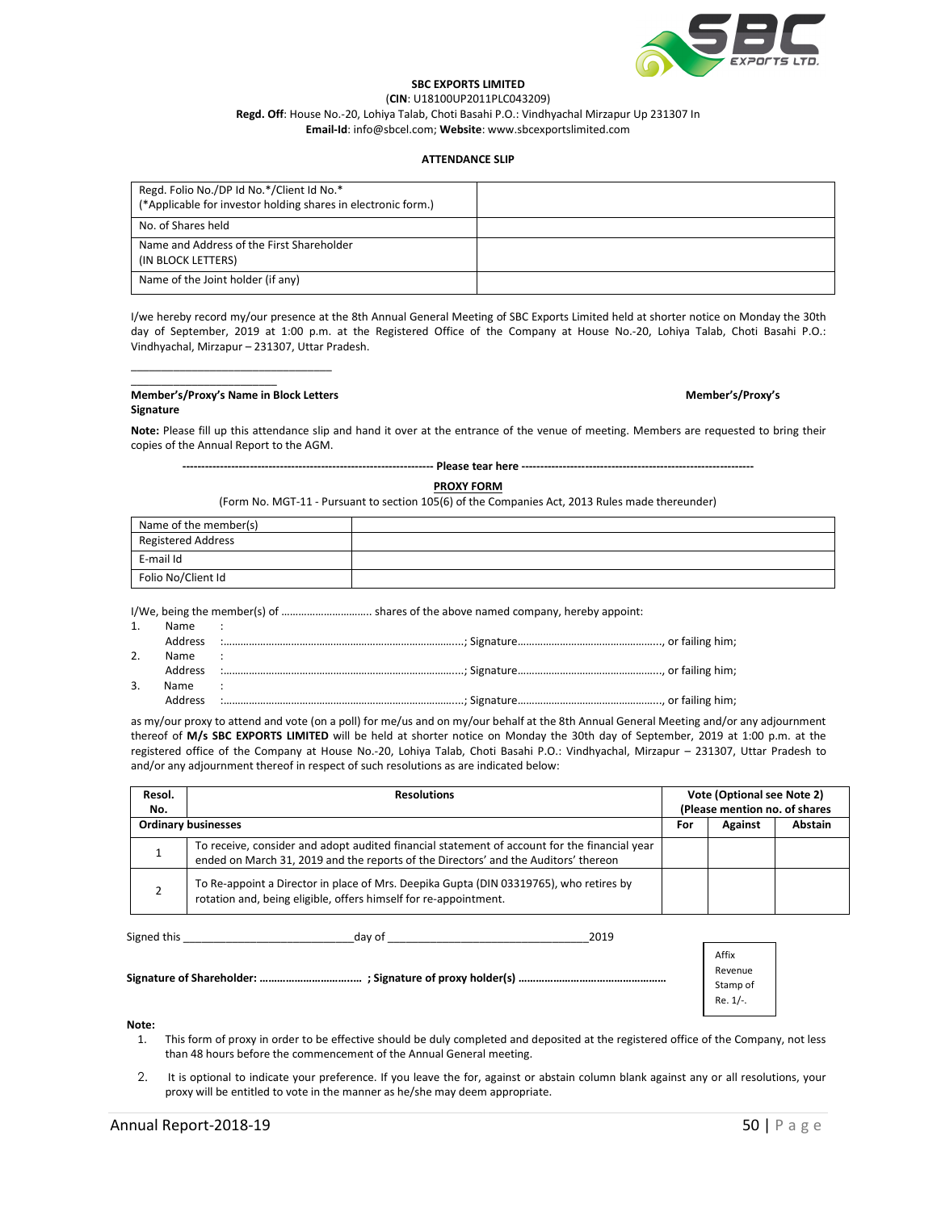**SBC EXPORTS LIMITED**

(**CIN**: U18100UP2011PLC043209)

**Regd. Off**: House No.-20, Lohiya Talab, Choti Basahi P.O.: Vindhyachal Mirzapur Up 231307 In

**Email-Id**: info@sbcel.com; **Website**: www.sbcexportslimited.com

**ATTENDANCE SLIP**

| | |
|---|---|
| Regd. Folio No./DP Id No.*/Client Id No.* (*Applicable for investor holding shares in electronic form.) | |
| No. of Shares held | |
| Name and Address of the First Shareholder (IN BLOCK LETTERS) | |
| Name of the Joint holder (if any) | |

I/we hereby record my/our presence at the 8th Annual General Meeting of SBC Exports Limited held at shorter notice on Monday the 30th day of September, 2019 at 1:00 p.m. at the Registered Office of the Company at House No.-20, Lohiya Talab, Choti Basahi P.O.: Vindhyachal, Mirzapur – 231307, Uttar Pradesh.

________________________________ ________________________

**Member's/Proxy's Name in Block Letters** **Member's/Proxy's Signature**

**Note:** Please fill up this attendance slip and hand it over at the entrance of the venue of meeting. Members are requested to bring their copies of the Annual Report to the AGM.

**----------------------------------------------------------------- Please tear here ------------------------------------------------------------**

**PROXY FORM**

(Form No. MGT-11 - Pursuant to section 105(6) of the Companies Act, 2013 Rules made thereunder)

| | |
|---|---|
| Name of the member(s) | |
| Registered Address | |
| E-mail Id | |
| Folio No/Client Id | |

I/We, being the member(s) of ………………………….. shares of the above named company, hereby appoint:

1. Name :
   Address :…………………………………………………………………….; Signature…………………………………………….., or failing him;
2. Name :
   Address :…………………………………………………………………….; Signature…………………………………………….., or failing him;
3. Name :
   Address :…………………………………………………………………….; Signature…………………………………………….., or failing him;

as my/our proxy to attend and vote (on a poll) for me/us and on my/our behalf at the 8th Annual General Meeting and/or any adjournment thereof of **M/s SBC EXPORTS LIMITED** will be held at shorter notice on Monday the 30th day of September, 2019 at 1:00 p.m. at the registered office of the Company at House No.-20, Lohiya Talab, Choti Basahi P.O.: Vindhyachal, Mirzapur – 231307, Uttar Pradesh to and/or any adjournment thereof in respect of such resolutions as are indicated below:

| Resol. No. | Resolutions | Vote (Optional see Note 2) (Please mention no. of shares | | |
|---|---|---|---|---|
| **Ordinary businesses** | | **For** | **Against** | **Abstain** |
| 1 | To receive, consider and adopt audited financial statement of account for the financial year ended on March 31, 2019 and the reports of the Directors' and the Auditors' thereon | | | |
| 2 | To Re-appoint a Director in place of Mrs. Deepika Gupta (DIN 03319765), who retires by rotation and, being eligible, offers himself for re-appointment. | | | |

Signed this ___________________________day of ________________________________2019

**Signature of Shareholder: ……………………………. ; Signature of proxy holder(s) ……………………………………………**

Affix Revenue Stamp of Re. 1/-.

**Note:**

1. This form of proxy in order to be effective should be duly completed and deposited at the registered office of the Company, not less than 48 hours before the commencement of the Annual General meeting.
2. It is optional to indicate your preference. If you leave the for, against or abstain column blank against any or all resolutions, your proxy will be entitled to vote in the manner as he/she may deem appropriate.